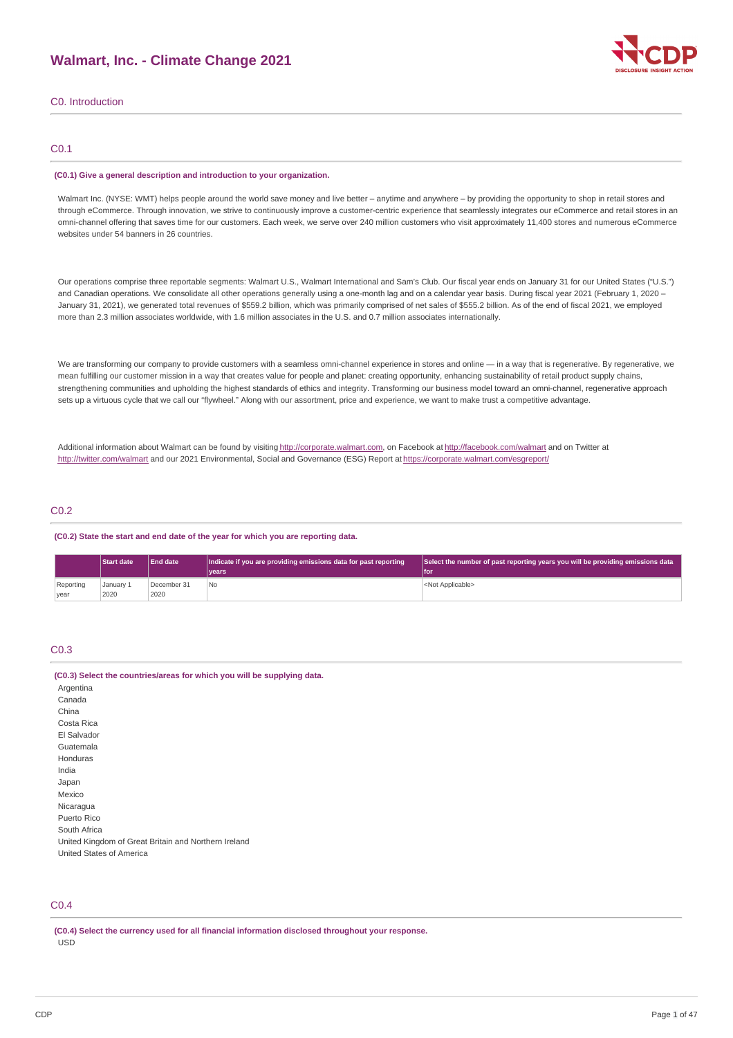# Walmart, Inc. - Climate Change 2021

## C0. Introduction

### C0.1

**(C0.1) Give a general description and introduction to your organization.**

Walmart Inc. (NYSE: WMT) helps people around the world save money and live better – anytime and anywhere – by providing the opportunity to shop in retail stores and through eCommerce. Through innovation, we strive to continuously improve a customer-centric experience that seamlessly integrates our eCommerce and retail stores in an omni-channel offering that saves time for our customers. Each week, we serve over 240 million customers who visit approximately 11,400 stores and numerous eCommerce websites under 54 banners in 26 countries.

Our operations comprise three reportable segments: Walmart U.S., Walmart International and Sam's Club. Our fiscal year ends on January 31 for our United States ("U.S.") and Canadian operations. We consolidate all other operations generally using a one-month lag and on a calendar year basis. During fiscal year 2021 (February 1, 2020 – January 31, 2021), we generated total revenues of $559.2 billion, which was primarily comprised of net sales of $555.2 billion. As of the end of fiscal 2021, we employed more than 2.3 million associates worldwide, with 1.6 million associates in the U.S. and 0.7 million associates internationally.

We are transforming our company to provide customers with a seamless omni-channel experience in stores and online — in a way that is regenerative. By regenerative, we mean fulfilling our customer mission in a way that creates value for people and planet: creating opportunity, enhancing sustainability of retail product supply chains, strengthening communities and upholding the highest standards of ethics and integrity. Transforming our business model toward an omni-channel, regenerative approach sets up a virtuous cycle that we call our "flywheel." Along with our assortment, price and experience, we want to make trust a competitive advantage.

Additional information about Walmart can be found by visiting http://corporate.walmart.com, on Facebook at http://facebook.com/walmart and on Twitter at http://twitter.com/walmart and our 2021 Environmental, Social and Governance (ESG) Report at https://corporate.walmart.com/esgreport/

### C0.2

**(C0.2) State the start and end date of the year for which you are reporting data.**

| | Start date | End date | Indicate if you are providing emissions data for past reporting years | Select the number of past reporting years you will be providing emissions data for |
|---|---|---|---|---|
| Reporting year | January 1 2020 | December 31 2020 | No | <Not Applicable> |

### C0.3

**(C0.3) Select the countries/areas for which you will be supplying data.**

Argentina
Canada
China
Costa Rica
El Salvador
Guatemala
Honduras
India
Japan
Mexico
Nicaragua
Puerto Rico
South Africa
United Kingdom of Great Britain and Northern Ireland
United States of America

### C0.4

**(C0.4) Select the currency used for all financial information disclosed throughout your response.**

USD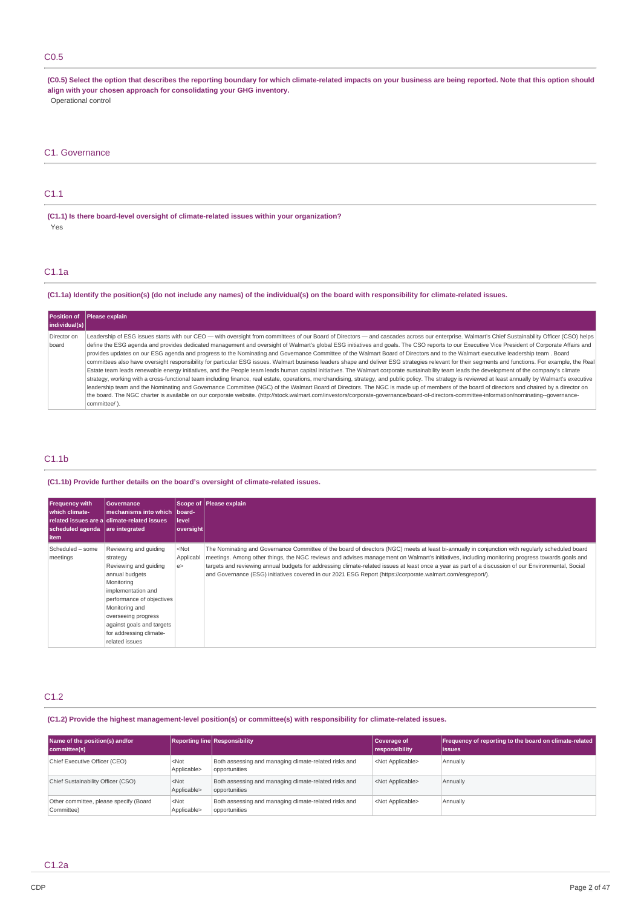## C0.5

**(C0.5) Select the option that describes the reporting boundary for which climate-related impacts on your business are being reported. Note that this option should align with your chosen approach for consolidating your GHG inventory.**

Operational control

# C1. Governance

## C1.1

**(C1.1) Is there board-level oversight of climate-related issues within your organization?**

Yes

## C1.1a

**(C1.1a) Identify the position(s) (do not include any names) of the individual(s) on the board with responsibility for climate-related issues.**

| Position of individual(s) | Please explain |
|---|---|
| Director on board | Leadership of ESG issues starts with our CEO — with oversight from committees of our Board of Directors — and cascades across our enterprise. Walmart's Chief Sustainability Officer (CSO) helps define the ESG agenda and provides dedicated management and oversight of Walmart's global ESG initiatives and goals. The CSO reports to our Executive Vice President of Corporate Affairs and provides updates on our ESG agenda and progress to the Nominating and Governance Committee of the Walmart Board of Directors and to the Walmart executive leadership team . Board committees also have oversight responsibility for particular ESG issues. Walmart business leaders shape and deliver ESG strategies relevant for their segments and functions. For example, the Real Estate team leads renewable energy initiatives, and the People team leads human capital initiatives. The Walmart corporate sustainability team leads the development of the company's climate strategy, working with a cross-functional team including finance, real estate, operations, merchandising, strategy, and public policy. The strategy is reviewed at least annually by Walmart's executive leadership team and the Nominating and Governance Committee (NGC) of the Walmart Board of Directors. The NGC is made up of members of the board of directors and chaired by a director on the board. The NGC charter is available on our corporate website. (http://stock.walmart.com/investors/corporate-governance/board-of-directors-committee-information/nominating--governance-committee/ ). |

## C1.1b

**(C1.1b) Provide further details on the board's oversight of climate-related issues.**

| Frequency with which climate-related issues are a scheduled agenda item | Governance mechanisms into which climate-related issues are integrated | Scope of board-level oversight | Please explain |
|---|---|---|---|
| Scheduled – some meetings | Reviewing and guiding strategy<br>Reviewing and guiding annual budgets<br>Monitoring implementation and performance of objectives<br>Monitoring and overseeing progress against goals and targets for addressing climate-related issues | <Not Applicable> | The Nominating and Governance Committee of the board of directors (NGC) meets at least bi-annually in conjunction with regularly scheduled board meetings. Among other things, the NGC reviews and advises management on Walmart's initiatives, including monitoring progress towards goals and targets and reviewing annual budgets for addressing climate-related issues at least once a year as part of a discussion of our Environmental, Social and Governance (ESG) initiatives covered in our 2021 ESG Report (https://corporate.walmart.com/esgreport/). |

## C1.2

**(C1.2) Provide the highest management-level position(s) or committee(s) with responsibility for climate-related issues.**

| Name of the position(s) and/or committee(s) | Reporting line | Responsibility | Coverage of responsibility | Frequency of reporting to the board on climate-related issues |
|---|---|---|---|---|
| Chief Executive Officer (CEO) | <Not Applicable> | Both assessing and managing climate-related risks and opportunities | <Not Applicable> | Annually |
| Chief Sustainability Officer (CSO) | <Not Applicable> | Both assessing and managing climate-related risks and opportunities | <Not Applicable> | Annually |
| Other committee, please specify (Board Committee) | <Not Applicable> | Both assessing and managing climate-related risks and opportunities | <Not Applicable> | Annually |

## C1.2a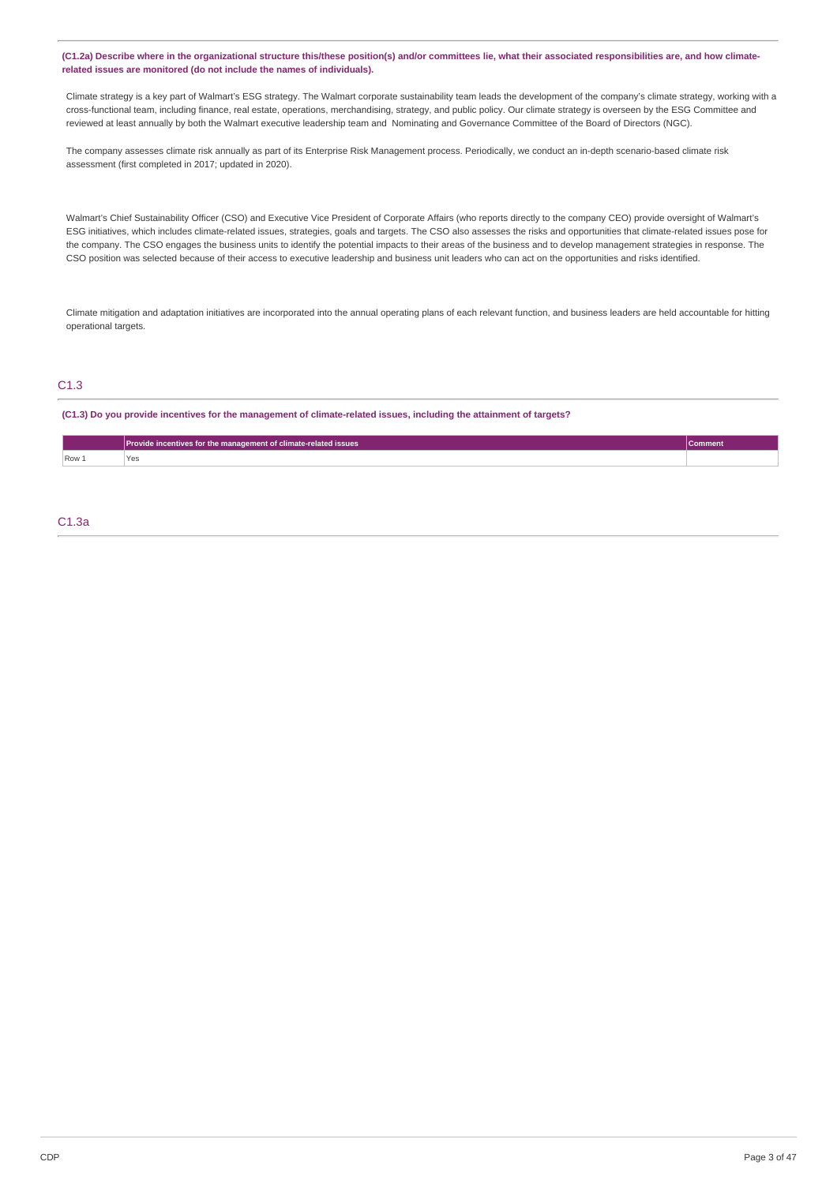**(C1.2a) Describe where in the organizational structure this/these position(s) and/or committees lie, what their associated responsibilities are, and how climate-related issues are monitored (do not include the names of individuals).**

Climate strategy is a key part of Walmart's ESG strategy. The Walmart corporate sustainability team leads the development of the company's climate strategy, working with a cross-functional team, including finance, real estate, operations, merchandising, strategy, and public policy. Our climate strategy is overseen by the ESG Committee and reviewed at least annually by both the Walmart executive leadership team and Nominating and Governance Committee of the Board of Directors (NGC).

The company assesses climate risk annually as part of its Enterprise Risk Management process. Periodically, we conduct an in-depth scenario-based climate risk assessment (first completed in 2017; updated in 2020).

Walmart's Chief Sustainability Officer (CSO) and Executive Vice President of Corporate Affairs (who reports directly to the company CEO) provide oversight of Walmart's ESG initiatives, which includes climate-related issues, strategies, goals and targets. The CSO also assesses the risks and opportunities that climate-related issues pose for the company. The CSO engages the business units to identify the potential impacts to their areas of the business and to develop management strategies in response. The CSO position was selected because of their access to executive leadership and business unit leaders who can act on the opportunities and risks identified.

Climate mitigation and adaptation initiatives are incorporated into the annual operating plans of each relevant function, and business leaders are held accountable for hitting operational targets.

## C1.3

**(C1.3) Do you provide incentives for the management of climate-related issues, including the attainment of targets?**

| | Provide incentives for the management of climate-related issues | Comment |
|---|---|---|
| Row 1 | Yes | |

## C1.3a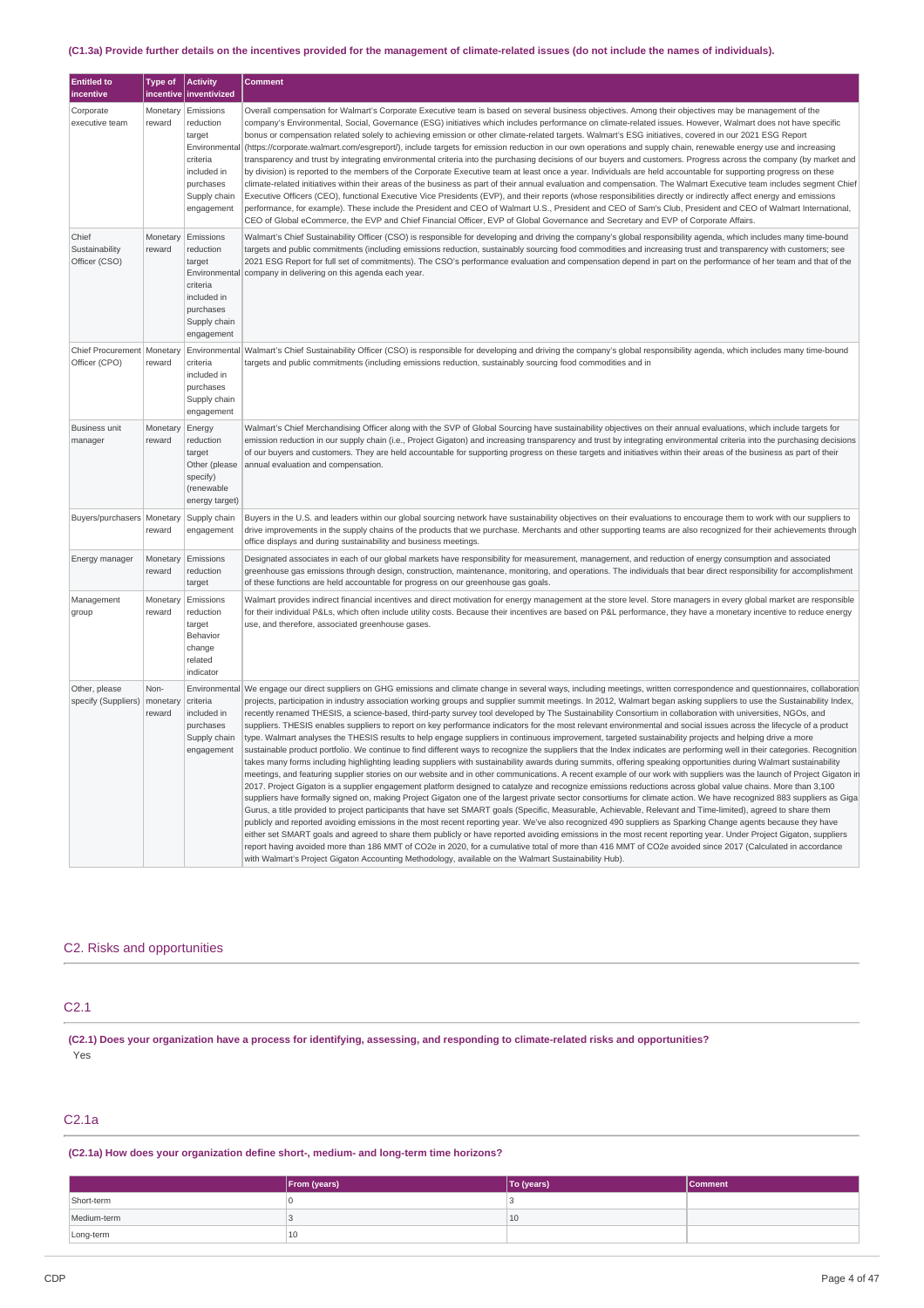### (C1.3a) Provide further details on the incentives provided for the management of climate-related issues (do not include the names of individuals).

| Entitled to incentive | Type of incentive | Activity inventivized | Comment |
|---|---|---|---|
| Corporate executive team | Monetary reward | Emissions reduction target Environmental criteria included in purchases Supply chain engagement | Overall compensation for Walmart's Corporate Executive team is based on several business objectives. Among their objectives may be management of the company's Environmental, Social, Governance (ESG) initiatives which includes performance on climate-related issues. However, Walmart does not have specific bonus or compensation related solely to achieving emission or other climate-related targets. Walmart's ESG initiatives, covered in our 2021 ESG Report (https://corporate.walmart.com/esgreport/), include targets for emission reduction in our own operations and supply chain, renewable energy use and increasing transparency and trust by integrating environmental criteria into the purchasing decisions of our buyers and customers. Progress across the company (by market and by division) is reported to the members of the Corporate Executive team at least once a year. Individuals are held accountable for supporting progress on these climate-related initiatives within their areas of the business as part of their annual evaluation and compensation. The Walmart Executive team includes segment Chief Executive Officers (CEO), functional Executive Vice Presidents (EVP), and their reports (whose responsibilities directly or indirectly affect energy and emissions performance, for example). These include the President and CEO of Walmart U.S., President and CEO of Sam's Club, President and CEO of Walmart International, CEO of Global eCommerce, the EVP and Chief Financial Officer, EVP of Global Governance and Secretary and EVP of Corporate Affairs. |
| Chief Sustainability Officer (CSO) | Monetary reward | Emissions reduction target Environmental criteria included in purchases Supply chain engagement | Walmart's Chief Sustainability Officer (CSO) is responsible for developing and driving the company's global responsibility agenda, which includes many time-bound targets and public commitments (including emissions reduction, sustainably sourcing food commodities and increasing trust and transparency with customers; see 2021 ESG Report for full set of commitments). The CSO's performance evaluation and compensation depend in part on the performance of her team and that of the company in delivering on this agenda each year. |
| Chief Procurement Officer (CPO) | Monetary reward | Environmental criteria included in purchases Supply chain engagement | Walmart's Chief Sustainability Officer (CSO) is responsible for developing and driving the company's global responsibility agenda, which includes many time-bound targets and public commitments (including emissions reduction, sustainably sourcing food commodities and in |
| Business unit manager | Monetary reward | Energy reduction target Other (please specify) (renewable energy target) | Walmart's Chief Merchandising Officer along with the SVP of Global Sourcing have sustainability objectives on their annual evaluations, which include targets for emission reduction in our supply chain (i.e., Project Gigaton) and increasing transparency and trust by integrating environmental criteria into the purchasing decisions of our buyers and customers. They are held accountable for supporting progress on these targets and initiatives within their areas of the business as part of their annual evaluation and compensation. |
| Buyers/purchasers | Monetary reward | Supply chain engagement | Buyers in the U.S. and leaders within our global sourcing network have sustainability objectives on their evaluations to encourage them to work with our suppliers to drive improvements in the supply chains of the products that we purchase. Merchants and other supporting teams are also recognized for their achievements through office displays and during sustainability and business meetings. |
| Energy manager | Monetary reward | Emissions reduction target | Designated associates in each of our global markets have responsibility for measurement, management, and reduction of energy consumption and associated greenhouse gas emissions through design, construction, maintenance, monitoring, and operations. The individuals that bear direct responsibility for accomplishment of these functions are held accountable for progress on our greenhouse gas goals. |
| Management group | Monetary reward | Emissions reduction target Behavior change related indicator | Walmart provides indirect financial incentives and direct motivation for energy management at the store level. Store managers in every global market are responsible for their individual P&Ls, which often include utility costs. Because their incentives are based on P&L performance, they have a monetary incentive to reduce energy use, and therefore, associated greenhouse gases. |
| Other, please specify (Suppliers) | Non-monetary reward | Environmental criteria included in purchases Supply chain engagement | We engage our direct suppliers on GHG emissions and climate change in several ways, including meetings, written correspondence and questionnaires, collaboration projects, participation in industry association working groups and supplier summit meetings. In 2012, Walmart began asking suppliers to use the Sustainability Index, recently renamed THESIS, a science-based, third-party survey tool developed by The Sustainability Consortium in collaboration with universities, NGOs, and suppliers. THESIS enables suppliers to report on key performance indicators for the most relevant environmental and social issues across the lifecycle of a product type. Walmart analyses the THESIS results to help engage suppliers in continuous improvement, targeted sustainability projects and helping drive a more sustainable product portfolio. We continue to find different ways to recognize the suppliers that the Index indicates are performing well in their categories. Recognition takes many forms including highlighting leading suppliers with sustainability awards during summits, offering speaking opportunities during Walmart sustainability meetings, and featuring supplier stories on our website and in other communications. A recent example of our work with suppliers was the launch of Project Gigaton in 2017. Project Gigaton is a supplier engagement platform designed to catalyze and recognize emissions reductions across global value chains. More than 3,100 suppliers have formally signed on, making Project Gigaton one of the largest private sector consortiums for climate action. We have recognized 883 suppliers as Giga Gurus, a title provided to project participants that have set SMART goals (Specific, Measurable, Achievable, Relevant and Time-limited), agreed to share them publicly and reported avoiding emissions in the most recent reporting year. We've also recognized 490 suppliers as Sparking Change agents because they have either set SMART goals and agreed to share them publicly or have reported avoiding emissions in the most recent reporting year. Under Project Gigaton, suppliers report having avoided more than 186 MMT of $CO_2e$ in 2020, for a cumulative total of more than 416 MMT of $CO_2e$ avoided since 2017 (Calculated in accordance with Walmart's Project Gigaton Accounting Methodology, available on the Walmart Sustainability Hub). |

## C2. Risks and opportunities

## C2.1

**(C2.1) Does your organization have a process for identifying, assessing, and responding to climate-related risks and opportunities?**

Yes

## C2.1a

**(C2.1a) How does your organization define short-, medium- and long-term time horizons?**

| | From (years) | To (years) | Comment |
|---|---|---|---|
| Short-term | 0 | 3 | |
| Medium-term | 3 | 10 | |
| Long-term | 10 | | |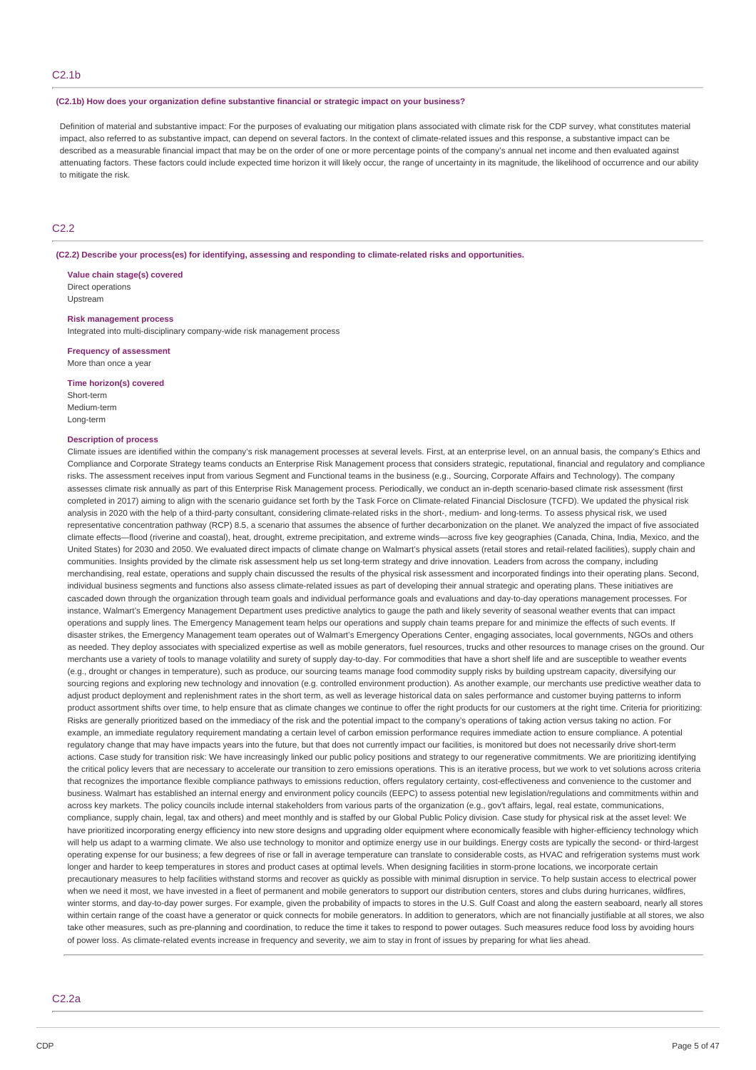## C2.1b

**(C2.1b) How does your organization define substantive financial or strategic impact on your business?**

Definition of material and substantive impact: For the purposes of evaluating our mitigation plans associated with climate risk for the CDP survey, what constitutes material impact, also referred to as substantive impact, can depend on several factors. In the context of climate-related issues and this response, a substantive impact can be described as a measurable financial impact that may be on the order of one or more percentage points of the company's annual net income and then evaluated against attenuating factors. These factors could include expected time horizon it will likely occur, the range of uncertainty in its magnitude, the likelihood of occurrence and our ability to mitigate the risk.

## C2.2

**(C2.2) Describe your process(es) for identifying, assessing and responding to climate-related risks and opportunities.**

**Value chain stage(s) covered**
Direct operations
Upstream

**Risk management process**
Integrated into multi-disciplinary company-wide risk management process

**Frequency of assessment**
More than once a year

**Time horizon(s) covered**
Short-term
Medium-term
Long-term

**Description of process**
Climate issues are identified within the company's risk management processes at several levels. First, at an enterprise level, on an annual basis, the company's Ethics and Compliance and Corporate Strategy teams conducts an Enterprise Risk Management process that considers strategic, reputational, financial and regulatory and compliance risks. The assessment receives input from various Segment and Functional teams in the business (e.g., Sourcing, Corporate Affairs and Technology). The company assesses climate risk annually as part of this Enterprise Risk Management process. Periodically, we conduct an in-depth scenario-based climate risk assessment (first completed in 2017) aiming to align with the scenario guidance set forth by the Task Force on Climate-related Financial Disclosure (TCFD). We updated the physical risk analysis in 2020 with the help of a third-party consultant, considering climate-related risks in the short-, medium- and long-terms. To assess physical risk, we used representative concentration pathway (RCP) 8.5, a scenario that assumes the absence of further decarbonization on the planet. We analyzed the impact of five associated climate effects—flood (riverine and coastal), heat, drought, extreme precipitation, and extreme winds—across five key geographies (Canada, China, India, Mexico, and the United States) for 2030 and 2050. We evaluated direct impacts of climate change on Walmart's physical assets (retail stores and retail-related facilities), supply chain and communities. Insights provided by the climate risk assessment help us set long-term strategy and drive innovation. Leaders from across the company, including merchandising, real estate, operations and supply chain discussed the results of the physical risk assessment and incorporated findings into their operating plans. Second, individual business segments and functions also assess climate-related issues as part of developing their annual strategic and operating plans. These initiatives are cascaded down through the organization through team goals and individual performance goals and evaluations and day-to-day operations management processes. For instance, Walmart's Emergency Management Department uses predictive analytics to gauge the path and likely severity of seasonal weather events that can impact operations and supply lines. The Emergency Management team helps our operations and supply chain teams prepare for and minimize the effects of such events. If disaster strikes, the Emergency Management team operates out of Walmart's Emergency Operations Center, engaging associates, local governments, NGOs and others as needed. They deploy associates with specialized expertise as well as mobile generators, fuel resources, trucks and other resources to manage crises on the ground. Our merchants use a variety of tools to manage volatility and surety of supply day-to-day. For commodities that have a short shelf life and are susceptible to weather events (e.g., drought or changes in temperature), such as produce, our sourcing teams manage food commodity supply risks by building upstream capacity, diversifying our sourcing regions and exploring new technology and innovation (e.g. controlled environment production). As another example, our merchants use predictive weather data to adjust product deployment and replenishment rates in the short term, as well as leverage historical data on sales performance and customer buying patterns to inform product assortment shifts over time, to help ensure that as climate changes we continue to offer the right products for our customers at the right time. Criteria for prioritizing: Risks are generally prioritized based on the immediacy of the risk and the potential impact to the company's operations of taking action versus taking no action. For example, an immediate regulatory requirement mandating a certain level of carbon emission performance requires immediate action to ensure compliance. A potential regulatory change that may have impacts years into the future, but that does not currently impact our facilities, is monitored but does not necessarily drive short-term actions. Case study for transition risk: We have increasingly linked our public policy positions and strategy to our regenerative commitments. We are prioritizing identifying the critical policy levers that are necessary to accelerate our transition to zero emissions operations. This is an iterative process, but we work to vet solutions across criteria that recognizes the importance flexible compliance pathways to emissions reduction, offers regulatory certainty, cost-effectiveness and convenience to the customer and business. Walmart has established an internal energy and environment policy councils (EEPC) to assess potential new legislation/regulations and commitments within and across key markets. The policy councils include internal stakeholders from various parts of the organization (e.g., gov't affairs, legal, real estate, communications, compliance, supply chain, legal, tax and others) and meet monthly and is staffed by our Global Public Policy division. Case study for physical risk at the asset level: We have prioritized incorporating energy efficiency into new store designs and upgrading older equipment where economically feasible with higher-efficiency technology which will help us adapt to a warming climate. We also use technology to monitor and optimize energy use in our buildings. Energy costs are typically the second- or third-largest operating expense for our business; a few degrees of rise or fall in average temperature can translate to considerable costs, as HVAC and refrigeration systems must work longer and harder to keep temperatures in stores and product cases at optimal levels. When designing facilities in storm-prone locations, we incorporate certain precautionary measures to help facilities withstand storms and recover as quickly as possible with minimal disruption in service. To help sustain access to electrical power when we need it most, we have invested in a fleet of permanent and mobile generators to support our distribution centers, stores and clubs during hurricanes, wildfires, winter storms, and day-to-day power surges. For example, given the probability of impacts to stores in the U.S. Gulf Coast and along the eastern seaboard, nearly all stores within certain range of the coast have a generator or quick connects for mobile generators. In addition to generators, which are not financially justifiable at all stores, we also take other measures, such as pre-planning and coordination, to reduce the time it takes to respond to power outages. Such measures reduce food loss by avoiding hours of power loss. As climate-related events increase in frequency and severity, we aim to stay in front of issues by preparing for what lies ahead.

## C2.2a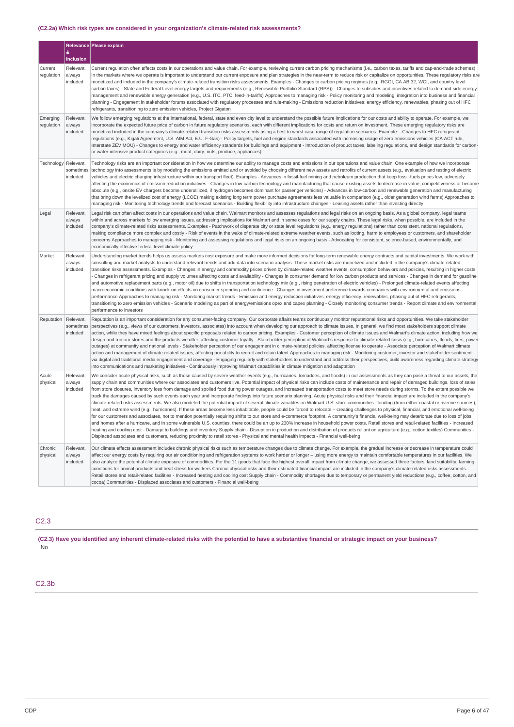### (C2.2a) Which risk types are considered in your organization's climate-related risk assessments?

| | Relevance & inclusion | Please explain |
|---|---|---|
| Current regulation | Relevant, always included | Current regulation often affects costs in our operations and value chain. For example, reviewing current carbon pricing mechanisms (i.e., carbon taxes, tariffs and cap-and-trade schemes) in the markets where we operate is important to understand our current exposure and plan strategies in the near-term to reduce risk or capitalize on opportunities. These regulatory risks are monetized and included in the company's climate-related transition risks assessments. Examples - Changes to carbon pricing regimes (e.g., RGGI, CA AB 32, WCI, and country level carbon taxes) - State and Federal Level energy targets and requirements (e.g., Renewable Portfolio Standard (RPS)) - Changes to subsidies and incentives related to demand-side energy management and renewable energy generation (e.g., U.S. ITC, PTC, feed-in-tariffs) Approaches to managing risk - Policy monitoring and modeling; integration into business and financial planning - Engagement in stakeholder forums associated with regulatory processes and rule-making - Emissions reduction initiatives; energy efficiency, renewables, phasing out of HFC refrigerants, transitioning to zero emission vehicles, Project Gigaton |
| Emerging regulation | Relevant, always included | We follow emerging regulations at the international, federal, state and even city level to understand the possible future implications for our costs and ability to operate. For example, we incorporate the expected future price of carbon in future regulatory scenarios, each with different implications for costs and return on investment. These emerging regulatory risks are monetized included in the company's climate-related transition risks assessments using a best to worst case range of regulation scenarios. Example: - Changes to HFC refrigerant regulations (e.g., Kigali Agreement, U.S. AIM Act, E.U. F-Gas) - Policy targets, fuel and engine standards associated with increasing usage of zero emissions vehicles (CA ACT rule, Interstate ZEV MOU) - Changes to energy and water efficiency standards for buildings and equipment - Introduction of product taxes, labeling regulations, and design standards for carbon- or water-intensive product categories (e.g., meat, dairy, nuts, produce, appliances) |
| Technology | Relevant, sometimes included | Technology risks are an important consideration in how we determine our ability to manage costs and emissions in our operations and value chain. One example of how we incorporate technology into assessments is by modeling the emissions emitted and or avoided by choosing different new assets and retrofits of current assets (e.g., evaluation and testing of electric vehicles and electric charging infrastructure within our transport fleet). Examples - Advances in fossil-fuel mining and petroleum production that keep fossil-fuels prices low, adversely affecting the economics of emission reduction initiatives - Changes in low-carbon technology and manufacturing that cause existing assets to decrease in value, competitiveness or become absolute (e.g., onsite EV chargers become underutilized, if hydrogen becomes dominant for passenger vehicles) - Advances in low-carbon and renewable generation and manufacturing that bring down the levelized cost of energy (LCOE) making existing long term power purchase agreements less valuable in comparison (e.g., older generation wind farms) Approaches to managing risk - Monitoring technology trends and forecast scenarios - Building flexibility into infrastructure changes - Leasing assets rather than investing directly |
| Legal | Relevant, always included | Legal risk can often affect costs in our operations and value chain. Walmart monitors and assesses regulations and legal risks on an ongoing basis. As a global company, legal teams within and across markets follow emerging issues, addressing implications for Walmart and in some cases for our supply chains. These legal risks, when possible, are included in the company's climate-related risks assessments. Examples - Patchwork of disparate city or state level regulations (e.g., energy regulations) rather than consistent, national regulations, making compliance more complex and costly - Risk of events in the wake of climate-related extreme weather events, such as looting, harm to employees or customers, and shareholder concerns Approaches to managing risk - Monitoring and assessing regulations and legal risks on an ongoing basis - Advocating for consistent, science-based, environmentally, and economically effective federal level climate policy |
| Market | Relevant, always included | Understanding market trends helps us assess markets cost exposure and make more informed decisions for long-term renewable energy contracts and capital investments. We work with consulting and market analysts to understand relevant trends and add data into scenario analysis. These market risks are monetized and included in the company's climate-related transition risks assessments. Examples - Changes in energy and commodity prices driven by climate-related weather events, consumption behaviors and policies, resulting in higher costs - Changes in refrigerant pricing and supply volumes affecting costs and availability - Changes in consumer demand for low carbon products and services - Changes in demand for gasoline and automotive replacement parts (e.g., motor oil) due to shifts in transportation technology mix (e.g., rising penetration of electric vehicles) - Prolonged climate-related events affecting macroeconomic conditions with knock-on effects on consumer spending and confidence - Changes in investment preference towards companies with environmental and emissions performance Approaches to managing risk - Monitoring market trends - Emission and energy reduction initiatives; energy efficiency, renewables, phasing out of HFC refrigerants, transitioning to zero emission vehicles - Scenario modeling as part of energy/emissions opex and capex planning - Closely monitoring consumer trends - Report climate and environmental performance to investors |
| Reputation | Relevant, sometimes included | Reputation is an important consideration for any consumer-facing company. Our corporate affairs teams continuously monitor reputational risks and opportunities. We take stakeholder perspectives (e.g., views of our customers, investors, associates) into account when developing our approach to climate issues. In general, we find most stakeholders support climate action, while they have mixed feelings about specific proposals related to carbon pricing. Examples - Customer perception of climate issues and Walmart's climate action, including how we design and run our stores and the products we offer, affecting customer loyalty - Stakeholder perception of Walmart's response to climate-related crisis (e.g., hurricanes, floods, fires, power outages) at community and national levels - Stakeholder perception of our engagement in climate-related policies, affecting license to operate - Associate perception of Walmart climate action and management of climate-related issues, affecting our ability to recruit and retain talent Approaches to managing risk - Monitoring customer, investor and stakeholder sentiment via digital and traditional media engagement and coverage - Engaging regularly with stakeholders to understand and address their perspectives, build awareness regarding climate strategy into communications and marketing initiatives - Continuously improving Walmart capabilities in climate mitigation and adaptation |
| Acute physical | Relevant, always included | We consider acute physical risks, such as those caused by severe weather events (e.g., hurricanes, tornadoes, and floods) in our assessments as they can pose a threat to our assets, the supply chain and communities where our associates and customers live. Potential impact of physical risks can include costs of maintenance and repair of damaged buildings, loss of sales from store closures, inventory loss from damage and spoiled food during power outages, and increased transportation costs to meet store needs during storms. To the extent possible we track the damages caused by such events each year and incorporate findings into future scenario planning. Acute physical risks and their financial impact are included in the company's climate-related risks assessments. We also modeled the potential impact of several climate variables on Walmart U.S. store communities: flooding (from either coastal or riverine sources); heat; and extreme wind (e.g., hurricanes). If these areas become less inhabitable, people could be forced to relocate – creating challenges to physical, financial, and emotional well-being for our customers and associates, not to mention potentially requiring shifts to our store and e-commerce footprint. A community's financial well-being may deteriorate due to loss of jobs and homes after a hurricane, and in some vulnerable U.S. counties, there could be an up to 230% increase in household power costs. Retail stores and retail-related facilities - Increased heating and cooling cost - Damage to buildings and inventory Supply chain - Disruption in production and distribution of products reliant on agriculture (e.g., cotton textiles) Communities - Displaced associates and customers, reducing proximity to retail stores - Physical and mental health impacts - Financial well-being |
| Chronic physical | Relevant, always included | Our climate effects assessment includes chronic physical risks such as temperature changes due to climate change. For example, the gradual increase or decrease in temperature could affect our energy costs by requiring our air conditioning and refrigeration systems to work harder or longer – using more energy to maintain comfortable temperatures in our facilities. We also analyze the potential climate exposure of commodities. For the 11 goods that face the highest overall impact from climate change, we assessed three factors: land suitability, farming conditions for animal products and heat stress for workers Chronic physical risks and their estimated financial impact are included in the company's climate-related risks assessments. Retail stores and retail-related facilities - Increased heating and cooling cost Supply chain - Commodity shortages due to temporary or permanent yield reductions (e.g., coffee, cotton, and cocoa) Communities - Displaced associates and customers - Financial well-being |

## C2.3

**(C2.3) Have you identified any inherent climate-related risks with the potential to have a substantive financial or strategic impact on your business?**

No

## C2.3b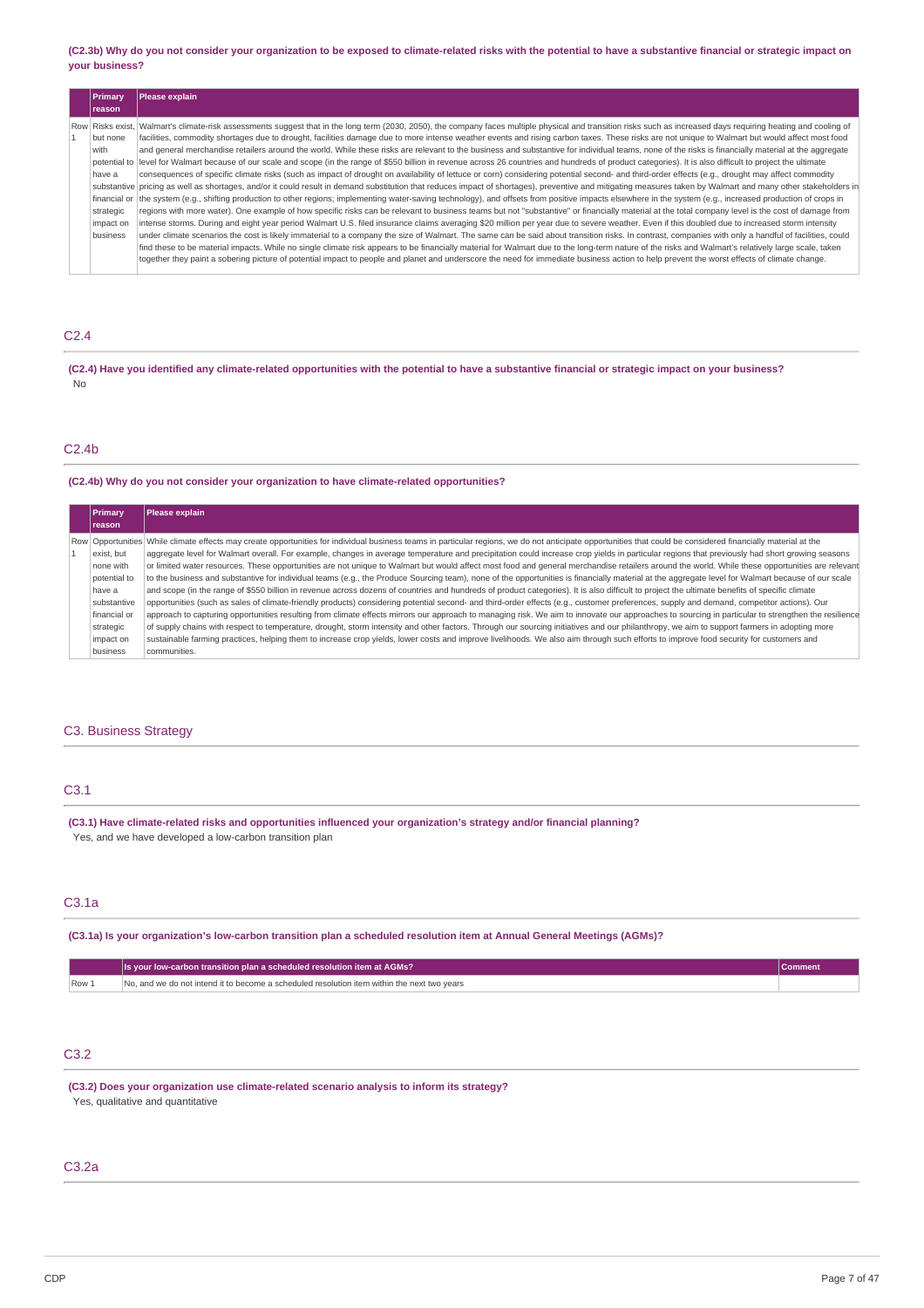**(C2.3b) Why do you not consider your organization to be exposed to climate-related risks with the potential to have a substantive financial or strategic impact on your business?**

| | Primary reason | Please explain |
|---|---|---|
| Row 1 | Risks exist, but none with potential to have a substantive financial or strategic impact on business | Walmart's climate-risk assessments suggest that in the long term (2030, 2050), the company faces multiple physical and transition risks such as increased days requiring heating and cooling of facilities, commodity shortages due to drought, facilities damage due to more intense weather events and rising carbon taxes. These risks are not unique to Walmart but would affect most food and general merchandise retailers around the world. While these risks are relevant to the business and substantive for individual teams, none of the risks is financially material at the aggregate level for Walmart because of our scale and scope (in the range of $550 billion in revenue across 26 countries and hundreds of product categories). It is also difficult to project the ultimate consequences of specific climate risks (such as impact of drought on availability of lettuce or corn) considering potential second- and third-order effects (e.g., drought may affect commodity pricing as well as shortages, and/or it could result in demand substitution that reduces impact of shortages), preventive and mitigating measures taken by Walmart and many other stakeholders in the system (e.g., shifting production to other regions; implementing water-saving technology), and offsets from positive impacts elsewhere in the system (e.g., increased production of crops in regions with more water). One example of how specific risks can be relevant to business teams but not "substantive" or financially material at the total company level is the cost of damage from intense storms. During and eight year period Walmart U.S. filed insurance claims averaging $20 million per year due to severe weather. Even if this doubled due to increased storm intensity under climate scenarios the cost is likely immaterial to a company the size of Walmart. The same can be said about transition risks. In contrast, companies with only a handful of facilities, could find these to be material impacts. While no single climate risk appears to be financially material for Walmart due to the long-term nature of the risks and Walmart's relatively large scale, taken together they paint a sobering picture of potential impact to people and planet and underscore the need for immediate business action to help prevent the worst effects of climate change. |

## C2.4

**(C2.4) Have you identified any climate-related opportunities with the potential to have a substantive financial or strategic impact on your business?**

No

## C2.4b

**(C2.4b) Why do you not consider your organization to have climate-related opportunities?**

| | Primary reason | Please explain |
|---|---|---|
| Row 1 | Opportunities exist, but none with potential to have a substantive financial or strategic impact on business | While climate effects may create opportunities for individual business teams in particular regions, we do not anticipate opportunities that could be considered financially material at the aggregate level for Walmart overall. For example, changes in average temperature and precipitation could increase crop yields in particular regions that previously had short growing seasons or limited water resources. These opportunities are not unique to Walmart but would affect most food and general merchandise retailers around the world. While these opportunities are relevant to the business and substantive for individual teams (e.g., the Produce Sourcing team), none of the opportunities is financially material at the aggregate level for Walmart because of our scale and scope (in the range of $550 billion in revenue across dozens of countries and hundreds of product categories). It is also difficult to project the ultimate benefits of specific climate opportunities (such as sales of climate-friendly products) considering potential second- and third-order effects (e.g., customer preferences, supply and demand, competitor actions). Our approach to capturing opportunities resulting from climate effects mirrors our approach to managing risk. We aim to innovate our approaches to sourcing in particular to strengthen the resilience of supply chains with respect to temperature, drought, storm intensity and other factors. Through our sourcing initiatives and our philanthropy, we aim to support farmers in adopting more sustainable farming practices, helping them to increase crop yields, lower costs and improve livelihoods. We also aim through such efforts to improve food security for customers and communities. |

## C3. Business Strategy

## C3.1

**(C3.1) Have climate-related risks and opportunities influenced your organization's strategy and/or financial planning?**

Yes, and we have developed a low-carbon transition plan

## C3.1a

**(C3.1a) Is your organization's low-carbon transition plan a scheduled resolution item at Annual General Meetings (AGMs)?**

| | Is your low-carbon transition plan a scheduled resolution item at AGMs? | Comment |
|---|---|---|
| Row 1 | No, and we do not intend it to become a scheduled resolution item within the next two years | |

## C3.2

**(C3.2) Does your organization use climate-related scenario analysis to inform its strategy?**

Yes, qualitative and quantitative

## C3.2a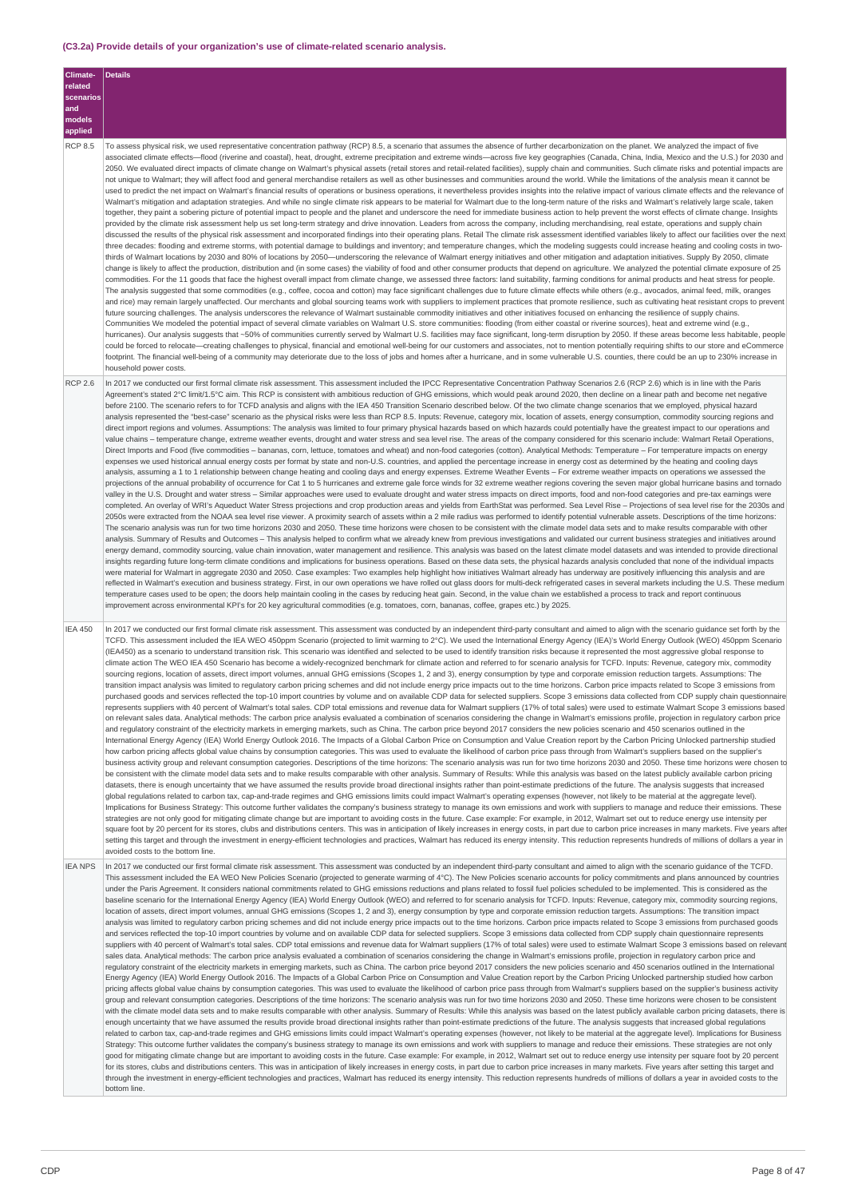### (C3.2a) Provide details of your organization's use of climate-related scenario analysis.

| Climate-related scenarios and models applied | Details |
|---|---|
| RCP 8.5 | To assess physical risk, we used representative concentration pathway (RCP) 8.5, a scenario that assumes the absence of further decarbonization on the planet. We analyzed the impact of five associated climate effects—flood (riverine and coastal), heat, drought, extreme precipitation and extreme winds—across five key geographies (Canada, China, India, Mexico and the U.S.) for 2030 and 2050. We evaluated direct impacts of climate change on Walmart's physical assets (retail stores and retail-related facilities), supply chain and communities. Such climate risks and potential impacts are not unique to Walmart; they will affect food and general merchandise retailers as well as other businesses and communities around the world. While the limitations of the analysis mean it cannot be used to predict the net impact on Walmart's financial results of operations or business operations, it nevertheless provides insights into the relative impact of various climate effects and the relevance of Walmart's mitigation and adaptation strategies. And while no single climate risk appears to be material for Walmart due to the long-term nature of the risks and Walmart's relatively large scale, taken together, they paint a sobering picture of potential impact to people and the planet and underscore the need for immediate business action to help prevent the worst effects of climate change. Insights provided by the climate risk assessment help us set long-term strategy and drive innovation. Leaders from across the company, including merchandising, real estate, operations and supply chain discussed the results of the physical risk assessment and incorporated findings into their operating plans. Retail The climate risk assessment identified variables likely to affect our facilities over the next three decades: flooding and extreme storms, with potential damage to buildings and inventory; and temperature changes, which the modeling suggests could increase heating and cooling costs in two-thirds of Walmart locations by 2030 and 80% of locations by 2050—underscoring the relevance of Walmart energy initiatives and other mitigation and adaptation initiatives. Supply By 2050, climate change is likely to affect the production, distribution and (in some cases) the viability of food and other consumer products that depend on agriculture. We analyzed the potential climate exposure of 25 commodities. For the 11 goods that face the highest overall impact from climate change, we assessed three factors: land suitability, farming conditions for animal products and heat stress for people. The analysis suggested that some commodities (e.g., coffee, cocoa and cotton) may face significant challenges due to future climate effects while others (e.g., avocados, animal feed, milk, oranges and rice) may remain largely unaffected. Our merchants and global sourcing teams work with suppliers to implement practices that promote resilience, such as cultivating heat resistant crops to prevent future sourcing challenges. The analysis underscores the relevance of Walmart sustainable commodity initiatives and other initiatives focused on enhancing the resilience of supply chains. Communities We modeled the potential impact of several climate variables on Walmart U.S. store communities: flooding (from either coastal or riverine sources), heat and extreme wind (e.g., hurricanes). Our analysis suggests that ~50% of communities currently served by Walmart U.S. facilities may face significant, long-term disruption by 2050. If these areas become less habitable, people could be forced to relocate—creating challenges to physical, financial and emotional well-being for our customers and associates, not to mention potentially requiring shifts to our store and eCommerce footprint. The financial well-being of a community may deteriorate due to the loss of jobs and homes after a hurricane, and in some vulnerable U.S. counties, there could be an up to 230% increase in household power costs. |
| RCP 2.6 | In 2017 we conducted our first formal climate risk assessment. This assessment included the IPCC Representative Concentration Pathway Scenarios 2.6 (RCP 2.6) which is in line with the Paris Agreement's stated 2°C limit/1.5°C aim. This RCP is consistent with ambitious reduction of GHG emissions, which would peak around 2020, then decline on a linear path and become net negative before 2100. The scenario refers to for TCFD analysis and aligns with the IEA 450 Transition Scenario described below. Of the two climate change scenarios that we employed, physical hazard analysis represented the "best-case" scenario as the physical risks were less than RCP 8.5. Inputs: Revenue, category mix, location of assets, energy consumption, commodity sourcing regions and direct import regions and volumes. Assumptions: The analysis was limited to four primary physical hazards based on which hazards could potentially have the greatest impact to our operations and value chains – temperature change, extreme weather events, drought and water stress and sea level rise. The areas of the company considered for this scenario include: Walmart Retail Operations, Direct Imports and Food (five commodities – bananas, corn, lettuce, tomatoes and wheat) and non-food categories (cotton). Analytical Methods: Temperature – For temperature impacts on energy expenses we used historical annual energy costs per format by state and non-U.S. countries, and applied the percentage increase in energy cost as determined by the heating and cooling days analysis, assuming a 1 to 1 relationship between change heating and cooling days and energy expenses. Extreme Weather Events – For extreme weather impacts on operations we assessed the projections of the annual probability of occurrence for Cat 1 to 5 hurricanes and extreme gale force winds for 32 extreme weather regions covering the seven major global hurricane basins and tornado valley in the U.S. Drought and water stress – Similar approaches were used to evaluate drought and water stress impacts on direct imports, food and non-food categories and pre-tax earnings were completed. An overlay of WRI's Aqueduct Water Stress projections and crop production areas and yields from EarthStat was performed. Sea Level Rise – Projections of sea level rise for the 2030s and 2050s were extracted from the NOAA sea level rise viewer. A proximity search of assets within a 2 mile radius was performed to identify potential vulnerable assets. Descriptions of the time horizons: The scenario analysis was run for two time horizons 2030 and 2050. These time horizons were chosen to be consistent with the climate model data sets and to make results comparable with other analysis. Summary of Results and Outcomes – This analysis helped to confirm what we already knew from previous investigations and validated our current business strategies and initiatives around energy demand, commodity sourcing, value chain innovation, water management and resilience. This analysis was based on the latest climate model datasets and was intended to provide directional insights regarding future long-term climate conditions and implications for business operations. Based on these data sets, the physical hazards analysis concluded that none of the individual impacts were material for Walmart in aggregate 2030 and 2050. Case examples: Two examples help highlight how initiatives Walmart already has underway are positively influencing this analysis and are reflected in Walmart's execution and business strategy. First, in our own operations we have rolled out glass doors for multi-deck refrigerated cases in several markets including the U.S. These medium temperature cases used to be open; the doors help maintain cooling in the cases by reducing heat gain. Second, in the value chain we established a process to track and report continuous improvement across environmental KPI's for 20 key agricultural commodities (e.g. tomatoes, corn, bananas, coffee, grapes etc.) by 2025. |
| IEA 450 | In 2017 we conducted our first formal climate risk assessment. This assessment was conducted by an independent third-party consultant and aimed to align with the scenario guidance set forth by the TCFD. This assessment included the IEA WEO 450ppm Scenario (projected to limit warming to 2°C). We used the International Energy Agency (IEA)'s World Energy Outlook (WEO) 450ppm Scenario (IEA450) as a scenario to understand transition risk. This scenario was identified and selected to be used to identify transition risks because it represented the most aggressive global response to climate action The WEO IEA 450 Scenario has become a widely-recognized benchmark for climate action and referred to for scenario analysis for TCFD. Inputs: Revenue, category mix, commodity sourcing regions, location of assets, direct import volumes, annual GHG emissions (Scopes 1, 2 and 3), energy consumption by type and corporate emission reduction targets. Assumptions: The transition impact analysis was limited to regulatory carbon pricing schemes and did not include energy price impacts out to the time horizons. Carbon price impacts related to Scope 3 emissions from purchased goods and services reflected the top-10 import countries by volume and on available CDP data for selected suppliers. Scope 3 emissions data collected from CDP supply chain questionnaire represents suppliers with 40 percent of Walmart's total sales. CDP total emissions and revenue data for Walmart suppliers (17% of total sales) were used to estimate Walmart Scope 3 emissions based on relevant sales data. Analytical methods: The carbon price analysis evaluated a combination of scenarios considering the change in Walmart's emissions profile, projection in regulatory carbon price and regulatory constraint of the electricity markets in emerging markets, such as China. The carbon price beyond 2017 considers the new policies scenario and 450 scenarios outlined in the International Energy Agency (IEA) World Energy Outlook 2016. The Impacts of a Global Carbon Price on Consumption and Value Creation report by the Carbon Pricing Unlocked partnership studied how carbon pricing affects global value chains by consumption categories. This was used to evaluate the likelihood of carbon price pass through from Walmart's suppliers based on the supplier's business activity group and relevant consumption categories. Descriptions of the time horizons: The scenario analysis was run for two time horizons 2030 and 2050. These time horizons were chosen to be consistent with the climate model data sets and to make results comparable with other analysis. Summary of Results: While this analysis was based on the latest publicly available carbon pricing datasets, there is enough uncertainty that we have assumed the results provide broad directional insights rather than point-estimate predictions of the future. The analysis suggests that increased global regulations related to carbon tax, cap-and-trade regimes and GHG emissions limits could impact Walmart's operating expenses (however, not likely to be material at the aggregate level). Implications for Business Strategy: This outcome further validates the company's business strategy to manage its own emissions and work with suppliers to manage and reduce their emissions. These strategies are not only good for mitigating climate change but are important to avoiding costs in the future. Case example: For example, in 2012, Walmart set out to reduce energy use intensity per square foot by 20 percent for its stores, clubs and distributions centers. This was in anticipation of likely increases in energy costs, in part due to carbon price increases in many markets. Five years after setting this target and through the investment in energy-efficient technologies and practices, Walmart has reduced its energy intensity. This reduction represents hundreds of millions of dollars a year in avoided costs to the bottom line. |
| IEA NPS | In 2017 we conducted our first formal climate risk assessment. This assessment was conducted by an independent third-party consultant and aimed to align with the scenario guidance of the TCFD. This assessment included the EA WEO New Policies Scenario (projected to generate warming of 4°C). The New Policies scenario accounts for policy commitments and plans announced by countries under the Paris Agreement. It considers national commitments related to GHG emissions reductions and plans related to fossil fuel policies scheduled to be implemented. This is considered as the baseline scenario for the International Energy Agency (IEA) World Energy Outlook (WEO) and referred to for scenario analysis for TCFD. Inputs: Revenue, category mix, commodity sourcing regions, location of assets, direct import volumes, annual GHG emissions (Scopes 1, 2 and 3), energy consumption by type and corporate emission reduction targets. Assumptions: The transition impact analysis was limited to regulatory carbon pricing schemes and did not include energy price impacts out to the time horizons. Carbon price impacts related to Scope 3 emissions from purchased goods and services reflected the top-10 import countries by volume and on available CDP data for selected suppliers. Scope 3 emissions data collected from CDP supply chain questionnaire represents suppliers with 40 percent of Walmart's total sales. CDP total emissions and revenue data for Walmart suppliers (17% of total sales) were used to estimate Walmart Scope 3 emissions based on relevant sales data. Analytical methods: The carbon price analysis evaluated a combination of scenarios considering the change in Walmart's emissions profile, projection in regulatory carbon price and regulatory constraint of the electricity markets in emerging markets, such as China. The carbon price beyond 2017 considers the new policies scenario and 450 scenarios outlined in the International Energy Agency (IEA) World Energy Outlook 2016. The Impacts of a Global Carbon Price on Consumption and Value Creation report by the Carbon Pricing Unlocked partnership studied how carbon pricing affects global value chains by consumption categories. This was used to evaluate the likelihood of carbon price pass through from Walmart's suppliers based on the supplier's business activity group and relevant consumption categories. Descriptions of the time horizons: The scenario analysis was run for two time horizons 2030 and 2050. These time horizons were chosen to be consistent with the climate model data sets and to make results comparable with other analysis. Summary of Results: While this analysis was based on the latest publicly available carbon pricing datasets, there is enough uncertainty that we have assumed the results provide broad directional insights rather than point-estimate predictions of the future. The analysis suggests that increased global regulations related to carbon tax, cap-and-trade regimes and GHG emissions limits could impact Walmart's operating expenses (however, not likely to be material at the aggregate level). Implications for Business Strategy: This outcome further validates the company's business strategy to manage its own emissions and work with suppliers to manage and reduce their emissions. These strategies are not only good for mitigating climate change but are important to avoiding costs in the future. Case example: For example, in 2012, Walmart set out to reduce energy use intensity per square foot by 20 percent for its stores, clubs and distributions centers. This was in anticipation of likely increases in energy costs, in part due to carbon price increases in many markets. Five years after setting this target and through the investment in energy-efficient technologies and practices, Walmart has reduced its energy intensity. This reduction represents hundreds of millions of dollars a year in avoided costs to the bottom line. |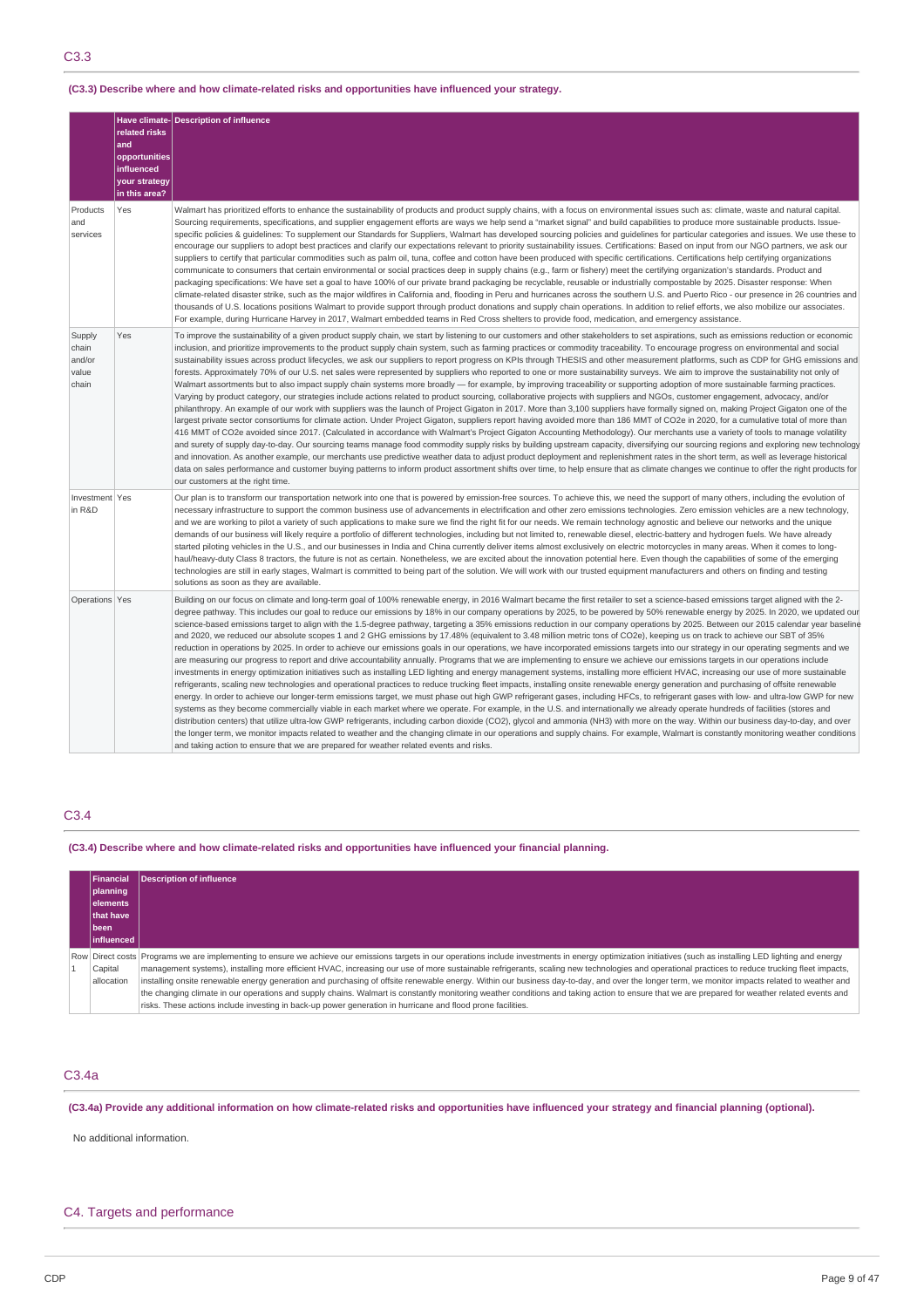## C3.3

**(C3.3) Describe where and how climate-related risks and opportunities have influenced your strategy.**

| | Have climate-related risks and opportunities influenced your strategy in this area? | Description of influence |
|---|---|---|
| Products and services | Yes | Walmart has prioritized efforts to enhance the sustainability of products and product supply chains, with a focus on environmental issues such as: climate, waste and natural capital. Sourcing requirements, specifications, and supplier engagement efforts are ways we help send a "market signal" and build capabilities to produce more sustainable products. Issue-specific policies & guidelines: To supplement our Standards for Suppliers, Walmart has developed sourcing policies and guidelines for particular categories and issues. We use these to encourage our suppliers to adopt best practices and clarify our expectations relevant to priority sustainability issues. Certifications: Based on input from our NGO partners, we ask our suppliers to certify that particular commodities such as palm oil, tuna, coffee and cotton have been produced with specific certifications. Certifications help certifying organizations communicate to consumers that certain environmental or social practices deep in supply chains (e.g., farm or fishery) meet the certifying organization's standards. Product and packaging specifications: We have set a goal to have 100% of our private brand packaging be recyclable, reusable or industrially compostable by 2025. Disaster response: When climate-related disaster strike, such as the major wildfires in California and, flooding in Peru and hurricanes across the southern U.S. and Puerto Rico - our presence in 26 countries and thousands of U.S. locations positions Walmart to provide support through product donations and supply chain operations. In addition to relief efforts, we also mobilize our associates. For example, during Hurricane Harvey in 2017, Walmart embedded teams in Red Cross shelters to provide food, medication, and emergency assistance. |
| Supply chain and/or value chain | Yes | To improve the sustainability of a given product supply chain, we start by listening to our customers and other stakeholders to set aspirations, such as emissions reduction or economic inclusion, and prioritize improvements to the product supply chain system, such as farming practices or commodity traceability. To encourage progress on environmental and social sustainability issues across product lifecycles, we ask our suppliers to report progress on KPIs through THESIS and other measurement platforms, such as CDP for GHG emissions and forests. Approximately 70% of our U.S. net sales were represented by suppliers who reported to one or more sustainability surveys. We aim to improve the sustainability not only of Walmart assortments but also impact supply chain systems more broadly — for example, by improving traceability or supporting adoption of more sustainable farming practices. Varying by product category, our strategies include actions related to product sourcing, collaborative projects with suppliers and NGOs, customer engagement, advocacy, and/or philanthropy. An example of our work with suppliers was the launch of Project Gigaton in 2017. More than 3,100 suppliers have formally signed on, making Project Gigaton one of the largest private sector consortiums for climate action. Under Project Gigaton, suppliers report having avoided more than 186 MMT of CO2e in 2020, for a cumulative total of more than 416 MMT of CO2e avoided since 2017. (Calculated in accordance with Walmart's Project Gigaton Accounting Methodology). Our merchants use a variety of tools to manage volatility and surety of supply day-to-day. Our sourcing teams manage food commodity supply risks by building upstream capacity, diversifying our sourcing regions and exploring new technology and innovation. As another example, our merchants use predictive weather data to adjust product deployment and replenishment rates in the short term, as well as leverage historical data on sales performance and customer buying patterns to inform product assortment shifts over time, to help ensure that as climate changes we continue to offer the right products for our customers at the right time. |
| Investment in R&D | Yes | Our plan is to transform our transportation network into one that is powered by emission-free sources. To achieve this, we need the support of many others, including the evolution of necessary infrastructure to support the common business use of advancements in electrification and other zero emissions technologies. Zero emission vehicles are a new technology, and we are working to pilot a variety of such applications to make sure we find the right fit for our needs. We remain technology agnostic and believe our networks and the unique demands of our business will likely require a portfolio of different technologies, including but not limited to, renewable diesel, electric-battery and hydrogen fuels. We have already started piloting vehicles in the U.S., and our businesses in India and China currently deliver items almost exclusively on electric motorcycles in many areas. When it comes to long-haul/heavy-duty Class 8 tractors, the future is not as certain. Nonetheless, we are excited about the innovation potential here. Even though the capabilities of some of the emerging technologies are still in early stages, Walmart is committed to being part of the solution. We will work with our trusted equipment manufacturers and others on finding and testing solutions as soon as they are available. |
| Operations | Yes | Building on our focus on climate and long-term goal of 100% renewable energy, in 2016 Walmart became the first retailer to set a science-based emissions target aligned with the 2-degree pathway. This includes our goal to reduce our emissions by 18% in our company operations by 2025, to be powered by 50% renewable energy by 2025. In 2020, we updated our science-based emissions target to align with the 1.5-degree pathway, targeting a 35% emissions reduction in our company operations by 2025. Between our 2015 calendar year baseline and 2020, we reduced our absolute scopes 1 and 2 GHG emissions by 17.48% (equivalent to 3.48 million metric tons of CO2e), keeping us on track to achieve our SBT of 35% reduction in operations by 2025. In order to achieve our emissions goals in our operations, we have incorporated emissions targets into our strategy in our operating segments and we are measuring our progress to report and drive accountability annually. Programs that we are implementing to ensure we achieve our emissions targets in our operations include investments in energy optimization initiatives such as installing LED lighting and energy management systems, installing more efficient HVAC, increasing our use of more sustainable refrigerants, scaling new technologies and operational practices to reduce trucking fleet impacts, installing onsite renewable energy generation and purchasing of offsite renewable energy. In order to achieve our longer-term emissions target, we must phase out high GWP refrigerant gases, including HFCs, to refrigerant gases with low- and ultra-low GWP for new systems as they become commercially viable in each market where we operate. For example, in the U.S. and internationally we already operate hundreds of facilities (stores and distribution centers) that utilize ultra-low GWP refrigerants, including carbon dioxide (CO2), glycol and ammonia (NH3) with more on the way. Within our business day-to-day, and over the longer term, we monitor impacts related to weather and the changing climate in our operations and supply chains. For example, Walmart is constantly monitoring weather conditions and taking action to ensure that we are prepared for weather related events and risks. |

## C3.4

**(C3.4) Describe where and how climate-related risks and opportunities have influenced your financial planning.**

| | Financial planning elements that have been influenced | Description of influence |
|---|---|---|
| Row 1 | Direct costs Capital allocation | Programs we are implementing to ensure we achieve our emissions targets in our operations include investments in energy optimization initiatives (such as installing LED lighting and energy management systems), installing more efficient HVAC, increasing our use of more sustainable refrigerants, scaling new technologies and operational practices to reduce trucking fleet impacts, installing onsite renewable energy generation and purchasing of offsite renewable energy. Within our business day-to-day, and over the longer term, we monitor impacts related to weather and the changing climate in our operations and supply chains. Walmart is constantly monitoring weather conditions and taking action to ensure that we are prepared for weather related events and risks. These actions include investing in back-up power generation in hurricane and flood prone facilities. |

## C3.4a

**(C3.4a) Provide any additional information on how climate-related risks and opportunities have influenced your strategy and financial planning (optional).**

No additional information.

# C4. Targets and performance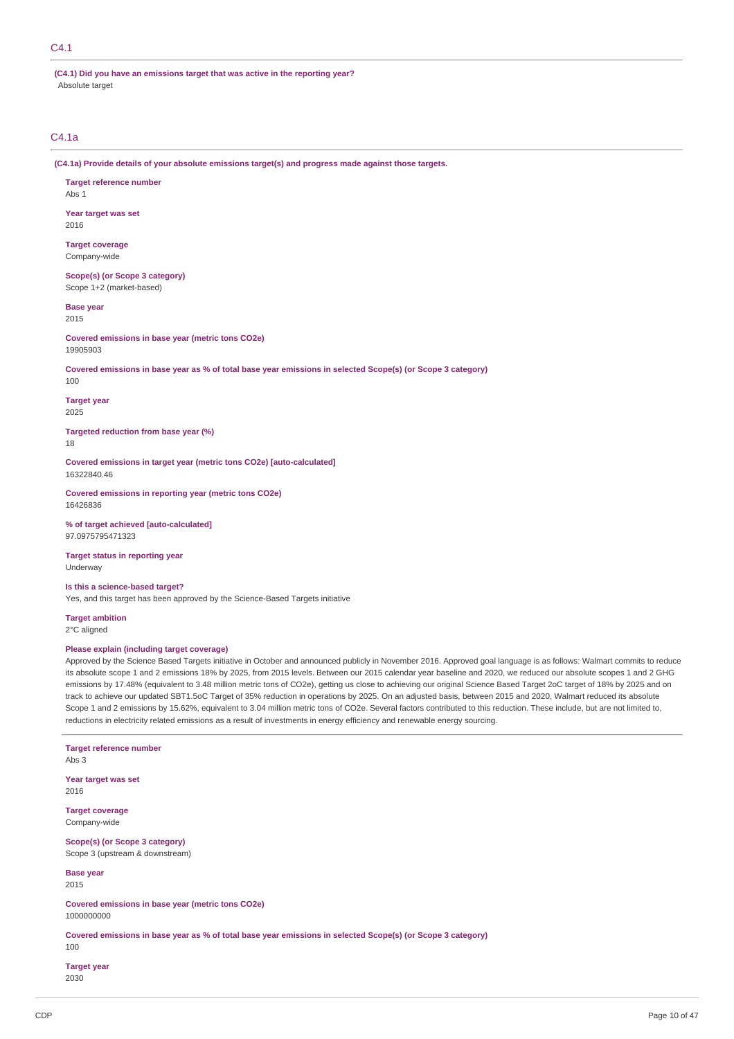## C4.1

**(C4.1) Did you have an emissions target that was active in the reporting year?**

Absolute target

## C4.1a

**(C4.1a) Provide details of your absolute emissions target(s) and progress made against those targets.**

**Target reference number**

Abs 1

**Year target was set**

2016

**Target coverage**

Company-wide

**Scope(s) (or Scope 3 category)**

Scope 1+2 (market-based)

**Base year**

2015

**Covered emissions in base year (metric tons CO2e)**

19905903

**Covered emissions in base year as % of total base year emissions in selected Scope(s) (or Scope 3 category)**

100

**Target year**

2025

**Targeted reduction from base year (%)**

18

**Covered emissions in target year (metric tons CO2e) [auto-calculated]**

16322840.46

**Covered emissions in reporting year (metric tons CO2e)**

16426836

**% of target achieved [auto-calculated]**

97.0975795471323

**Target status in reporting year**

Underway

**Is this a science-based target?**

Yes, and this target has been approved by the Science-Based Targets initiative

**Target ambition**

2°C aligned

**Please explain (including target coverage)**

Approved by the Science Based Targets initiative in October and announced publicly in November 2016. Approved goal language is as follows: Walmart commits to reduce its absolute scope 1 and 2 emissions 18% by 2025, from 2015 levels. Between our 2015 calendar year baseline and 2020, we reduced our absolute scopes 1 and 2 GHG emissions by 17.48% (equivalent to 3.48 million metric tons of CO2e), getting us close to achieving our original Science Based Target 2oC target of 18% by 2025 and on track to achieve our updated SBT1.5oC Target of 35% reduction in operations by 2025. On an adjusted basis, between 2015 and 2020, Walmart reduced its absolute Scope 1 and 2 emissions by 15.62%, equivalent to 3.04 million metric tons of CO2e. Several factors contributed to this reduction. These include, but are not limited to, reductions in electricity related emissions as a result of investments in energy efficiency and renewable energy sourcing.

---

**Target reference number**

Abs 3

**Year target was set**

2016

**Target coverage**

Company-wide

**Scope(s) (or Scope 3 category)**

Scope 3 (upstream & downstream)

**Base year**

2015

**Covered emissions in base year (metric tons CO2e)**

1000000000

**Covered emissions in base year as % of total base year emissions in selected Scope(s) (or Scope 3 category)**

100

**Target year**

2030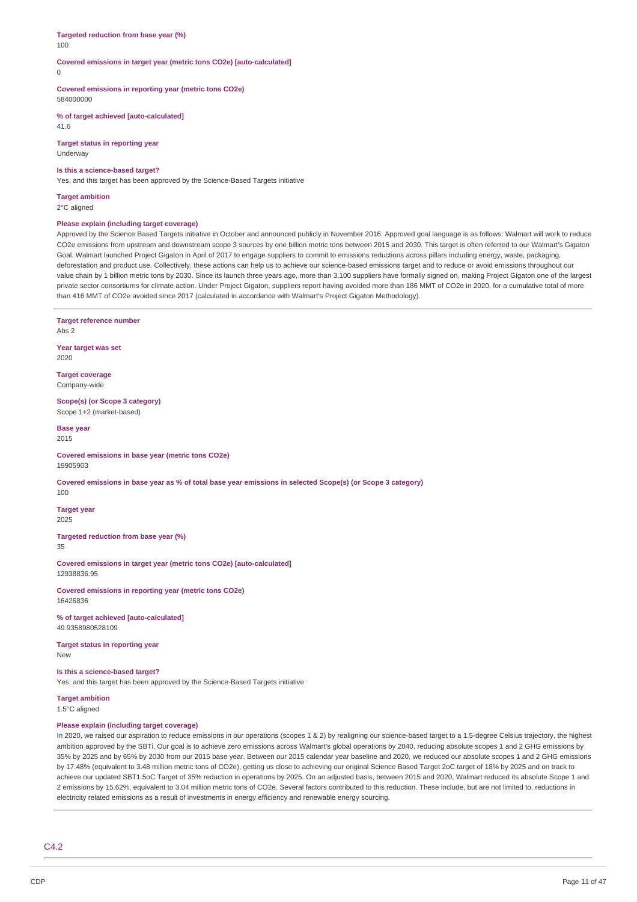**Targeted reduction from base year (%)**
100

**Covered emissions in target year (metric tons CO2e) [auto-calculated]**
0

**Covered emissions in reporting year (metric tons CO2e)**
584000000

**% of target achieved [auto-calculated]**
41.6

**Target status in reporting year**
Underway

**Is this a science-based target?**
Yes, and this target has been approved by the Science-Based Targets initiative

**Target ambition**
2°C aligned

**Please explain (including target coverage)**
Approved by the Science Based Targets initiative in October and announced publicly in November 2016. Approved goal language is as follows: Walmart will work to reduce CO2e emissions from upstream and downstream scope 3 sources by one billion metric tons between 2015 and 2030. This target is often referred to our Walmart's Gigaton Goal. Walmart launched Project Gigaton in April of 2017 to engage suppliers to commit to emissions reductions across pillars including energy, waste, packaging, deforestation and product use. Collectively, these actions can help us to achieve our science-based emissions target and to reduce or avoid emissions throughout our value chain by 1 billion metric tons by 2030. Since its launch three years ago, more than 3,100 suppliers have formally signed on, making Project Gigaton one of the largest private sector consortiums for climate action. Under Project Gigaton, suppliers report having avoided more than 186 MMT of CO2e in 2020, for a cumulative total of more than 416 MMT of CO2e avoided since 2017 (calculated in accordance with Walmart's Project Gigaton Methodology).

---

**Target reference number**
Abs 2

**Year target was set**
2020

**Target coverage**
Company-wide

**Scope(s) (or Scope 3 category)**
Scope 1+2 (market-based)

**Base year**
2015

**Covered emissions in base year (metric tons CO2e)**
19905903

**Covered emissions in base year as % of total base year emissions in selected Scope(s) (or Scope 3 category)**
100

**Target year**
2025

**Targeted reduction from base year (%)**
35

**Covered emissions in target year (metric tons CO2e) [auto-calculated]**
12938836.95

**Covered emissions in reporting year (metric tons CO2e)**
16426836

**% of target achieved [auto-calculated]**
49.9358980528109

**Target status in reporting year**
New

**Is this a science-based target?**
Yes, and this target has been approved by the Science-Based Targets initiative

**Target ambition**
1.5°C aligned

**Please explain (including target coverage)**
In 2020, we raised our aspiration to reduce emissions in our operations (scopes 1 & 2) by realigning our science-based target to a 1.5-degree Celsius trajectory, the highest ambition approved by the SBTi. Our goal is to achieve zero emissions across Walmart's global operations by 2040, reducing absolute scopes 1 and 2 GHG emissions by 35% by 2025 and by 65% by 2030 from our 2015 base year. Between our 2015 calendar year baseline and 2020, we reduced our absolute scopes 1 and 2 GHG emissions by 17.48% (equivalent to 3.48 million metric tons of CO2e), getting us close to achieving our original Science Based Target 2oC target of 18% by 2025 and on track to achieve our updated SBT1.5oC Target of 35% reduction in operations by 2025. On an adjusted basis, between 2015 and 2020, Walmart reduced its absolute Scope 1 and 2 emissions by 15.62%, equivalent to 3.04 million metric tons of CO2e. Several factors contributed to this reduction. These include, but are not limited to, reductions in electricity related emissions as a result of investments in energy efficiency and renewable energy sourcing.

---

## C4.2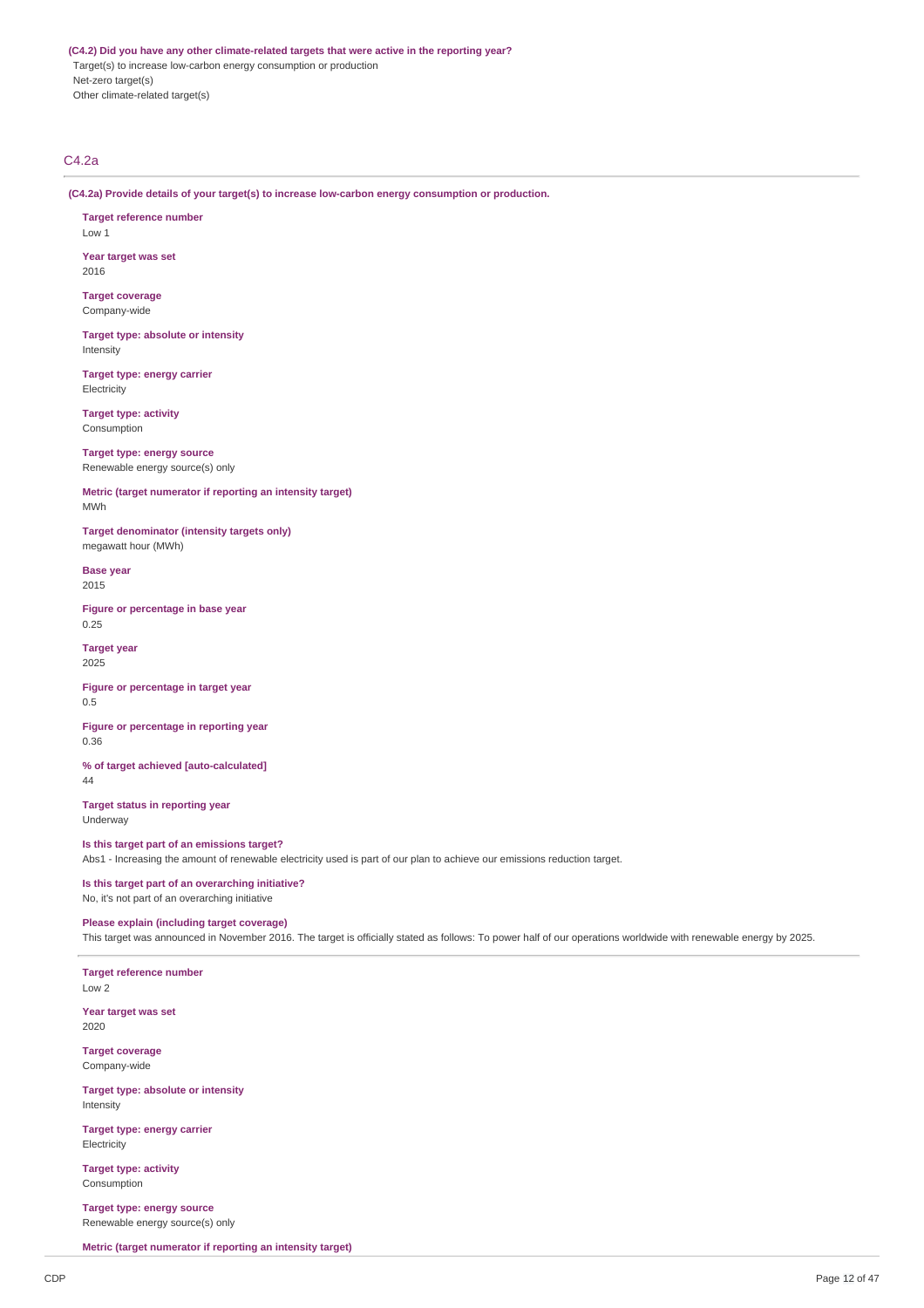**(C4.2) Did you have any other climate-related targets that were active in the reporting year?**

Target(s) to increase low-carbon energy consumption or production

Net-zero target(s)

Other climate-related target(s)

## C4.2a

**(C4.2a) Provide details of your target(s) to increase low-carbon energy consumption or production.**

**Target reference number**

Low 1

**Year target was set**

2016

**Target coverage**

Company-wide

**Target type: absolute or intensity**

Intensity

**Target type: energy carrier**

Electricity

**Target type: activity**

Consumption

**Target type: energy source**

Renewable energy source(s) only

**Metric (target numerator if reporting an intensity target)**

MWh

**Target denominator (intensity targets only)**

megawatt hour (MWh)

**Base year**

2015

**Figure or percentage in base year**

0.25

**Target year**

2025

**Figure or percentage in target year**

0.5

**Figure or percentage in reporting year**

0.36

**% of target achieved [auto-calculated]**

44

**Target status in reporting year**

Underway

**Is this target part of an emissions target?**

Abs1 - Increasing the amount of renewable electricity used is part of our plan to achieve our emissions reduction target.

**Is this target part of an overarching initiative?**

No, it's not part of an overarching initiative

**Please explain (including target coverage)**

This target was announced in November 2016. The target is officially stated as follows: To power half of our operations worldwide with renewable energy by 2025.

---

**Target reference number**

Low 2

**Year target was set**

2020

**Target coverage**

Company-wide

**Target type: absolute or intensity**

Intensity

**Target type: energy carrier**

Electricity

**Target type: activity**

Consumption

**Target type: energy source**

Renewable energy source(s) only

**Metric (target numerator if reporting an intensity target)**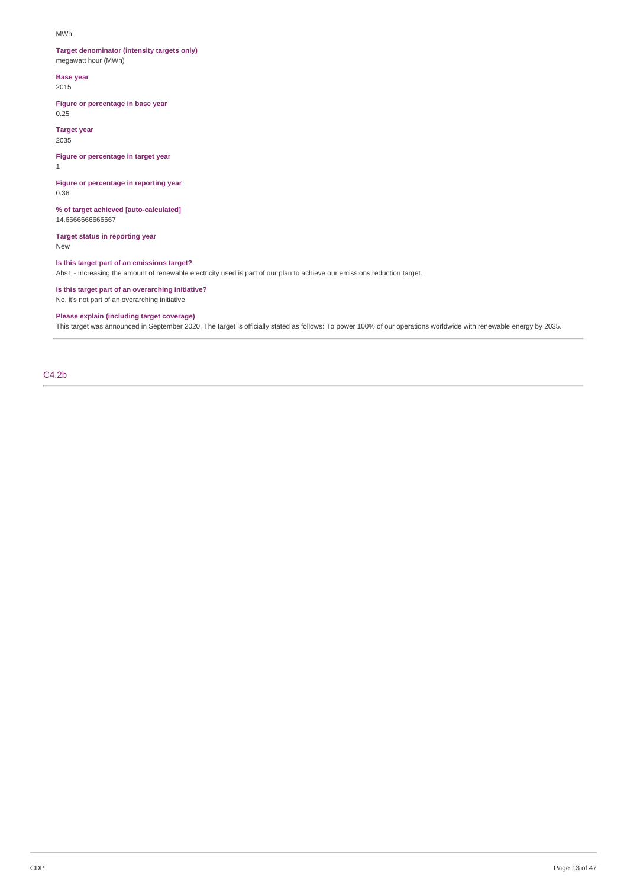MWh

**Target denominator (intensity targets only)**
megawatt hour (MWh)

**Base year**
2015

**Figure or percentage in base year**
0.25

**Target year**
2035

**Figure or percentage in target year**
1

**Figure or percentage in reporting year**
0.36

**% of target achieved [auto-calculated]**
14.6666666666667

**Target status in reporting year**
New

**Is this target part of an emissions target?**
Abs1 - Increasing the amount of renewable electricity used is part of our plan to achieve our emissions reduction target.

**Is this target part of an overarching initiative?**
No, it's not part of an overarching initiative

**Please explain (including target coverage)**
This target was announced in September 2020. The target is officially stated as follows: To power 100% of our operations worldwide with renewable energy by 2035.

## C4.2b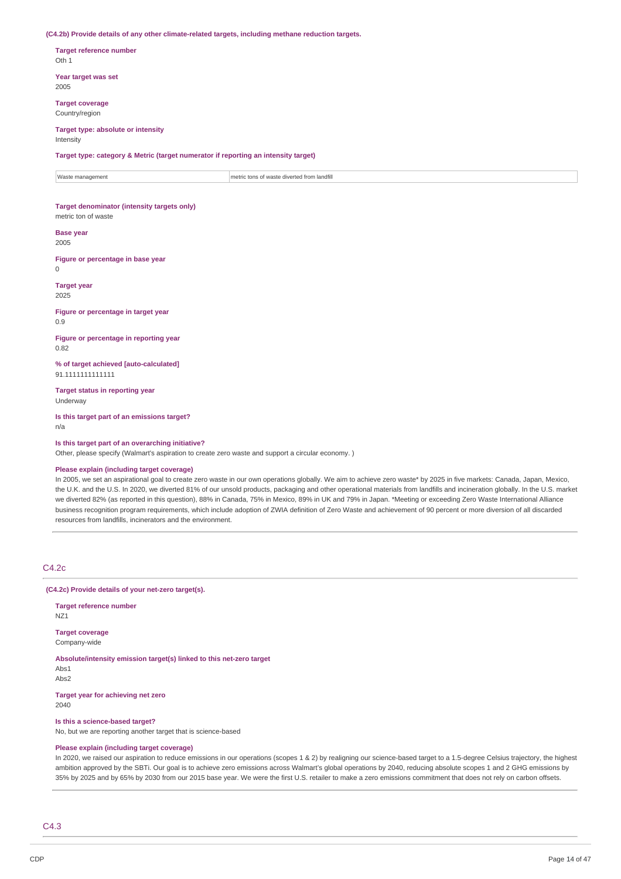**(C4.2b) Provide details of any other climate-related targets, including methane reduction targets.**

**Target reference number**
Oth 1

**Year target was set**
2005

**Target coverage**
Country/region

**Target type: absolute or intensity**
Intensity

**Target type: category & Metric (target numerator if reporting an intensity target)**

| Waste management | metric tons of waste diverted from landfill |
|---|---|

**Target denominator (intensity targets only)**
metric ton of waste

**Base year**
2005

**Figure or percentage in base year**
0

**Target year**
2025

**Figure or percentage in target year**
0.9

**Figure or percentage in reporting year**
0.82

**% of target achieved [auto-calculated]**
91.1111111111111

**Target status in reporting year**
Underway

**Is this target part of an emissions target?**
n/a

**Is this target part of an overarching initiative?**
Other, please specify (Walmart's aspiration to create zero waste and support a circular economy. )

**Please explain (including target coverage)**
In 2005, we set an aspirational goal to create zero waste in our own operations globally. We aim to achieve zero waste* by 2025 in five markets: Canada, Japan, Mexico, the U.K. and the U.S. In 2020, we diverted 81% of our unsold products, packaging and other operational materials from landfills and incineration globally. In the U.S. market we diverted 82% (as reported in this question), 88% in Canada, 75% in Mexico, 89% in UK and 79% in Japan. *Meeting or exceeding Zero Waste International Alliance business recognition program requirements, which include adoption of ZWIA definition of Zero Waste and achievement of 90 percent or more diversion of all discarded resources from landfills, incinerators and the environment.

## C4.2c

**(C4.2c) Provide details of your net-zero target(s).**

**Target reference number**
NZ1

**Target coverage**
Company-wide

**Absolute/intensity emission target(s) linked to this net-zero target**
Abs1
Abs2

**Target year for achieving net zero**
2040

**Is this a science-based target?**
No, but we are reporting another target that is science-based

**Please explain (including target coverage)**
In 2020, we raised our aspiration to reduce emissions in our operations (scopes 1 & 2) by realigning our science-based target to a 1.5-degree Celsius trajectory, the highest ambition approved by the SBTi. Our goal is to achieve zero emissions across Walmart's global operations by 2040, reducing absolute scopes 1 and 2 GHG emissions by 35% by 2025 and by 65% by 2030 from our 2015 base year. We were the first U.S. retailer to make a zero emissions commitment that does not rely on carbon offsets.

## C4.3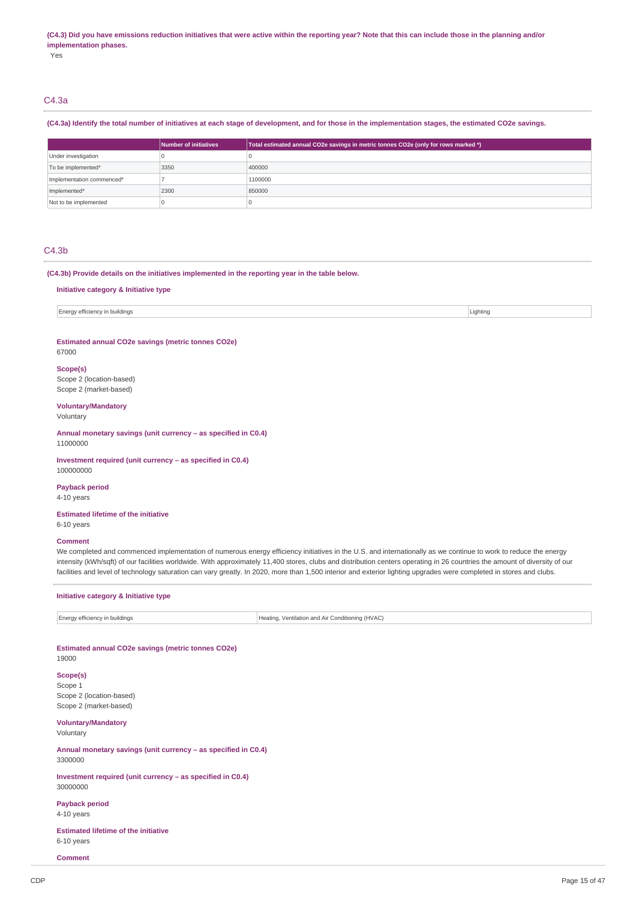**(C4.3) Did you have emissions reduction initiatives that were active within the reporting year? Note that this can include those in the planning and/or implementation phases.**

Yes

## C4.3a

**(C4.3a) Identify the total number of initiatives at each stage of development, and for those in the implementation stages, the estimated CO2e savings.**

| | Number of initiatives | Total estimated annual CO2e savings in metric tonnes CO2e (only for rows marked *) |
|---|---|---|
| Under investigation | 0 | 0 |
| To be implemented* | 3350 | 400000 |
| Implementation commenced* | 7 | 1100000 |
| Implemented* | 2300 | 850000 |
| Not to be implemented | 0 | 0 |

## C4.3b

**(C4.3b) Provide details on the initiatives implemented in the reporting year in the table below.**

**Initiative category & Initiative type**

| Energy efficiency in buildings | Lighting |
|---|---|

**Estimated annual CO2e savings (metric tonnes CO2e)**

67000

**Scope(s)**

Scope 2 (location-based)
Scope 2 (market-based)

**Voluntary/Mandatory**

Voluntary

**Annual monetary savings (unit currency – as specified in C0.4)**

11000000

**Investment required (unit currency – as specified in C0.4)**

100000000

**Payback period**

4-10 years

**Estimated lifetime of the initiative**

6-10 years

**Comment**

We completed and commenced implementation of numerous energy efficiency initiatives in the U.S. and internationally as we continue to work to reduce the energy intensity (kWh/sqft) of our facilities worldwide. With approximately 11,400 stores, clubs and distribution centers operating in 26 countries the amount of diversity of our facilities and level of technology saturation can vary greatly. In 2020, more than 1,500 interior and exterior lighting upgrades were completed in stores and clubs.

**Initiative category & Initiative type**

| Energy efficiency in buildings | Heating, Ventilation and Air Conditioning (HVAC) |
|---|---|

**Estimated annual CO2e savings (metric tonnes CO2e)**

19000

**Scope(s)**

Scope 1
Scope 2 (location-based)
Scope 2 (market-based)

**Voluntary/Mandatory**

Voluntary

**Annual monetary savings (unit currency – as specified in C0.4)**

3300000

**Investment required (unit currency – as specified in C0.4)**

30000000

**Payback period**

4-10 years

**Estimated lifetime of the initiative**

6-10 years

**Comment**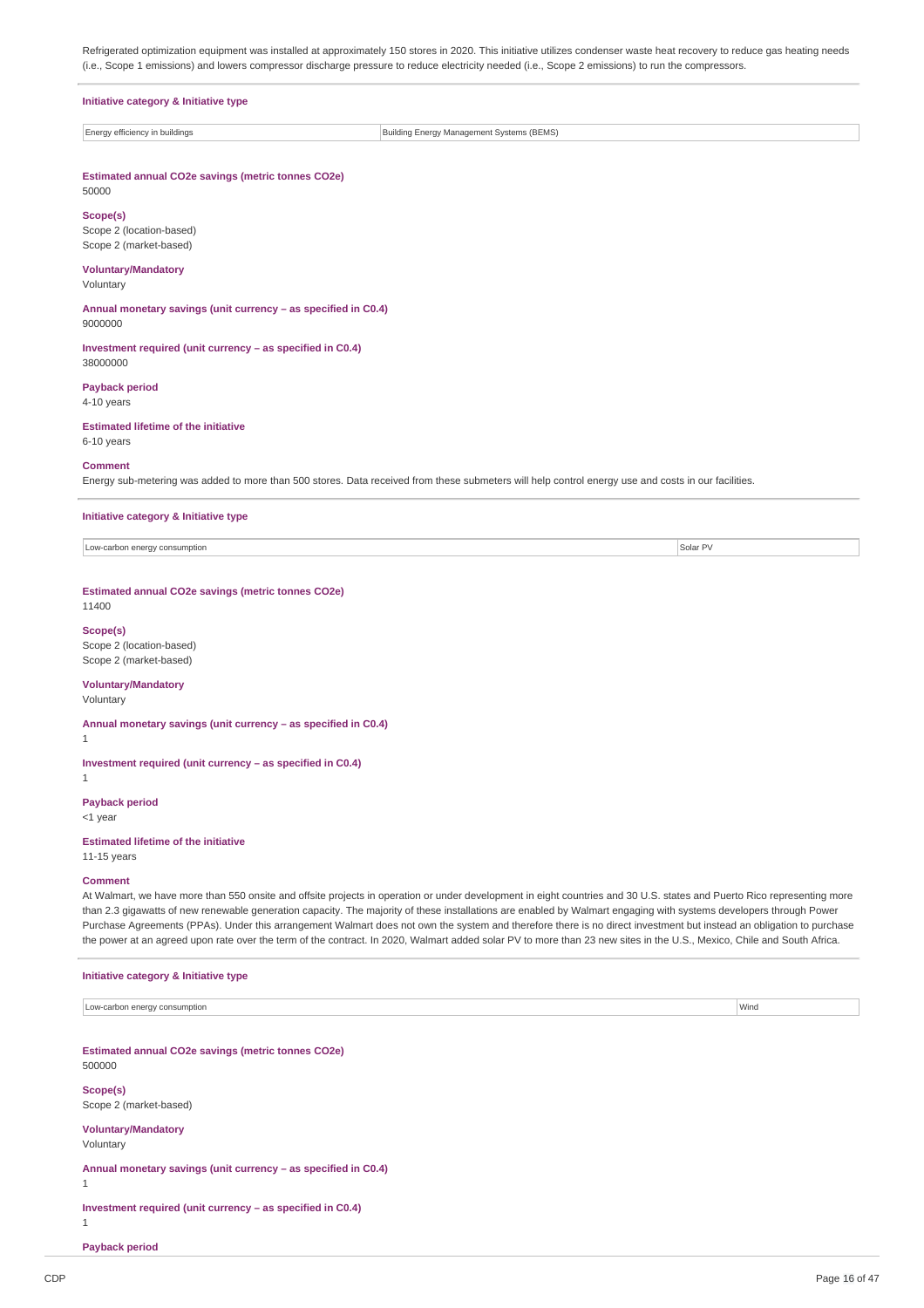Refrigerated optimization equipment was installed at approximately 150 stores in 2020. This initiative utilizes condenser waste heat recovery to reduce gas heating needs (i.e., Scope 1 emissions) and lowers compressor discharge pressure to reduce electricity needed (i.e., Scope 2 emissions) to run the compressors.

**Initiative category & Initiative type**

| Energy efficiency in buildings | Building Energy Management Systems (BEMS) |
|---|---|

**Estimated annual CO2e savings (metric tonnes CO2e)**
50000

**Scope(s)**
Scope 2 (location-based)
Scope 2 (market-based)

**Voluntary/Mandatory**
Voluntary

**Annual monetary savings (unit currency – as specified in C0.4)**
9000000

**Investment required (unit currency – as specified in C0.4)**
38000000

**Payback period**
4-10 years

**Estimated lifetime of the initiative**
6-10 years

**Comment**
Energy sub-metering was added to more than 500 stores. Data received from these submeters will help control energy use and costs in our facilities.

**Initiative category & Initiative type**

| Low-carbon energy consumption | Solar PV |
|---|---|

**Estimated annual CO2e savings (metric tonnes CO2e)**
11400

**Scope(s)**
Scope 2 (location-based)
Scope 2 (market-based)

**Voluntary/Mandatory**
Voluntary

**Annual monetary savings (unit currency – as specified in C0.4)**
1

**Investment required (unit currency – as specified in C0.4)**
1

**Payback period**
<1 year

**Estimated lifetime of the initiative**
11-15 years

**Comment**
At Walmart, we have more than 550 onsite and offsite projects in operation or under development in eight countries and 30 U.S. states and Puerto Rico representing more than 2.3 gigawatts of new renewable generation capacity. The majority of these installations are enabled by Walmart engaging with systems developers through Power Purchase Agreements (PPAs). Under this arrangement Walmart does not own the system and therefore there is no direct investment but instead an obligation to purchase the power at an agreed upon rate over the term of the contract. In 2020, Walmart added solar PV to more than 23 new sites in the U.S., Mexico, Chile and South Africa.

**Initiative category & Initiative type**

| Low-carbon energy consumption | Wind |
|---|---|

**Estimated annual CO2e savings (metric tonnes CO2e)**
500000

**Scope(s)**
Scope 2 (market-based)

**Voluntary/Mandatory**
Voluntary

**Annual monetary savings (unit currency – as specified in C0.4)**
1

**Investment required (unit currency – as specified in C0.4)**
1

**Payback period**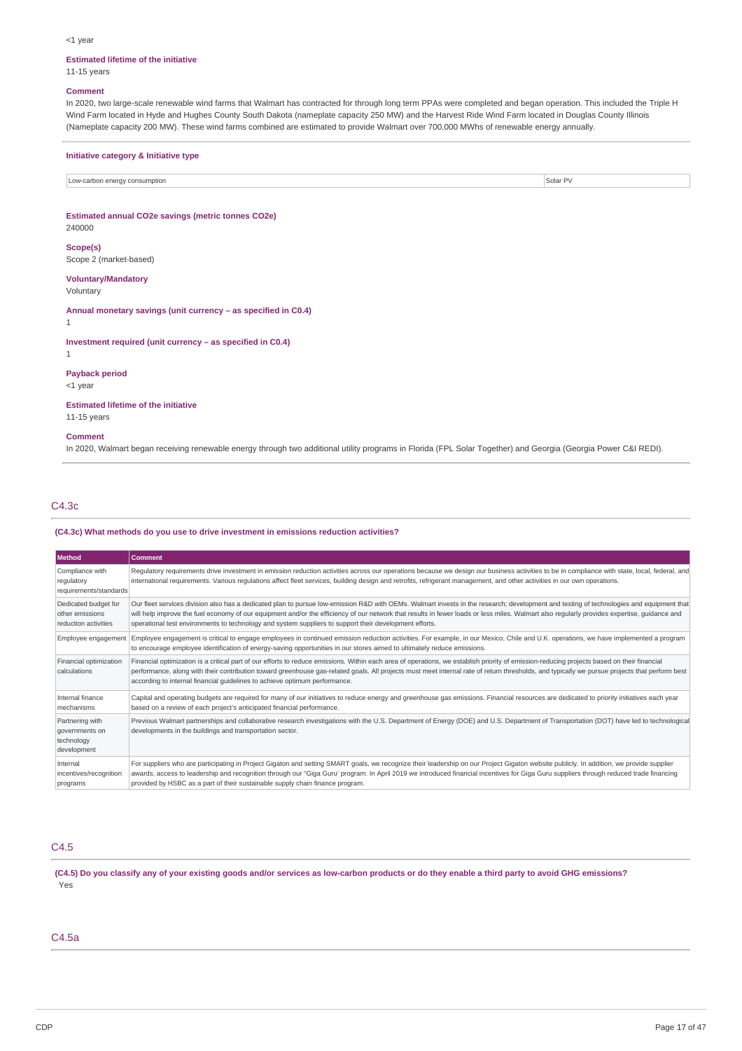<1 year

**Estimated lifetime of the initiative**
11-15 years

**Comment**
In 2020, two large-scale renewable wind farms that Walmart has contracted for through long term PPAs were completed and began operation. This included the Triple H Wind Farm located in Hyde and Hughes County South Dakota (nameplate capacity 250 MW) and the Harvest Ride Wind Farm located in Douglas County Illinois (Nameplate capacity 200 MW). These wind farms combined are estimated to provide Walmart over 700,000 MWhs of renewable energy annually.

**Initiative category & Initiative type**

| | |
|---|---|
| Low-carbon energy consumption | Solar PV |

**Estimated annual CO2e savings (metric tonnes CO2e)**
240000

**Scope(s)**
Scope 2 (market-based)

**Voluntary/Mandatory**
Voluntary

**Annual monetary savings (unit currency – as specified in C0.4)**
1

**Investment required (unit currency – as specified in C0.4)**
1

**Payback period**
<1 year

**Estimated lifetime of the initiative**
11-15 years

**Comment**
In 2020, Walmart began receiving renewable energy through two additional utility programs in Florida (FPL Solar Together) and Georgia (Georgia Power C&I REDI).

## C4.3c

**(C4.3c) What methods do you use to drive investment in emissions reduction activities?**

| Method | Comment |
|---|---|
| Compliance with regulatory requirements/standards | Regulatory requirements drive investment in emission reduction activities across our operations because we design our business activities to be in compliance with state, local, federal, and international requirements. Various regulations affect fleet services, building design and retrofits, refrigerant management, and other activities in our own operations. |
| Dedicated budget for other emissions reduction activities | Our fleet services division also has a dedicated plan to pursue low-emission R&D with OEMs. Walmart invests in the research; development and testing of technologies and equipment that will help improve the fuel economy of our equipment and/or the efficiency of our network that results in fewer loads or less miles. Walmart also regularly provides expertise, guidance and operational test environments to technology and system suppliers to support their development efforts. |
| Employee engagement | Employee engagement is critical to engage employees in continued emission reduction activities. For example, in our Mexico, Chile and U.K. operations, we have implemented a program to encourage employee identification of energy-saving opportunities in our stores aimed to ultimately reduce emissions. |
| Financial optimization calculations | Financial optimization is a critical part of our efforts to reduce emissions. Within each area of operations, we establish priority of emission-reducing projects based on their financial performance, along with their contribution toward greenhouse gas-related goals. All projects must meet internal rate of return thresholds, and typically we pursue projects that perform best according to internal financial guidelines to achieve optimum performance. |
| Internal finance mechanisms | Capital and operating budgets are required for many of our initiatives to reduce energy and greenhouse gas emissions. Financial resources are dedicated to priority initiatives each year based on a review of each project's anticipated financial performance. |
| Partnering with governments on technology development | Previous Walmart partnerships and collaborative research investigations with the U.S. Department of Energy (DOE) and U.S. Department of Transportation (DOT) have led to technological developments in the buildings and transportation sector. |
| Internal incentives/recognition programs | For suppliers who are participating in Project Gigaton and setting SMART goals, we recognize their leadership on our Project Gigaton website publicly. In addition, we provide supplier awards, access to leadership and recognition through our "Giga Guru" program. In April 2019 we introduced financial incentives for Giga Guru suppliers through reduced trade financing provided by HSBC as a part of their sustainable supply chain finance program. |

## C4.5

**(C4.5) Do you classify any of your existing goods and/or services as low-carbon products or do they enable a third party to avoid GHG emissions?**
Yes

## C4.5a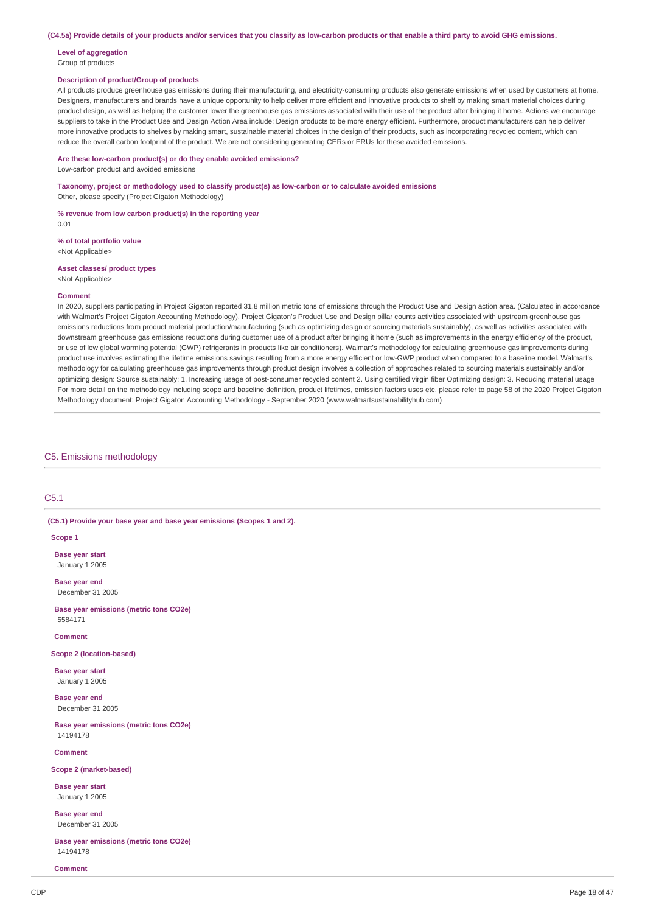**(C4.5a) Provide details of your products and/or services that you classify as low-carbon products or that enable a third party to avoid GHG emissions.**

**Level of aggregation**
Group of products

**Description of product/Group of products**
All products produce greenhouse gas emissions during their manufacturing, and electricity-consuming products also generate emissions when used by customers at home. Designers, manufacturers and brands have a unique opportunity to help deliver more efficient and innovative products to shelf by making smart material choices during product design, as well as helping the customer lower the greenhouse gas emissions associated with their use of the product after bringing it home. Actions we encourage suppliers to take in the Product Use and Design Action Area include; Design products to be more energy efficient. Furthermore, product manufacturers can help deliver more innovative products to shelves by making smart, sustainable material choices in the design of their products, such as incorporating recycled content, which can reduce the overall carbon footprint of the product. We are not considering generating CERs or ERUs for these avoided emissions.

**Are these low-carbon product(s) or do they enable avoided emissions?**
Low-carbon product and avoided emissions

**Taxonomy, project or methodology used to classify product(s) as low-carbon or to calculate avoided emissions**
Other, please specify (Project Gigaton Methodology)

**% revenue from low carbon product(s) in the reporting year**
0.01

**% of total portfolio value**
<Not Applicable>

**Asset classes/ product types**
<Not Applicable>

**Comment**
In 2020, suppliers participating in Project Gigaton reported 31.8 million metric tons of emissions through the Product Use and Design action area. (Calculated in accordance with Walmart's Project Gigaton Accounting Methodology). Project Gigaton's Product Use and Design pillar counts activities associated with upstream greenhouse gas emissions reductions from product material production/manufacturing (such as optimizing design or sourcing materials sustainably), as well as activities associated with downstream greenhouse gas emissions reductions during customer use of a product after bringing it home (such as improvements in the energy efficiency of the product, or use of low global warming potential (GWP) refrigerants in products like air conditioners). Walmart's methodology for calculating greenhouse gas improvements during product use involves estimating the lifetime emissions savings resulting from a more energy efficient or low-GWP product when compared to a baseline model. Walmart's methodology for calculating greenhouse gas improvements through product design involves a collection of approaches related to sourcing materials sustainably and/or optimizing design: Source sustainably: 1. Increasing usage of post-consumer recycled content 2. Using certified virgin fiber Optimizing design: 3. Reducing material usage For more detail on the methodology including scope and baseline definition, product lifetimes, emission factors uses etc. please refer to page 58 of the 2020 Project Gigaton Methodology document: Project Gigaton Accounting Methodology - September 2020 (www.walmartsustainabilityhub.com)

## C5. Emissions methodology

### C5.1

**(C5.1) Provide your base year and base year emissions (Scopes 1 and 2).**

**Scope 1**

**Base year start**
January 1 2005

**Base year end**
December 31 2005

**Base year emissions (metric tons CO2e)**
5584171

**Comment**

**Scope 2 (location-based)**

**Base year start**
January 1 2005

**Base year end**
December 31 2005

**Base year emissions (metric tons CO2e)**
14194178

**Comment**

**Scope 2 (market-based)**

**Base year start**
January 1 2005

**Base year end**
December 31 2005

**Base year emissions (metric tons CO2e)**
14194178

**Comment**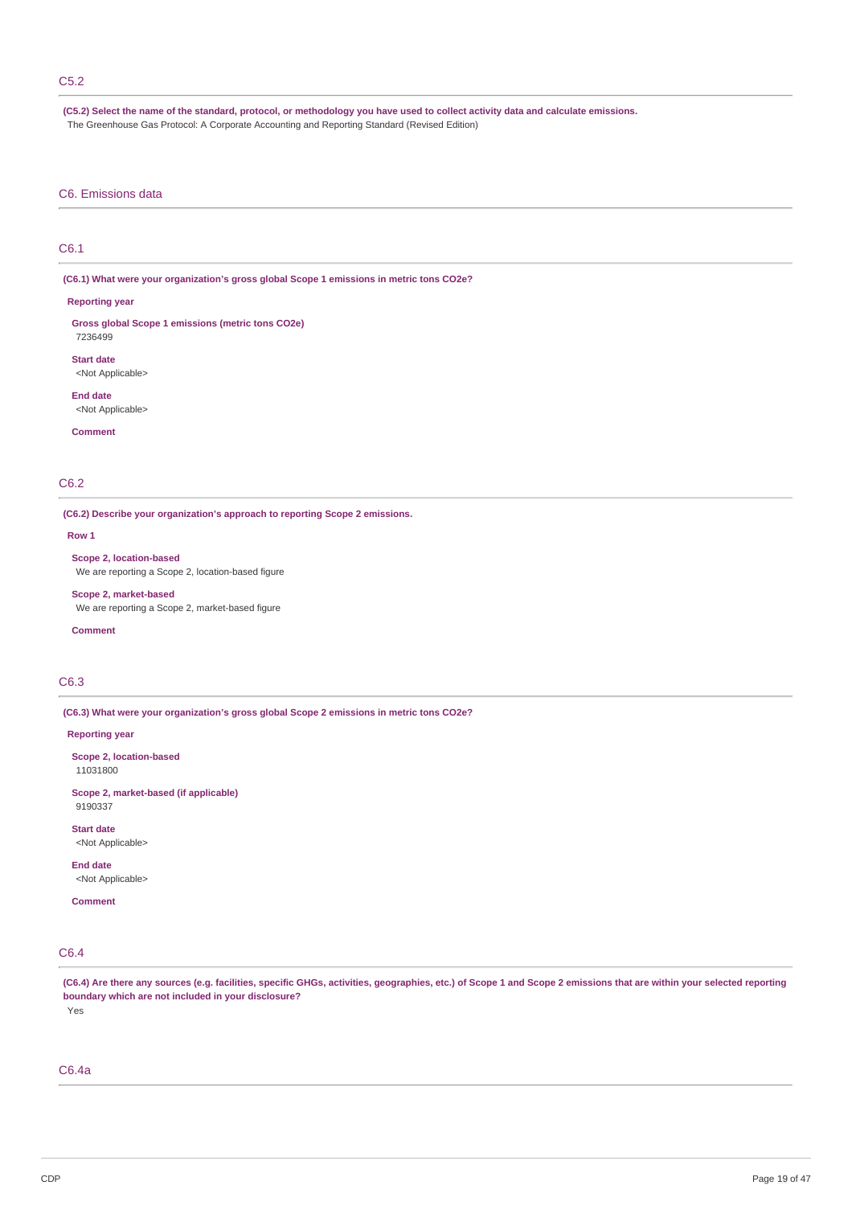## C5.2

**(C5.2) Select the name of the standard, protocol, or methodology you have used to collect activity data and calculate emissions.**

The Greenhouse Gas Protocol: A Corporate Accounting and Reporting Standard (Revised Edition)

# C6. Emissions data

## C6.1

**(C6.1) What were your organization's gross global Scope 1 emissions in metric tons CO2e?**

**Reporting year**

**Gross global Scope 1 emissions (metric tons CO2e)**
7236499

**Start date**
<Not Applicable>

**End date**
<Not Applicable>

**Comment**

## C6.2

**(C6.2) Describe your organization's approach to reporting Scope 2 emissions.**

**Row 1**

**Scope 2, location-based**
We are reporting a Scope 2, location-based figure

**Scope 2, market-based**
We are reporting a Scope 2, market-based figure

**Comment**

## C6.3

**(C6.3) What were your organization's gross global Scope 2 emissions in metric tons CO2e?**

**Reporting year**

**Scope 2, location-based**
11031800

**Scope 2, market-based (if applicable)**
9190337

**Start date**
<Not Applicable>

**End date**
<Not Applicable>

**Comment**

## C6.4

**(C6.4) Are there any sources (e.g. facilities, specific GHGs, activities, geographies, etc.) of Scope 1 and Scope 2 emissions that are within your selected reporting boundary which are not included in your disclosure?**

Yes

## C6.4a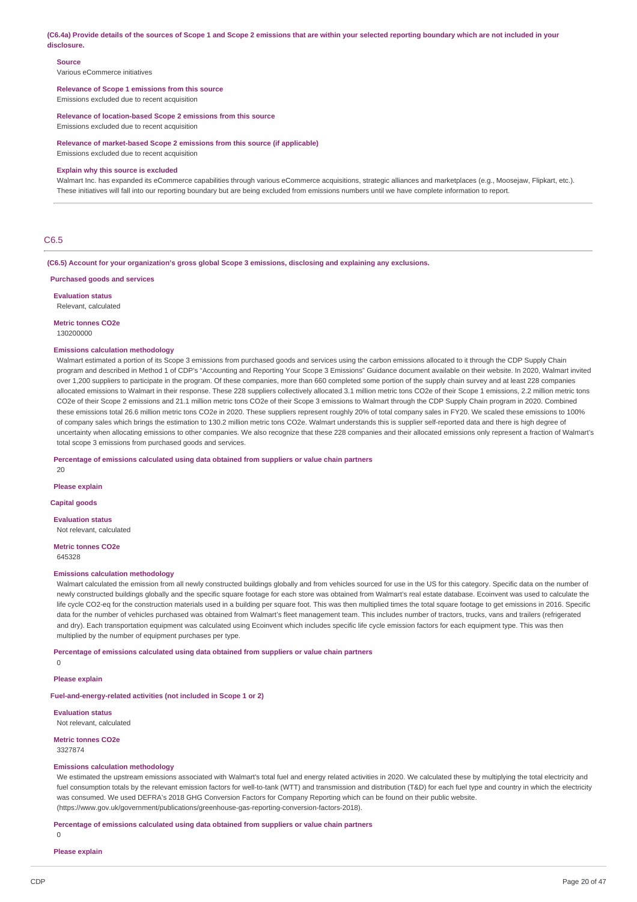**(C6.4a) Provide details of the sources of Scope 1 and Scope 2 emissions that are within your selected reporting boundary which are not included in your disclosure.**

**Source**

Various eCommerce initiatives

**Relevance of Scope 1 emissions from this source**

Emissions excluded due to recent acquisition

**Relevance of location-based Scope 2 emissions from this source**

Emissions excluded due to recent acquisition

**Relevance of market-based Scope 2 emissions from this source (if applicable)**

Emissions excluded due to recent acquisition

**Explain why this source is excluded**

Walmart Inc. has expanded its eCommerce capabilities through various eCommerce acquisitions, strategic alliances and marketplaces (e.g., Moosejaw, Flipkart, etc.). These initiatives will fall into our reporting boundary but are being excluded from emissions numbers until we have complete information to report.

## C6.5

**(C6.5) Account for your organization's gross global Scope 3 emissions, disclosing and explaining any exclusions.**

**Purchased goods and services**

**Evaluation status**

Relevant, calculated

**Metric tonnes CO2e**

130200000

**Emissions calculation methodology**

Walmart estimated a portion of its Scope 3 emissions from purchased goods and services using the carbon emissions allocated to it through the CDP Supply Chain program and described in Method 1 of CDP's "Accounting and Reporting Your Scope 3 Emissions" Guidance document available on their website. In 2020, Walmart invited over 1,200 suppliers to participate in the program. Of these companies, more than 660 completed some portion of the supply chain survey and at least 228 companies allocated emissions to Walmart in their response. These 228 suppliers collectively allocated 3.1 million metric tons CO2e of their Scope 1 emissions, 2.2 million metric tons CO2e of their Scope 2 emissions and 21.1 million metric tons CO2e of their Scope 3 emissions to Walmart through the CDP Supply Chain program in 2020. Combined these emissions total 26.6 million metric tons CO2e in 2020. These suppliers represent roughly 20% of total company sales in FY20. We scaled these emissions to 100% of company sales which brings the estimation to 130.2 million metric tons CO2e. Walmart understands this is supplier self-reported data and there is high degree of uncertainty when allocating emissions to other companies. We also recognize that these 228 companies and their allocated emissions only represent a fraction of Walmart's total scope 3 emissions from purchased goods and services.

**Percentage of emissions calculated using data obtained from suppliers or value chain partners**

20

**Please explain**

**Capital goods**

**Evaluation status**

Not relevant, calculated

**Metric tonnes CO2e**

645328

**Emissions calculation methodology**

Walmart calculated the emission from all newly constructed buildings globally and from vehicles sourced for use in the US for this category. Specific data on the number of newly constructed buildings globally and the specific square footage for each store was obtained from Walmart's real estate database. Ecoinvent was used to calculate the life cycle CO2-eq for the construction materials used in a building per square foot. This was then multiplied times the total square footage to get emissions in 2016. Specific data for the number of vehicles purchased was obtained from Walmart's fleet management team. This includes number of tractors, trucks, vans and trailers (refrigerated and dry). Each transportation equipment was calculated using Ecoinvent which includes specific life cycle emission factors for each equipment type. This was then multiplied by the number of equipment purchases per type.

**Percentage of emissions calculated using data obtained from suppliers or value chain partners**

0

**Please explain**

**Fuel-and-energy-related activities (not included in Scope 1 or 2)**

**Evaluation status**

Not relevant, calculated

**Metric tonnes CO2e**

3327874

**Emissions calculation methodology**

We estimated the upstream emissions associated with Walmart's total fuel and energy related activities in 2020. We calculated these by multiplying the total electricity and fuel consumption totals by the relevant emission factors for well-to-tank (WTT) and transmission and distribution (T&D) for each fuel type and country in which the electricity was consumed. We used DEFRA's 2018 GHG Conversion Factors for Company Reporting which can be found on their public website. (https://www.gov.uk/government/publications/greenhouse-gas-reporting-conversion-factors-2018).

**Percentage of emissions calculated using data obtained from suppliers or value chain partners**

0

**Please explain**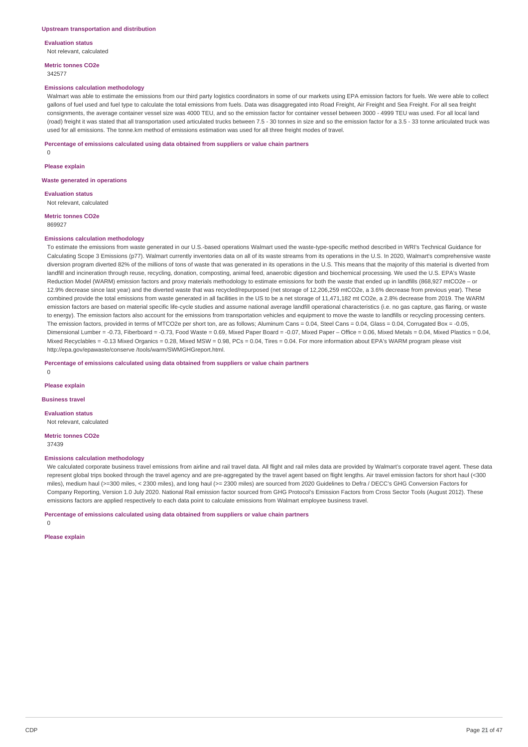### Upstream transportation and distribution

**Evaluation status**

Not relevant, calculated

**Metric tonnes CO2e**

342577

**Emissions calculation methodology**

Walmart was able to estimate the emissions from our third party logistics coordinators in some of our markets using EPA emission factors for fuels. We were able to collect gallons of fuel used and fuel type to calculate the total emissions from fuels. Data was disaggregated into Road Freight, Air Freight and Sea Freight. For all sea freight consignments, the average container vessel size was 4000 TEU, and so the emission factor for container vessel between 3000 - 4999 TEU was used. For all local land (road) freight it was stated that all transportation used articulated trucks between 7.5 - 30 tonnes in size and so the emission factor for a 3.5 - 33 tonne articulated truck was used for all emissions. The tonne.km method of emissions estimation was used for all three freight modes of travel.

**Percentage of emissions calculated using data obtained from suppliers or value chain partners**

0

**Please explain**

### Waste generated in operations

**Evaluation status**

Not relevant, calculated

**Metric tonnes CO2e**

869927

**Emissions calculation methodology**

To estimate the emissions from waste generated in our U.S.-based operations Walmart used the waste-type-specific method described in WRI's Technical Guidance for Calculating Scope 3 Emissions (p77). Walmart currently inventories data on all of its waste streams from its operations in the U.S. In 2020, Walmart's comprehensive waste diversion program diverted 82% of the millions of tons of waste that was generated in its operations in the U.S. This means that the majority of this material is diverted from landfill and incineration through reuse, recycling, donation, composting, animal feed, anaerobic digestion and biochemical processing. We used the U.S. EPA's Waste Reduction Model (WARM) emission factors and proxy materials methodology to estimate emissions for both the waste that ended up in landfills (868,927 mtCO2e – or 12.9% decrease since last year) and the diverted waste that was recycled/repurposed (net storage of 12,206,259 mtCO2e, a 3.6% decrease from previous year). These combined provide the total emissions from waste generated in all facilities in the US to be a net storage of 11,471,182 mt CO2e, a 2.8% decrease from 2019. The WARM emission factors are based on material specific life-cycle studies and assume national average landfill operational characteristics (i.e. no gas capture, gas flaring, or waste to energy). The emission factors also account for the emissions from transportation vehicles and equipment to move the waste to landfills or recycling processing centers. The emission factors, provided in terms of MTCO2e per short ton, are as follows; Aluminum Cans = 0.04, Steel Cans = 0.04, Glass = 0.04, Corrugated Box = -0.05, Dimensional Lumber = -0.73, Fiberboard = -0.73, Food Waste = 0.69, Mixed Paper Board = -0.07, Mixed Paper – Office = 0.06, Mixed Metals = 0.04, Mixed Plastics = 0.04, Mixed Recyclables = -0.13 Mixed Organics = 0.28, Mixed MSW = 0.98, PCs = 0.04, Tires = 0.04. For more information about EPA's WARM program please visit http://epa.gov/epawaste/conserve /tools/warm/SWMGHGreport.html.

**Percentage of emissions calculated using data obtained from suppliers or value chain partners**

0

**Please explain**

### Business travel

**Evaluation status**

Not relevant, calculated

**Metric tonnes CO2e**

37439

**Emissions calculation methodology**

We calculated corporate business travel emissions from airline and rail travel data. All flight and rail miles data are provided by Walmart's corporate travel agent. These data represent global trips booked through the travel agency and are pre-aggregated by the travel agent based on flight lengths. Air travel emission factors for short haul (<300 miles), medium haul (>=300 miles, < 2300 miles), and long haul (>= 2300 miles) are sourced from 2020 Guidelines to Defra / DECC's GHG Conversion Factors for Company Reporting, Version 1.0 July 2020. National Rail emission factor sourced from GHG Protocol's Emission Factors from Cross Sector Tools (August 2012). These emissions factors are applied respectively to each data point to calculate emissions from Walmart employee business travel.

**Percentage of emissions calculated using data obtained from suppliers or value chain partners**

0

**Please explain**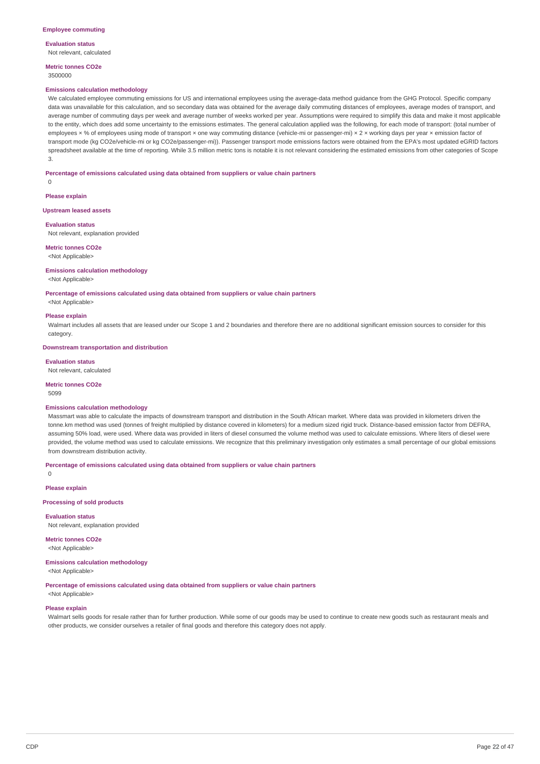**Employee commuting**

**Evaluation status**
Not relevant, calculated

**Metric tonnes CO2e**
3500000

**Emissions calculation methodology**
We calculated employee commuting emissions for US and international employees using the average-data method guidance from the GHG Protocol. Specific company data was unavailable for this calculation, and so secondary data was obtained for the average daily commuting distances of employees, average modes of transport, and average number of commuting days per week and average number of weeks worked per year. Assumptions were required to simplify this data and make it most applicable to the entity, which does add some uncertainty to the emissions estimates. The general calculation applied was the following, for each mode of transport: (total number of employees × % of employees using mode of transport × one way commuting distance (vehicle-mi or passenger-mi) × 2 × working days per year × emission factor of transport mode (kg CO2e/vehicle-mi or kg CO2e/passenger-mi)). Passenger transport mode emissions factors were obtained from the EPA's most updated eGRID factors spreadsheet available at the time of reporting. While 3.5 million metric tons is notable it is not relevant considering the estimated emissions from other categories of Scope 3.

**Percentage of emissions calculated using data obtained from suppliers or value chain partners**
0

**Please explain**

**Upstream leased assets**

**Evaluation status**
Not relevant, explanation provided

**Metric tonnes CO2e**
<Not Applicable>

**Emissions calculation methodology**
<Not Applicable>

**Percentage of emissions calculated using data obtained from suppliers or value chain partners**
<Not Applicable>

**Please explain**
Walmart includes all assets that are leased under our Scope 1 and 2 boundaries and therefore there are no additional significant emission sources to consider for this category.

**Downstream transportation and distribution**

**Evaluation status**
Not relevant, calculated

**Metric tonnes CO2e**
5099

**Emissions calculation methodology**
Massmart was able to calculate the impacts of downstream transport and distribution in the South African market. Where data was provided in kilometers driven the tonne.km method was used (tonnes of freight multiplied by distance covered in kilometers) for a medium sized rigid truck. Distance-based emission factor from DEFRA, assuming 50% load, were used. Where data was provided in liters of diesel consumed the volume method was used to calculate emissions. Where liters of diesel were provided, the volume method was used to calculate emissions. We recognize that this preliminary investigation only estimates a small percentage of our global emissions from downstream distribution activity.

**Percentage of emissions calculated using data obtained from suppliers or value chain partners**
0

**Please explain**

**Processing of sold products**

**Evaluation status**
Not relevant, explanation provided

**Metric tonnes CO2e**
<Not Applicable>

**Emissions calculation methodology**
<Not Applicable>

**Percentage of emissions calculated using data obtained from suppliers or value chain partners**
<Not Applicable>

**Please explain**
Walmart sells goods for resale rather than for further production. While some of our goods may be used to continue to create new goods such as restaurant meals and other products, we consider ourselves a retailer of final goods and therefore this category does not apply.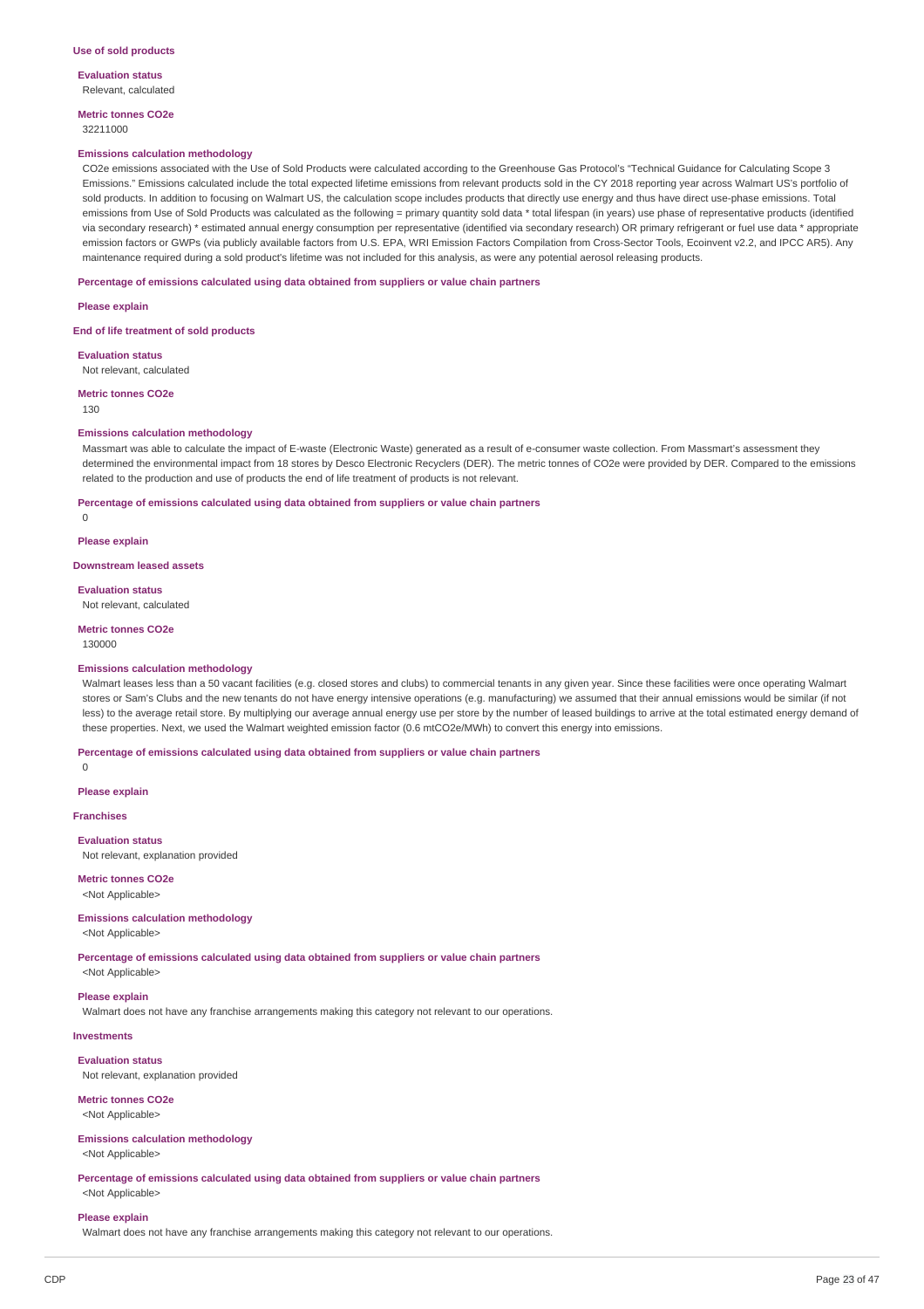### Use of sold products

**Evaluation status**

Relevant, calculated

**Metric tonnes CO2e**

32211000

**Emissions calculation methodology**

CO2e emissions associated with the Use of Sold Products were calculated according to the Greenhouse Gas Protocol's "Technical Guidance for Calculating Scope 3 Emissions." Emissions calculated include the total expected lifetime emissions from relevant products sold in the CY 2018 reporting year across Walmart US's portfolio of sold products. In addition to focusing on Walmart US, the calculation scope includes products that directly use energy and thus have direct use-phase emissions. Total emissions from Use of Sold Products was calculated as the following = primary quantity sold data * total lifespan (in years) use phase of representative products (identified via secondary research) * estimated annual energy consumption per representative (identified via secondary research) OR primary refrigerant or fuel use data * appropriate emission factors or GWPs (via publicly available factors from U.S. EPA, WRI Emission Factors Compilation from Cross-Sector Tools, Ecoinvent v2.2, and IPCC AR5). Any maintenance required during a sold product's lifetime was not included for this analysis, as were any potential aerosol releasing products.

**Percentage of emissions calculated using data obtained from suppliers or value chain partners**

**Please explain**

### End of life treatment of sold products

**Evaluation status**

Not relevant, calculated

**Metric tonnes CO2e**

130

**Emissions calculation methodology**

Massmart was able to calculate the impact of E-waste (Electronic Waste) generated as a result of e-consumer waste collection. From Massmart's assessment they determined the environmental impact from 18 stores by Desco Electronic Recyclers (DER). The metric tonnes of CO2e were provided by DER. Compared to the emissions related to the production and use of products the end of life treatment of products is not relevant.

**Percentage of emissions calculated using data obtained from suppliers or value chain partners**

0

**Please explain**

### Downstream leased assets

**Evaluation status**

Not relevant, calculated

**Metric tonnes CO2e**

130000

**Emissions calculation methodology**

Walmart leases less than a 50 vacant facilities (e.g. closed stores and clubs) to commercial tenants in any given year. Since these facilities were once operating Walmart stores or Sam's Clubs and the new tenants do not have energy intensive operations (e.g. manufacturing) we assumed that their annual emissions would be similar (if not less) to the average retail store. By multiplying our average annual energy use per store by the number of leased buildings to arrive at the total estimated energy demand of these properties. Next, we used the Walmart weighted emission factor (0.6 mtCO2e/MWh) to convert this energy into emissions.

**Percentage of emissions calculated using data obtained from suppliers or value chain partners**

0

**Please explain**

### Franchises

**Evaluation status**

Not relevant, explanation provided

**Metric tonnes CO2e**

<Not Applicable>

**Emissions calculation methodology**

<Not Applicable>

**Percentage of emissions calculated using data obtained from suppliers or value chain partners**

<Not Applicable>

**Please explain**

Walmart does not have any franchise arrangements making this category not relevant to our operations.

### Investments

**Evaluation status**

Not relevant, explanation provided

**Metric tonnes CO2e**

<Not Applicable>

**Emissions calculation methodology**

<Not Applicable>

**Percentage of emissions calculated using data obtained from suppliers or value chain partners**

<Not Applicable>

**Please explain**

Walmart does not have any franchise arrangements making this category not relevant to our operations.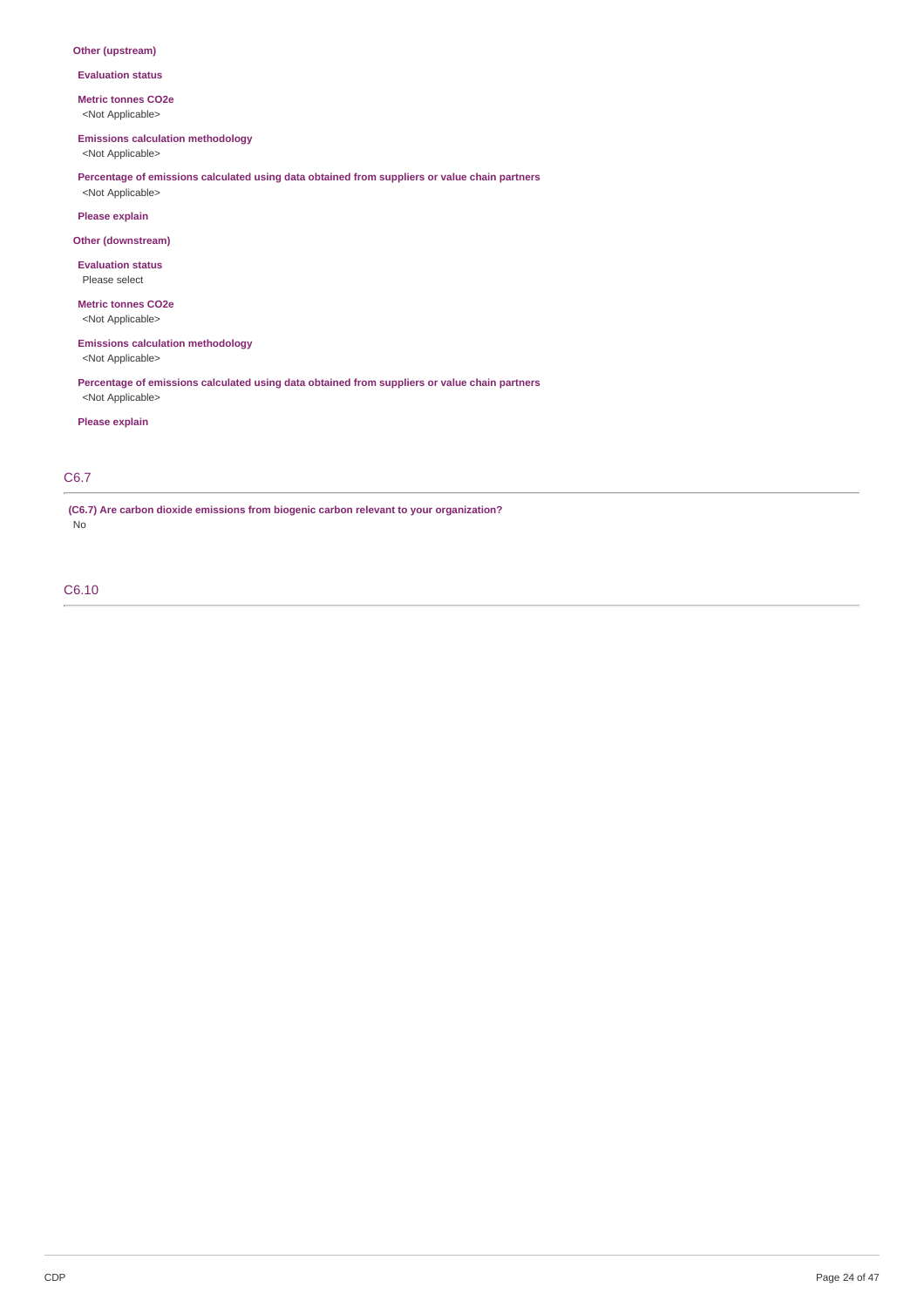**Other (upstream)**

**Evaluation status**

**Metric tonnes CO2e**
<Not Applicable>

**Emissions calculation methodology**
<Not Applicable>

**Percentage of emissions calculated using data obtained from suppliers or value chain partners**
<Not Applicable>

**Please explain**

**Other (downstream)**

**Evaluation status**
Please select

**Metric tonnes CO2e**
<Not Applicable>

**Emissions calculation methodology**
<Not Applicable>

**Percentage of emissions calculated using data obtained from suppliers or value chain partners**
<Not Applicable>

**Please explain**

## C6.7

**(C6.7) Are carbon dioxide emissions from biogenic carbon relevant to your organization?**
No

## C6.10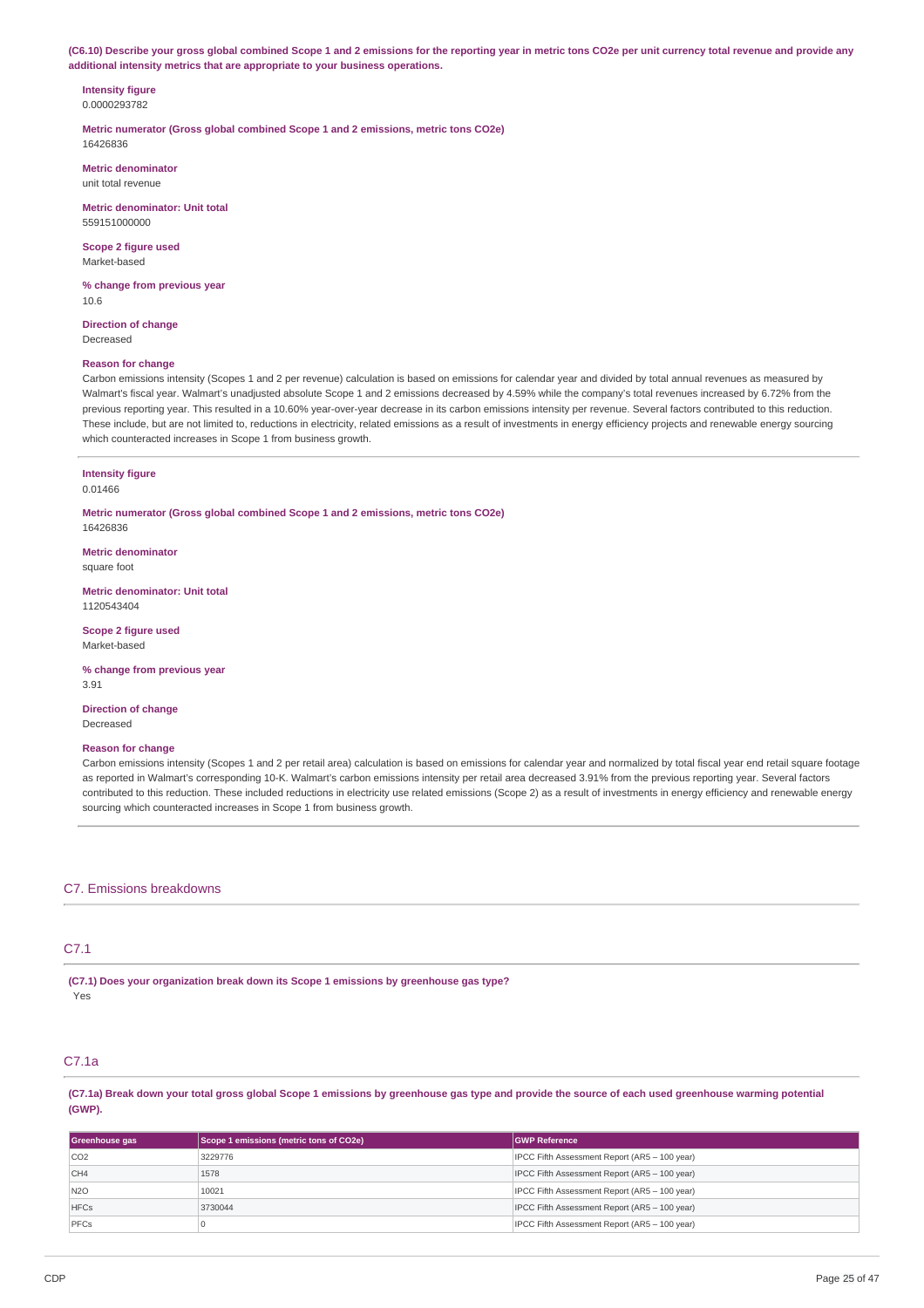**(C6.10) Describe your gross global combined Scope 1 and 2 emissions for the reporting year in metric tons CO2e per unit currency total revenue and provide any additional intensity metrics that are appropriate to your business operations.**

**Intensity figure**
0.0000293782

**Metric numerator (Gross global combined Scope 1 and 2 emissions, metric tons CO2e)**
16426836

**Metric denominator**
unit total revenue

**Metric denominator: Unit total**
559151000000

**Scope 2 figure used**
Market-based

**% change from previous year**
10.6

**Direction of change**
Decreased

**Reason for change**
Carbon emissions intensity (Scopes 1 and 2 per revenue) calculation is based on emissions for calendar year and divided by total annual revenues as measured by Walmart's fiscal year. Walmart's unadjusted absolute Scope 1 and 2 emissions decreased by 4.59% while the company's total revenues increased by 6.72% from the previous reporting year. This resulted in a 10.60% year-over-year decrease in its carbon emissions intensity per revenue. Several factors contributed to this reduction. These include, but are not limited to, reductions in electricity, related emissions as a result of investments in energy efficiency projects and renewable energy sourcing which counteracted increases in Scope 1 from business growth.

---

**Intensity figure**
0.01466

**Metric numerator (Gross global combined Scope 1 and 2 emissions, metric tons CO2e)**
16426836

**Metric denominator**
square foot

**Metric denominator: Unit total**
1120543404

**Scope 2 figure used**
Market-based

**% change from previous year**
3.91

**Direction of change**
Decreased

**Reason for change**
Carbon emissions intensity (Scopes 1 and 2 per retail area) calculation is based on emissions for calendar year and normalized by total fiscal year end retail square footage as reported in Walmart's corresponding 10-K. Walmart's carbon emissions intensity per retail area decreased 3.91% from the previous reporting year. Several factors contributed to this reduction. These included reductions in electricity use related emissions (Scope 2) as a result of investments in energy efficiency and renewable energy sourcing which counteracted increases in Scope 1 from business growth.

## C7. Emissions breakdowns

### C7.1

**(C7.1) Does your organization break down its Scope 1 emissions by greenhouse gas type?**
Yes

### C7.1a

**(C7.1a) Break down your total gross global Scope 1 emissions by greenhouse gas type and provide the source of each used greenhouse warming potential (GWP).**

| Greenhouse gas | Scope 1 emissions (metric tons of CO2e) | GWP Reference |
|---|---|---|
| CO2 | 3229776 | IPCC Fifth Assessment Report (AR5 – 100 year) |
| CH4 | 1578 | IPCC Fifth Assessment Report (AR5 – 100 year) |
| N2O | 10021 | IPCC Fifth Assessment Report (AR5 – 100 year) |
| HFCs | 3730044 | IPCC Fifth Assessment Report (AR5 – 100 year) |
| PFCs | 0 | IPCC Fifth Assessment Report (AR5 – 100 year) |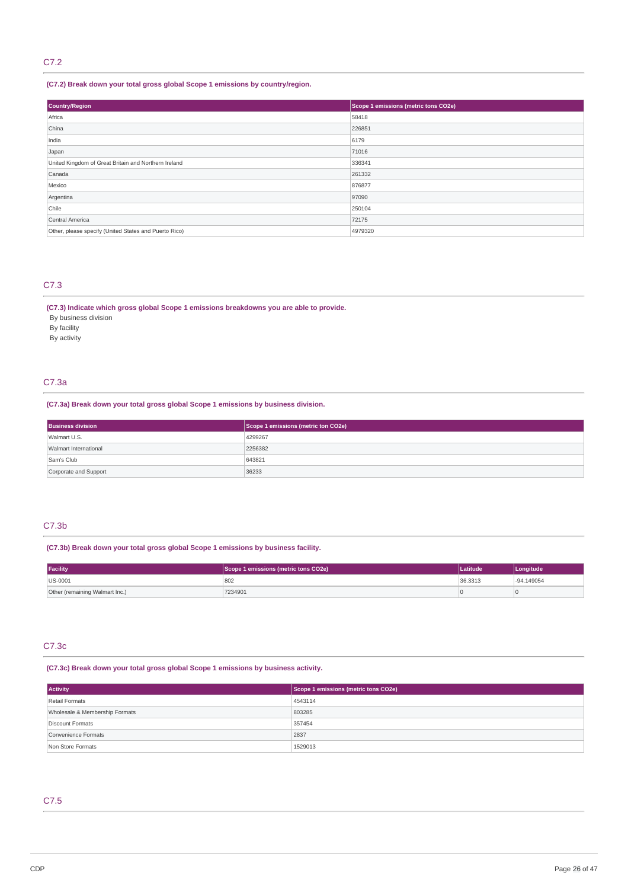## C7.2

**(C7.2) Break down your total gross global Scope 1 emissions by country/region.**

| Country/Region | Scope 1 emissions (metric tons CO2e) |
|---|---|
| Africa | 58418 |
| China | 226851 |
| India | 6179 |
| Japan | 71016 |
| United Kingdom of Great Britain and Northern Ireland | 336341 |
| Canada | 261332 |
| Mexico | 876877 |
| Argentina | 97090 |
| Chile | 250104 |
| Central America | 72175 |
| Other, please specify (United States and Puerto Rico) | 4979320 |

## C7.3

**(C7.3) Indicate which gross global Scope 1 emissions breakdowns you are able to provide.**

By business division
By facility
By activity

## C7.3a

**(C7.3a) Break down your total gross global Scope 1 emissions by business division.**

| Business division | Scope 1 emissions (metric ton CO2e) |
|---|---|
| Walmart U.S. | 4299267 |
| Walmart International | 2256382 |
| Sam's Club | 643821 |
| Corporate and Support | 36233 |

## C7.3b

**(C7.3b) Break down your total gross global Scope 1 emissions by business facility.**

| Facility | Scope 1 emissions (metric tons CO2e) | Latitude | Longitude |
|---|---|---|---|
| US-0001 | 802 | 36.3313 | -94.149054 |
| Other (remaining Walmart Inc.) | 7234901 | 0 | 0 |

## C7.3c

**(C7.3c) Break down your total gross global Scope 1 emissions by business activity.**

| Activity | Scope 1 emissions (metric tons CO2e) |
|---|---|
| Retail Formats | 4543114 |
| Wholesale & Membership Formats | 803285 |
| Discount Formats | 357454 |
| Convenience Formats | 2837 |
| Non Store Formats | 1529013 |

## C7.5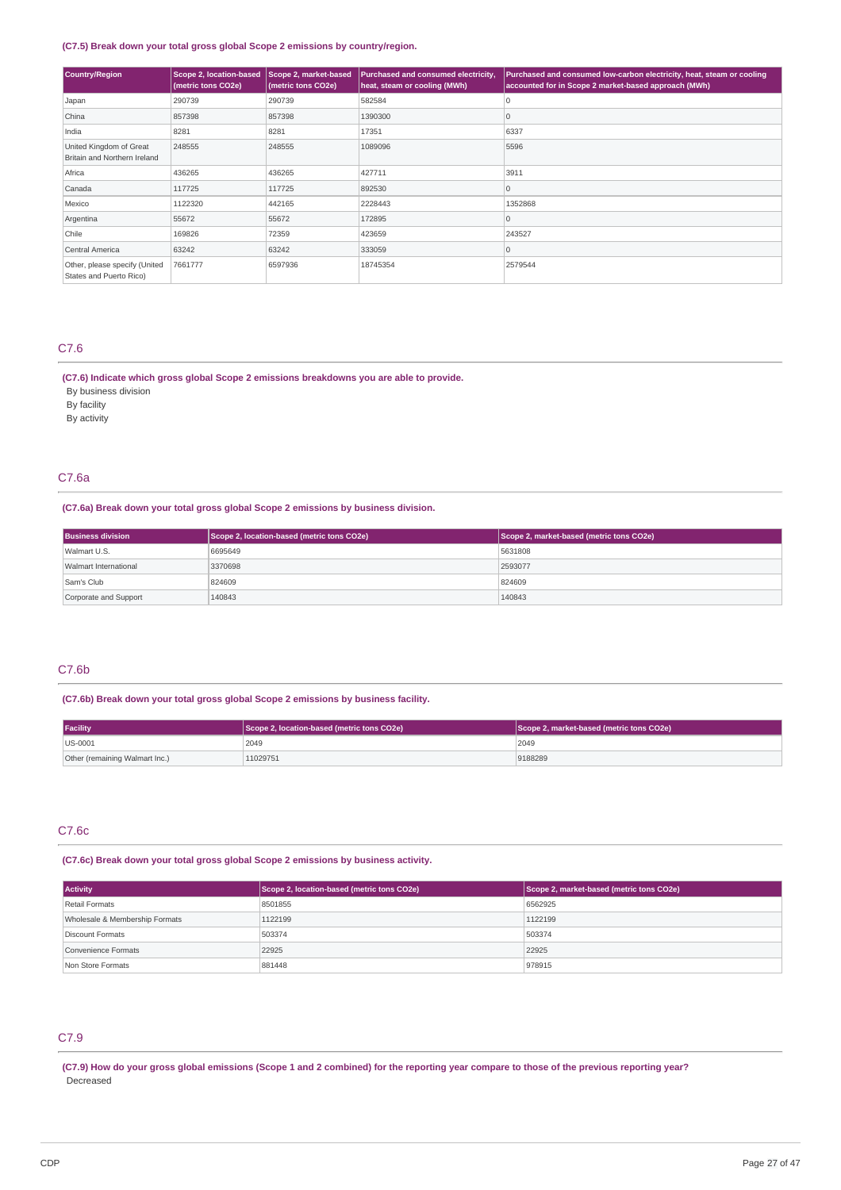**(C7.5) Break down your total gross global Scope 2 emissions by country/region.**

| Country/Region | Scope 2, location-based (metric tons CO2e) | Scope 2, market-based (metric tons CO2e) | Purchased and consumed electricity, heat, steam or cooling (MWh) | Purchased and consumed low-carbon electricity, heat, steam or cooling accounted for in Scope 2 market-based approach (MWh) |
|---|---|---|---|---|
| Japan | 290739 | 290739 | 582584 | 0 |
| China | 857398 | 857398 | 1390300 | 0 |
| India | 8281 | 8281 | 17351 | 6337 |
| United Kingdom of Great Britain and Northern Ireland | 248555 | 248555 | 1089096 | 5596 |
| Africa | 436265 | 436265 | 427711 | 3911 |
| Canada | 117725 | 117725 | 892530 | 0 |
| Mexico | 1122320 | 442165 | 2228443 | 1352868 |
| Argentina | 55672 | 55672 | 172895 | 0 |
| Chile | 169826 | 72359 | 423659 | 243527 |
| Central America | 63242 | 63242 | 333059 | 0 |
| Other, please specify (United States and Puerto Rico) | 7661777 | 6597936 | 18745354 | 2579544 |

## C7.6

**(C7.6) Indicate which gross global Scope 2 emissions breakdowns you are able to provide.**

By business division

By facility

By activity

## C7.6a

**(C7.6a) Break down your total gross global Scope 2 emissions by business division.**

| Business division | Scope 2, location-based (metric tons CO2e) | Scope 2, market-based (metric tons CO2e) |
|---|---|---|
| Walmart U.S. | 6695649 | 5631808 |
| Walmart International | 3370698 | 2593077 |
| Sam's Club | 824609 | 824609 |
| Corporate and Support | 140843 | 140843 |

## C7.6b

**(C7.6b) Break down your total gross global Scope 2 emissions by business facility.**

| Facility | Scope 2, location-based (metric tons CO2e) | Scope 2, market-based (metric tons CO2e) |
|---|---|---|
| US-0001 | 2049 | 2049 |
| Other (remaining Walmart Inc.) | 11029751 | 9188289 |

## C7.6c

**(C7.6c) Break down your total gross global Scope 2 emissions by business activity.**

| Activity | Scope 2, location-based (metric tons CO2e) | Scope 2, market-based (metric tons CO2e) |
|---|---|---|
| Retail Formats | 8501855 | 6562925 |
| Wholesale & Membership Formats | 1122199 | 1122199 |
| Discount Formats | 503374 | 503374 |
| Convenience Formats | 22925 | 22925 |
| Non Store Formats | 881448 | 978915 |

## C7.9

**(C7.9) How do your gross global emissions (Scope 1 and 2 combined) for the reporting year compare to those of the previous reporting year?**

Decreased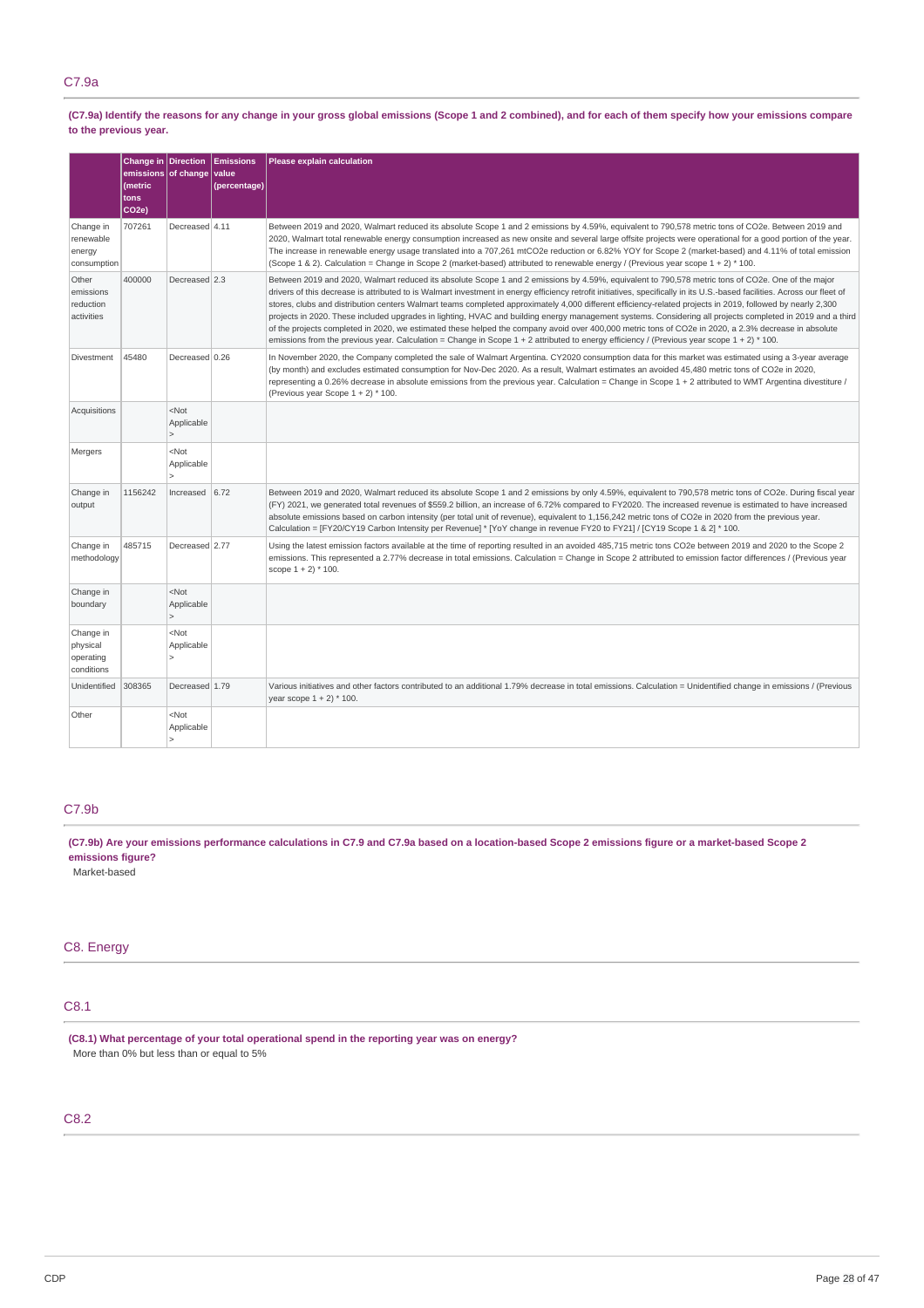## C7.9a

**(C7.9a) Identify the reasons for any change in your gross global emissions (Scope 1 and 2 combined), and for each of them specify how your emissions compare to the previous year.**

| | Change in emissions (metric tons CO2e) | Direction of change | Emissions value (percentage) | Please explain calculation |
|---|---|---|---|---|
| Change in renewable energy consumption | 707261 | Decreased | 4.11 | Between 2019 and 2020, Walmart reduced its absolute Scope 1 and 2 emissions by 4.59%, equivalent to 790,578 metric tons of CO2e. Between 2019 and 2020, Walmart total renewable energy consumption increased as new onsite and several large offsite projects were operational for a good portion of the year. The increase in renewable energy usage translated into a 707,261 mtCO2e reduction or 6.82% YOY for Scope 2 (market-based) and 4.11% of total emission (Scope 1 & 2). Calculation = Change in Scope 2 (market-based) attributed to renewable energy / (Previous year scope 1 + 2) * 100. |
| Other emissions reduction activities | 400000 | Decreased | 2.3 | Between 2019 and 2020, Walmart reduced its absolute Scope 1 and 2 emissions by 4.59%, equivalent to 790,578 metric tons of CO2e. One of the major drivers of this decrease is attributed to is Walmart investment in energy efficiency retrofit initiatives, specifically in its U.S.-based facilities. Across our fleet of stores, clubs and distribution centers Walmart teams completed approximately 4,000 different efficiency-related projects in 2019, followed by nearly 2,300 projects in 2020. These included upgrades in lighting, HVAC and building energy management systems. Considering all projects completed in 2019 and a third of the projects completed in 2020, we estimated these helped the company avoid over 400,000 metric tons of CO2e in 2020, a 2.3% decrease in absolute emissions from the previous year. Calculation = Change in Scope 1 + 2 attributed to energy efficiency / (Previous year scope 1 + 2) * 100. |
| Divestment | 45480 | Decreased | 0.26 | In November 2020, the Company completed the sale of Walmart Argentina. CY2020 consumption data for this market was estimated using a 3-year average (by month) and excludes estimated consumption for Nov-Dec 2020. As a result, Walmart estimates an avoided 45,480 metric tons of CO2e in 2020, representing a 0.26% decrease in absolute emissions from the previous year. Calculation = Change in Scope 1 + 2 attributed to WMT Argentina divestiture / (Previous year Scope 1 + 2) * 100. |
| Acquisitions | | <Not Applicable> | | |
| Mergers | | <Not Applicable> | | |
| Change in output | 1156242 | Increased | 6.72 | Between 2019 and 2020, Walmart reduced its absolute Scope 1 and 2 emissions by only 4.59%, equivalent to 790,578 metric tons of CO2e. During fiscal year (FY) 2021, we generated total revenues of $559.2 billion, an increase of 6.72% compared to FY2020. The increased revenue is estimated to have increased absolute emissions based on carbon intensity (per total unit of revenue), equivalent to 1,156,242 metric tons of CO2e in 2020 from the previous year. Calculation = [FY20/CY19 Carbon Intensity per Revenue] * [YoY change in revenue FY20 to FY21] / [CY19 Scope 1 & 2] * 100. |
| Change in methodology | 485715 | Decreased | 2.77 | Using the latest emission factors available at the time of reporting resulted in an avoided 485,715 metric tons CO2e between 2019 and 2020 to the Scope 2 emissions. This represented a 2.77% decrease in total emissions. Calculation = Change in Scope 2 attributed to emission factor differences / (Previous year scope 1 + 2) * 100. |
| Change in boundary | | <Not Applicable> | | |
| Change in physical operating conditions | | <Not Applicable> | | |
| Unidentified | 308365 | Decreased | 1.79 | Various initiatives and other factors contributed to an additional 1.79% decrease in total emissions. Calculation = Unidentified change in emissions / (Previous year scope 1 + 2) * 100. |
| Other | | <Not Applicable> | | |

## C7.9b

**(C7.9b) Are your emissions performance calculations in C7.9 and C7.9a based on a location-based Scope 2 emissions figure or a market-based Scope 2 emissions figure?**

Market-based

# C8. Energy

## C8.1

**(C8.1) What percentage of your total operational spend in the reporting year was on energy?**

More than 0% but less than or equal to 5%

## C8.2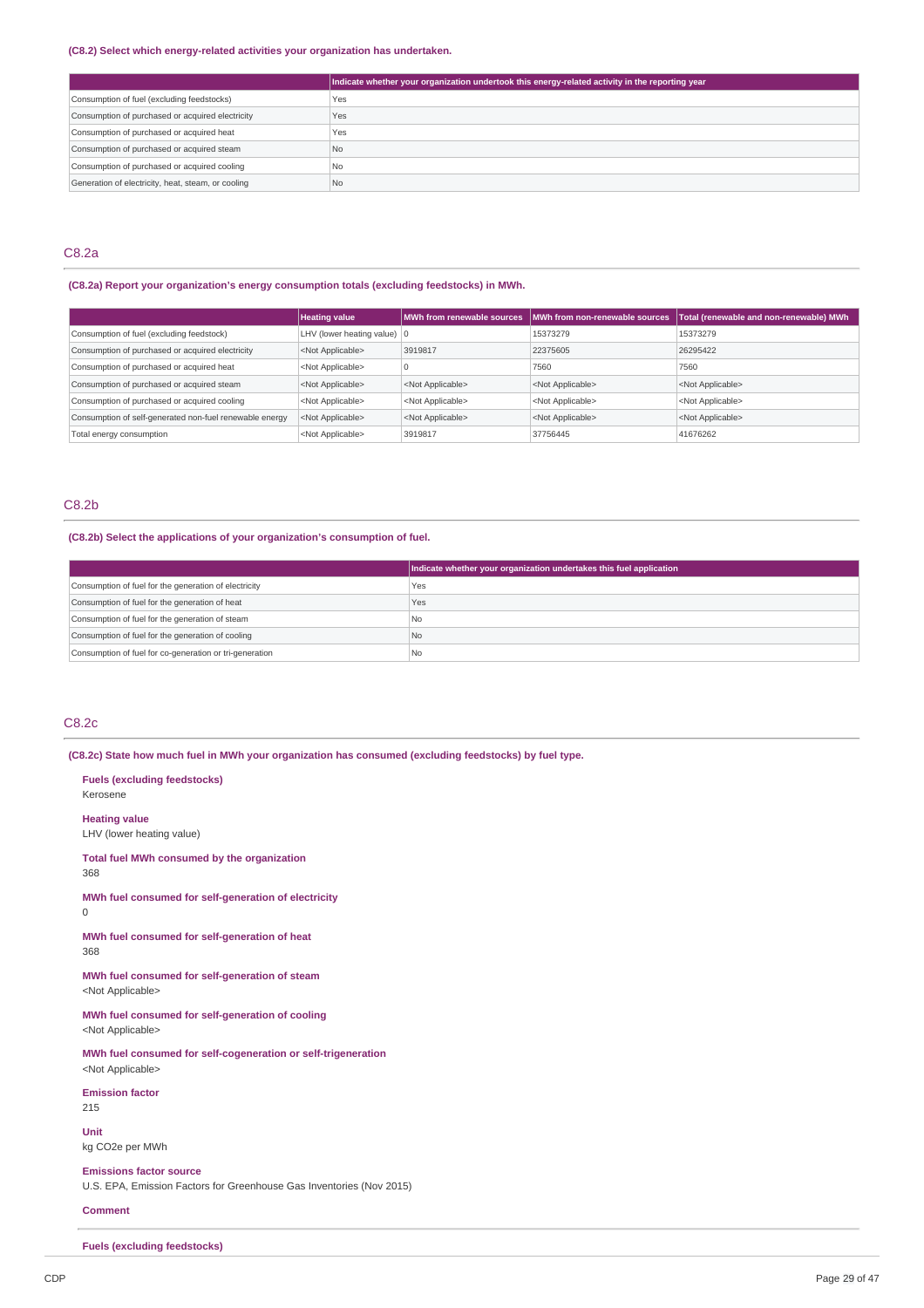### (C8.2) Select which energy-related activities your organization has undertaken.

| | Indicate whether your organization undertook this energy-related activity in the reporting year |
|---|---|
| Consumption of fuel (excluding feedstocks) | Yes |
| Consumption of purchased or acquired electricity | Yes |
| Consumption of purchased or acquired heat | Yes |
| Consumption of purchased or acquired steam | No |
| Consumption of purchased or acquired cooling | No |
| Generation of electricity, heat, steam, or cooling | No |

## C8.2a

### (C8.2a) Report your organization's energy consumption totals (excluding feedstocks) in MWh.

| | Heating value | MWh from renewable sources | MWh from non-renewable sources | Total (renewable and non-renewable) MWh |
|---|---|---|---|---|
| Consumption of fuel (excluding feedstock) | LHV (lower heating value) | 0 | 15373279 | 15373279 |
| Consumption of purchased or acquired electricity | <Not Applicable> | 3919817 | 22375605 | 26295422 |
| Consumption of purchased or acquired heat | <Not Applicable> | 0 | 7560 | 7560 |
| Consumption of purchased or acquired steam | <Not Applicable> | <Not Applicable> | <Not Applicable> | <Not Applicable> |
| Consumption of purchased or acquired cooling | <Not Applicable> | <Not Applicable> | <Not Applicable> | <Not Applicable> |
| Consumption of self-generated non-fuel renewable energy | <Not Applicable> | <Not Applicable> | <Not Applicable> | <Not Applicable> |
| Total energy consumption | <Not Applicable> | 3919817 | 37756445 | 41676262 |

## C8.2b

### (C8.2b) Select the applications of your organization's consumption of fuel.

| | Indicate whether your organization undertakes this fuel application |
|---|---|
| Consumption of fuel for the generation of electricity | Yes |
| Consumption of fuel for the generation of heat | Yes |
| Consumption of fuel for the generation of steam | No |
| Consumption of fuel for the generation of cooling | No |
| Consumption of fuel for co-generation or tri-generation | No |

## C8.2c

### (C8.2c) State how much fuel in MWh your organization has consumed (excluding feedstocks) by fuel type.

**Fuels (excluding feedstocks)**
Kerosene

**Heating value**
LHV (lower heating value)

**Total fuel MWh consumed by the organization**
368

**MWh fuel consumed for self-generation of electricity**
0

**MWh fuel consumed for self-generation of heat**
368

**MWh fuel consumed for self-generation of steam**
<Not Applicable>

**MWh fuel consumed for self-generation of cooling**
<Not Applicable>

**MWh fuel consumed for self-cogeneration or self-trigeneration**
<Not Applicable>

**Emission factor**
215

**Unit**
kg CO2e per MWh

**Emissions factor source**
U.S. EPA, Emission Factors for Greenhouse Gas Inventories (Nov 2015)

**Comment**

**Fuels (excluding feedstocks)**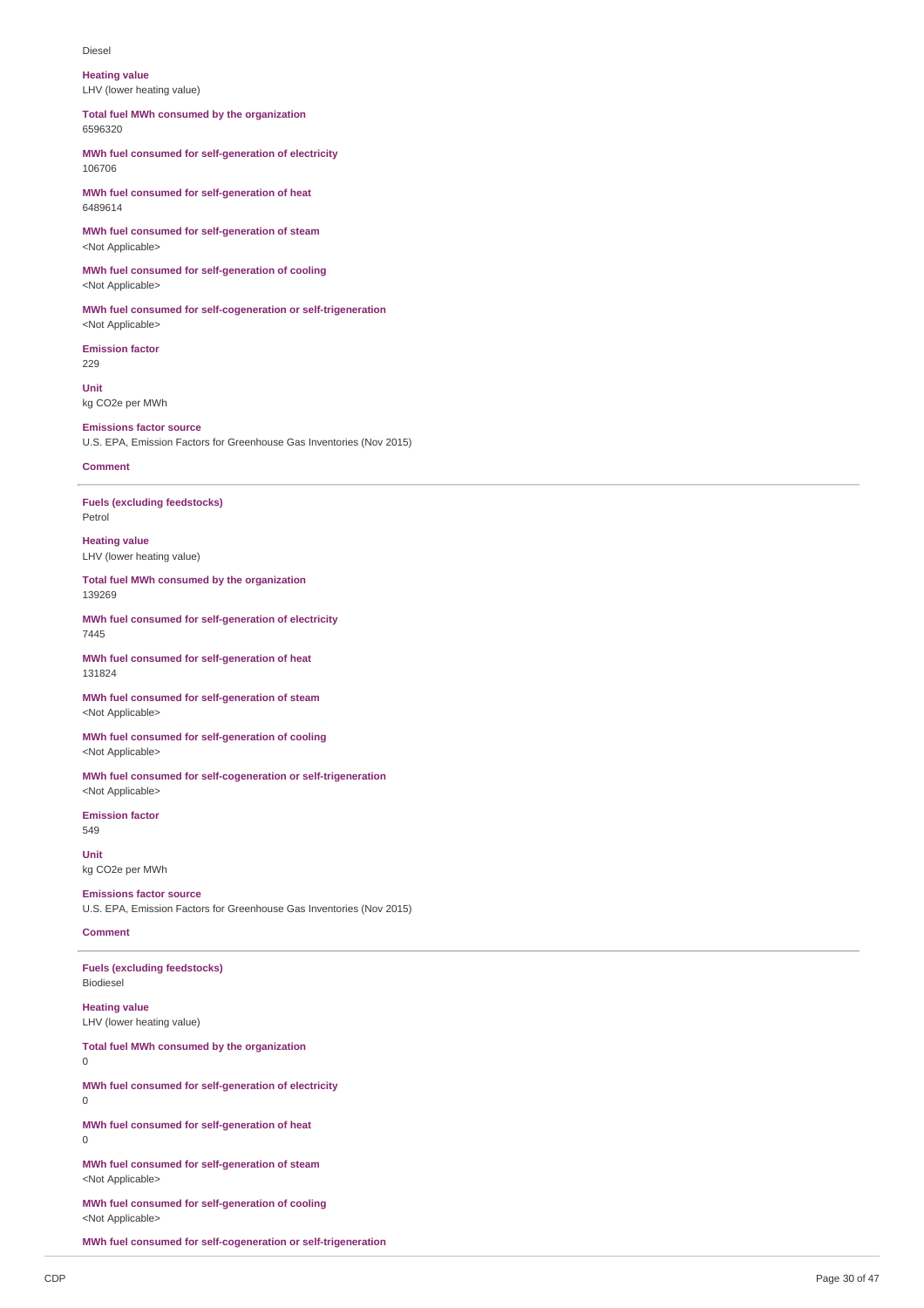Diesel

**Heating value**
LHV (lower heating value)

**Total fuel MWh consumed by the organization**
6596320

**MWh fuel consumed for self-generation of electricity**
106706

**MWh fuel consumed for self-generation of heat**
6489614

**MWh fuel consumed for self-generation of steam**
<Not Applicable>

**MWh fuel consumed for self-generation of cooling**
<Not Applicable>

**MWh fuel consumed for self-cogeneration or self-trigeneration**
<Not Applicable>

**Emission factor**
229

**Unit**
kg CO2e per MWh

**Emissions factor source**
U.S. EPA, Emission Factors for Greenhouse Gas Inventories (Nov 2015)

**Comment**

---

**Fuels (excluding feedstocks)**
Petrol

**Heating value**
LHV (lower heating value)

**Total fuel MWh consumed by the organization**
139269

**MWh fuel consumed for self-generation of electricity**
7445

**MWh fuel consumed for self-generation of heat**
131824

**MWh fuel consumed for self-generation of steam**
<Not Applicable>

**MWh fuel consumed for self-generation of cooling**
<Not Applicable>

**MWh fuel consumed for self-cogeneration or self-trigeneration**
<Not Applicable>

**Emission factor**
549

**Unit**
kg CO2e per MWh

**Emissions factor source**
U.S. EPA, Emission Factors for Greenhouse Gas Inventories (Nov 2015)

**Comment**

---

**Fuels (excluding feedstocks)**
Biodiesel

**Heating value**
LHV (lower heating value)

**Total fuel MWh consumed by the organization**
0

**MWh fuel consumed for self-generation of electricity**
0

**MWh fuel consumed for self-generation of heat**
0

**MWh fuel consumed for self-generation of steam**
<Not Applicable>

**MWh fuel consumed for self-generation of cooling**
<Not Applicable>

**MWh fuel consumed for self-cogeneration or self-trigeneration**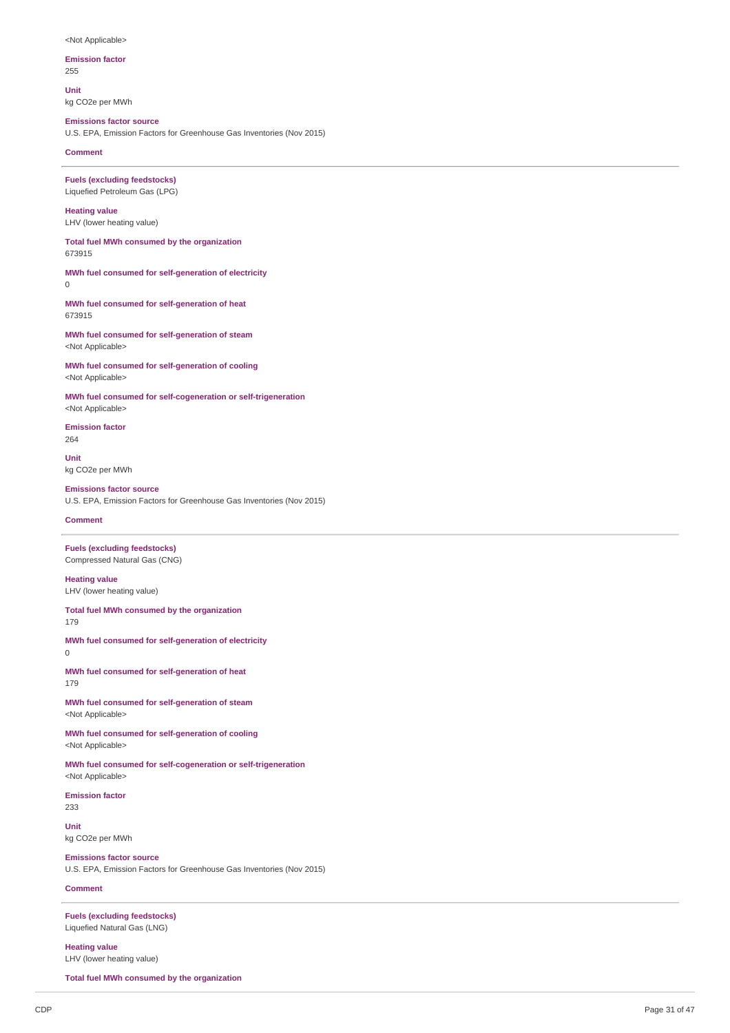<Not Applicable>

**Emission factor**
255

**Unit**
kg CO2e per MWh

**Emissions factor source**
U.S. EPA, Emission Factors for Greenhouse Gas Inventories (Nov 2015)

**Comment**

---

**Fuels (excluding feedstocks)**
Liquefied Petroleum Gas (LPG)

**Heating value**
LHV (lower heating value)

**Total fuel MWh consumed by the organization**
673915

**MWh fuel consumed for self-generation of electricity**
0

**MWh fuel consumed for self-generation of heat**
673915

**MWh fuel consumed for self-generation of steam**
<Not Applicable>

**MWh fuel consumed for self-generation of cooling**
<Not Applicable>

**MWh fuel consumed for self-cogeneration or self-trigeneration**
<Not Applicable>

**Emission factor**
264

**Unit**
kg CO2e per MWh

**Emissions factor source**
U.S. EPA, Emission Factors for Greenhouse Gas Inventories (Nov 2015)

**Comment**

---

**Fuels (excluding feedstocks)**
Compressed Natural Gas (CNG)

**Heating value**
LHV (lower heating value)

**Total fuel MWh consumed by the organization**
179

**MWh fuel consumed for self-generation of electricity**
0

**MWh fuel consumed for self-generation of heat**
179

**MWh fuel consumed for self-generation of steam**
<Not Applicable>

**MWh fuel consumed for self-generation of cooling**
<Not Applicable>

**MWh fuel consumed for self-cogeneration or self-trigeneration**
<Not Applicable>

**Emission factor**
233

**Unit**
kg CO2e per MWh

**Emissions factor source**
U.S. EPA, Emission Factors for Greenhouse Gas Inventories (Nov 2015)

**Comment**

---

**Fuels (excluding feedstocks)**
Liquefied Natural Gas (LNG)

**Heating value**
LHV (lower heating value)

**Total fuel MWh consumed by the organization**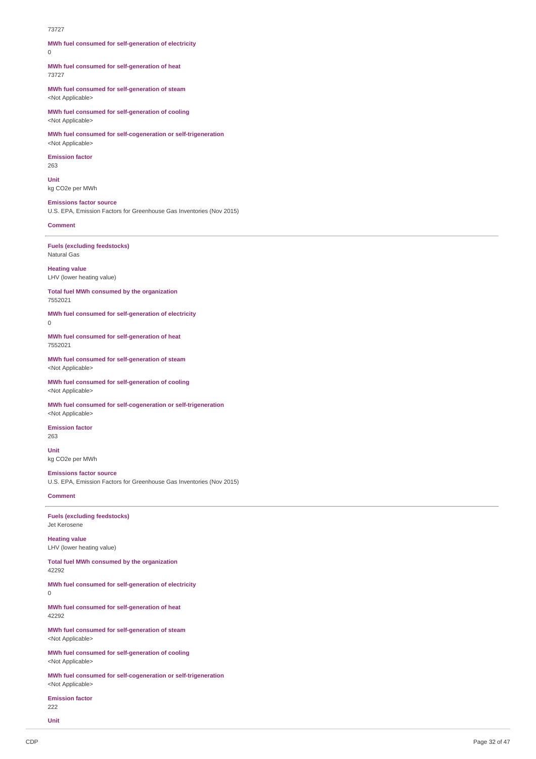73727

**MWh fuel consumed for self-generation of electricity**
0

**MWh fuel consumed for self-generation of heat**
73727

**MWh fuel consumed for self-generation of steam**
<Not Applicable>

**MWh fuel consumed for self-generation of cooling**
<Not Applicable>

**MWh fuel consumed for self-cogeneration or self-trigeneration**
<Not Applicable>

**Emission factor**
263

**Unit**
kg CO2e per MWh

**Emissions factor source**
U.S. EPA, Emission Factors for Greenhouse Gas Inventories (Nov 2015)

**Comment**

---

**Fuels (excluding feedstocks)**
Natural Gas

**Heating value**
LHV (lower heating value)

**Total fuel MWh consumed by the organization**
7552021

**MWh fuel consumed for self-generation of electricity**
0

**MWh fuel consumed for self-generation of heat**
7552021

**MWh fuel consumed for self-generation of steam**
<Not Applicable>

**MWh fuel consumed for self-generation of cooling**
<Not Applicable>

**MWh fuel consumed for self-cogeneration or self-trigeneration**
<Not Applicable>

**Emission factor**
263

**Unit**
kg CO2e per MWh

**Emissions factor source**
U.S. EPA, Emission Factors for Greenhouse Gas Inventories (Nov 2015)

**Comment**

---

**Fuels (excluding feedstocks)**
Jet Kerosene

**Heating value**
LHV (lower heating value)

**Total fuel MWh consumed by the organization**
42292

**MWh fuel consumed for self-generation of electricity**
0

**MWh fuel consumed for self-generation of heat**
42292

**MWh fuel consumed for self-generation of steam**
<Not Applicable>

**MWh fuel consumed for self-generation of cooling**
<Not Applicable>

**MWh fuel consumed for self-cogeneration or self-trigeneration**
<Not Applicable>

**Emission factor**
222

**Unit**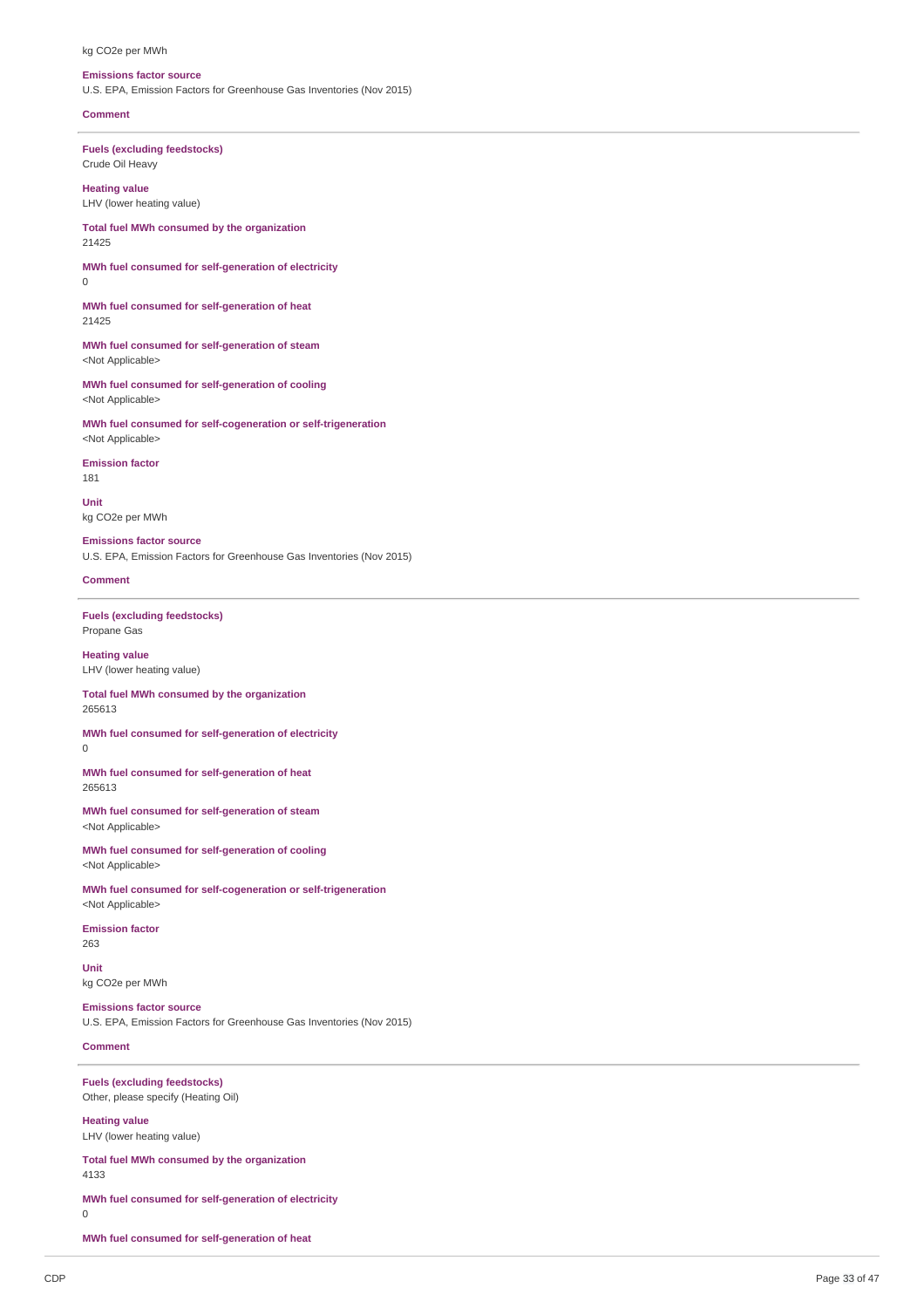kg CO2e per MWh

**Emissions factor source**
U.S. EPA, Emission Factors for Greenhouse Gas Inventories (Nov 2015)

**Comment**

---

**Fuels (excluding feedstocks)**
Crude Oil Heavy

**Heating value**
LHV (lower heating value)

**Total fuel MWh consumed by the organization**
21425

**MWh fuel consumed for self-generation of electricity**
0

**MWh fuel consumed for self-generation of heat**
21425

**MWh fuel consumed for self-generation of steam**
<Not Applicable>

**MWh fuel consumed for self-generation of cooling**
<Not Applicable>

**MWh fuel consumed for self-cogeneration or self-trigeneration**
<Not Applicable>

**Emission factor**
181

**Unit**
kg CO2e per MWh

**Emissions factor source**
U.S. EPA, Emission Factors for Greenhouse Gas Inventories (Nov 2015)

**Comment**

---

**Fuels (excluding feedstocks)**
Propane Gas

**Heating value**
LHV (lower heating value)

**Total fuel MWh consumed by the organization**
265613

**MWh fuel consumed for self-generation of electricity**
0

**MWh fuel consumed for self-generation of heat**
265613

**MWh fuel consumed for self-generation of steam**
<Not Applicable>

**MWh fuel consumed for self-generation of cooling**
<Not Applicable>

**MWh fuel consumed for self-cogeneration or self-trigeneration**
<Not Applicable>

**Emission factor**
263

**Unit**
kg CO2e per MWh

**Emissions factor source**
U.S. EPA, Emission Factors for Greenhouse Gas Inventories (Nov 2015)

**Comment**

---

**Fuels (excluding feedstocks)**
Other, please specify (Heating Oil)

**Heating value**
LHV (lower heating value)

**Total fuel MWh consumed by the organization**
4133

**MWh fuel consumed for self-generation of electricity**
0

**MWh fuel consumed for self-generation of heat**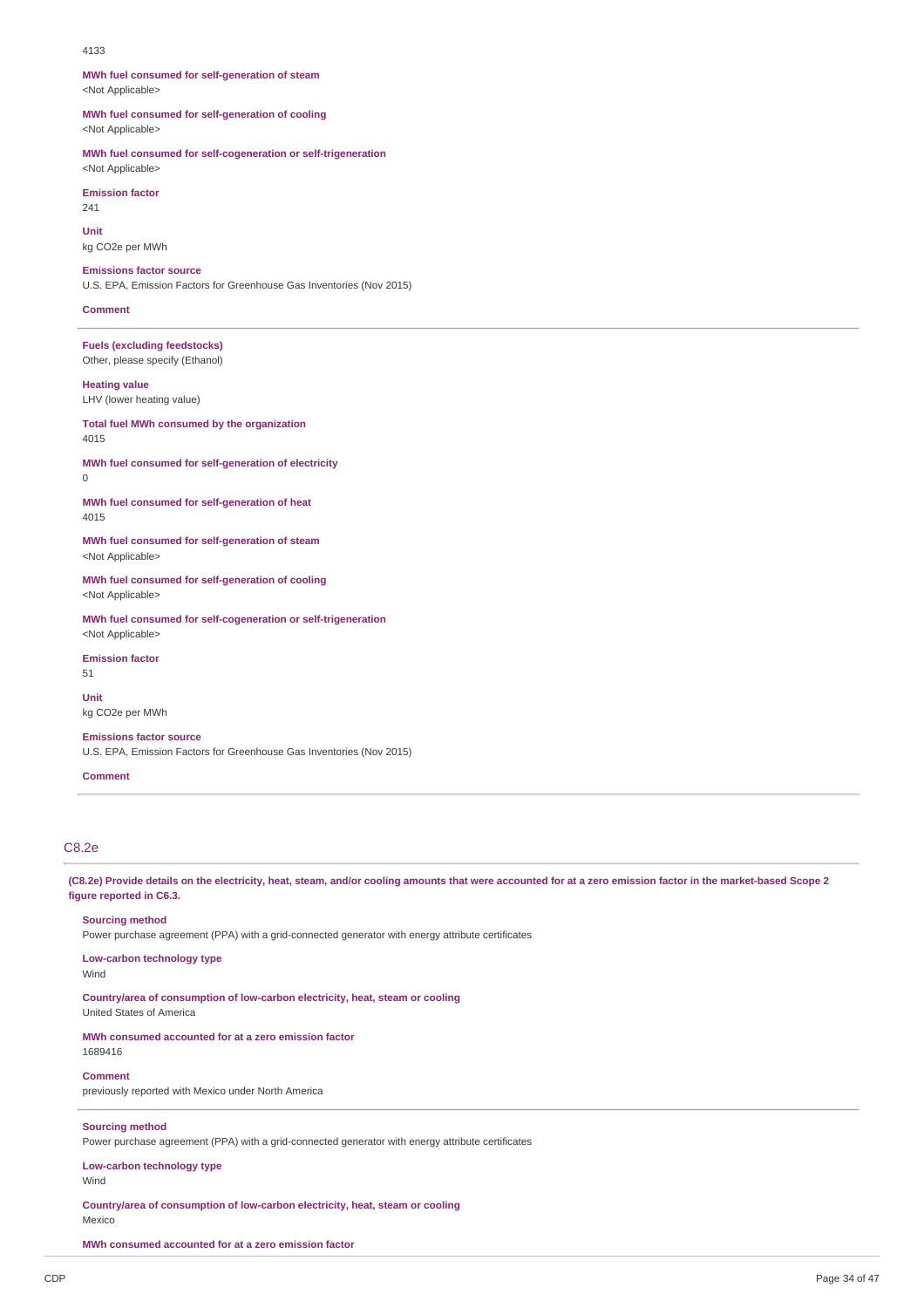4133

**MWh fuel consumed for self-generation of steam**
<Not Applicable>

**MWh fuel consumed for self-generation of cooling**
<Not Applicable>

**MWh fuel consumed for self-cogeneration or self-trigeneration**
<Not Applicable>

**Emission factor**
241

**Unit**
kg CO2e per MWh

**Emissions factor source**
U.S. EPA, Emission Factors for Greenhouse Gas Inventories (Nov 2015)

**Comment**

---

**Fuels (excluding feedstocks)**
Other, please specify (Ethanol)

**Heating value**
LHV (lower heating value)

**Total fuel MWh consumed by the organization**
4015

**MWh fuel consumed for self-generation of electricity**
0

**MWh fuel consumed for self-generation of heat**
4015

**MWh fuel consumed for self-generation of steam**
<Not Applicable>

**MWh fuel consumed for self-generation of cooling**
<Not Applicable>

**MWh fuel consumed for self-cogeneration or self-trigeneration**
<Not Applicable>

**Emission factor**
51

**Unit**
kg CO2e per MWh

**Emissions factor source**
U.S. EPA, Emission Factors for Greenhouse Gas Inventories (Nov 2015)

**Comment**

---

## C8.2e

**(C8.2e) Provide details on the electricity, heat, steam, and/or cooling amounts that were accounted for at a zero emission factor in the market-based Scope 2 figure reported in C6.3.**

**Sourcing method**
Power purchase agreement (PPA) with a grid-connected generator with energy attribute certificates

**Low-carbon technology type**
Wind

**Country/area of consumption of low-carbon electricity, heat, steam or cooling**
United States of America

**MWh consumed accounted for at a zero emission factor**
1689416

**Comment**
previously reported with Mexico under North America

---

**Sourcing method**
Power purchase agreement (PPA) with a grid-connected generator with energy attribute certificates

**Low-carbon technology type**
Wind

**Country/area of consumption of low-carbon electricity, heat, steam or cooling**
Mexico

**MWh consumed accounted for at a zero emission factor**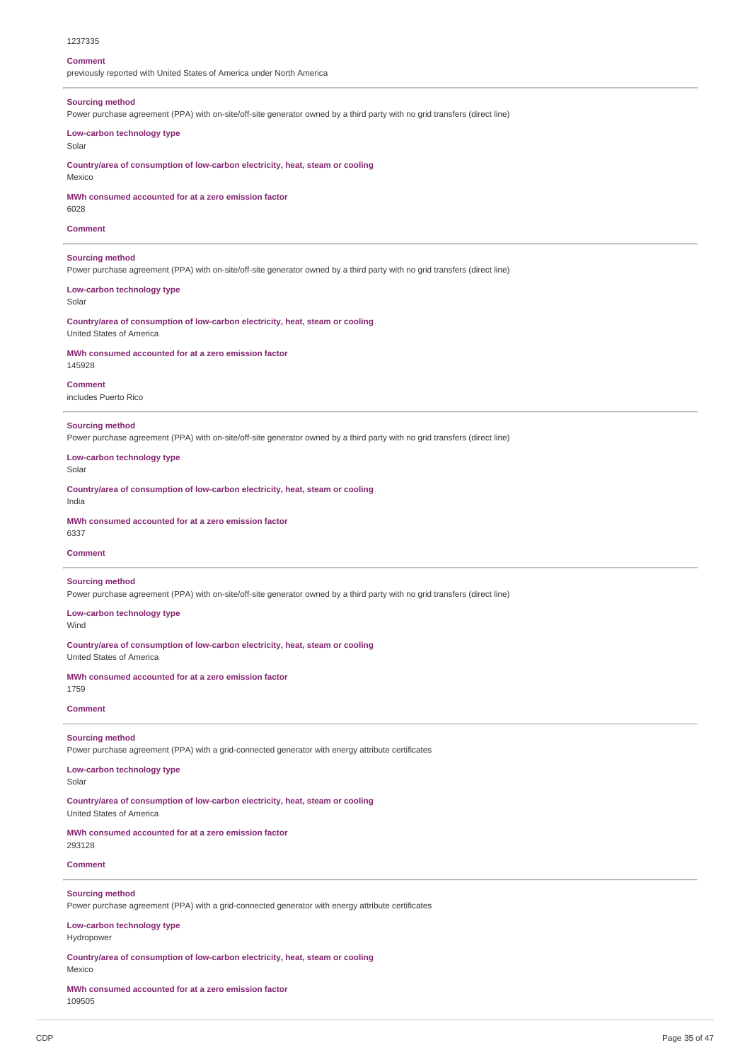1237335

**Comment**

previously reported with United States of America under North America

---

**Sourcing method**

Power purchase agreement (PPA) with on-site/off-site generator owned by a third party with no grid transfers (direct line)

**Low-carbon technology type**

Solar

**Country/area of consumption of low-carbon electricity, heat, steam or cooling**

Mexico

**MWh consumed accounted for at a zero emission factor**

6028

**Comment**

---

**Sourcing method**

Power purchase agreement (PPA) with on-site/off-site generator owned by a third party with no grid transfers (direct line)

**Low-carbon technology type**

Solar

**Country/area of consumption of low-carbon electricity, heat, steam or cooling**

United States of America

**MWh consumed accounted for at a zero emission factor**

145928

**Comment**

includes Puerto Rico

---

**Sourcing method**

Power purchase agreement (PPA) with on-site/off-site generator owned by a third party with no grid transfers (direct line)

**Low-carbon technology type**

Solar

**Country/area of consumption of low-carbon electricity, heat, steam or cooling**

India

**MWh consumed accounted for at a zero emission factor**

6337

**Comment**

---

**Sourcing method**

Power purchase agreement (PPA) with on-site/off-site generator owned by a third party with no grid transfers (direct line)

**Low-carbon technology type**

Wind

**Country/area of consumption of low-carbon electricity, heat, steam or cooling**

United States of America

**MWh consumed accounted for at a zero emission factor**

1759

**Comment**

---

**Sourcing method**

Power purchase agreement (PPA) with a grid-connected generator with energy attribute certificates

**Low-carbon technology type**

Solar

**Country/area of consumption of low-carbon electricity, heat, steam or cooling**

United States of America

**MWh consumed accounted for at a zero emission factor**

293128

**Comment**

---

**Sourcing method**

Power purchase agreement (PPA) with a grid-connected generator with energy attribute certificates

**Low-carbon technology type**

Hydropower

**Country/area of consumption of low-carbon electricity, heat, steam or cooling**

Mexico

**MWh consumed accounted for at a zero emission factor**

109505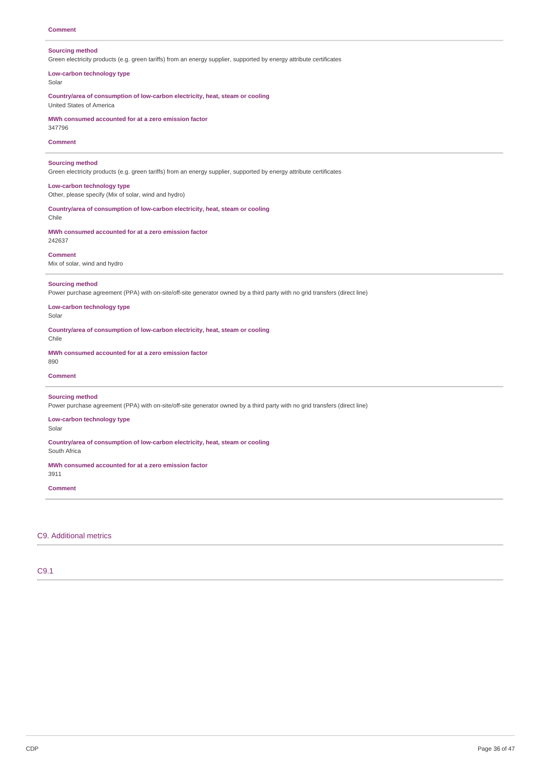**Comment**

---

**Sourcing method**
Green electricity products (e.g. green tariffs) from an energy supplier, supported by energy attribute certificates

**Low-carbon technology type**
Solar

**Country/area of consumption of low-carbon electricity, heat, steam or cooling**
United States of America

**MWh consumed accounted for at a zero emission factor**
347796

**Comment**

---

**Sourcing method**
Green electricity products (e.g. green tariffs) from an energy supplier, supported by energy attribute certificates

**Low-carbon technology type**
Other, please specify (Mix of solar, wind and hydro)

**Country/area of consumption of low-carbon electricity, heat, steam or cooling**
Chile

**MWh consumed accounted for at a zero emission factor**
242637

**Comment**
Mix of solar, wind and hydro

---

**Sourcing method**
Power purchase agreement (PPA) with on-site/off-site generator owned by a third party with no grid transfers (direct line)

**Low-carbon technology type**
Solar

**Country/area of consumption of low-carbon electricity, heat, steam or cooling**
Chile

**MWh consumed accounted for at a zero emission factor**
890

**Comment**

---

**Sourcing method**
Power purchase agreement (PPA) with on-site/off-site generator owned by a third party with no grid transfers (direct line)

**Low-carbon technology type**
Solar

**Country/area of consumption of low-carbon electricity, heat, steam or cooling**
South Africa

**MWh consumed accounted for at a zero emission factor**
3911

**Comment**

---

## C9. Additional metrics

### C9.1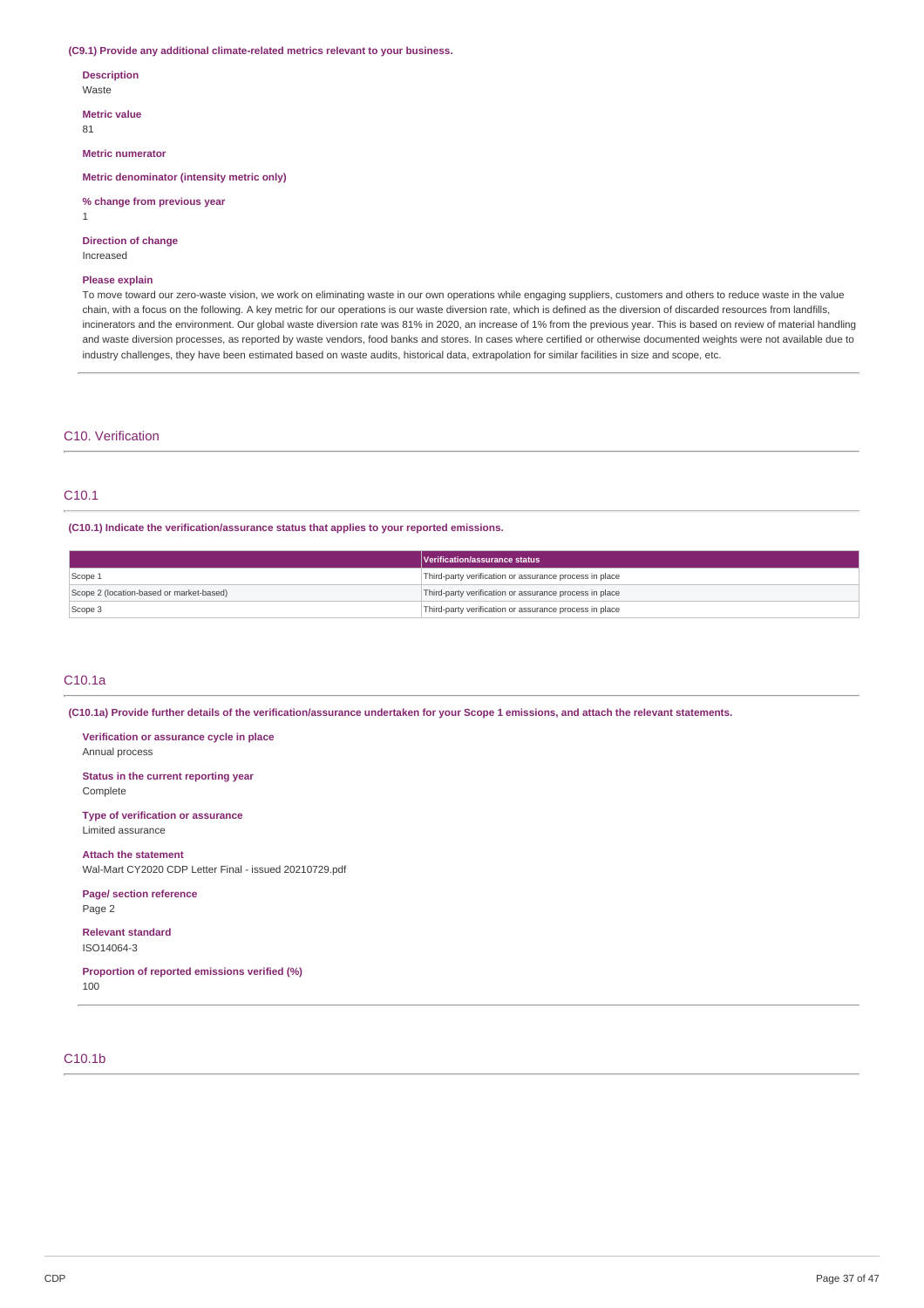**(C9.1) Provide any additional climate-related metrics relevant to your business.**

**Description**
Waste

**Metric value**
81

**Metric numerator**

**Metric denominator (intensity metric only)**

**% change from previous year**
1

**Direction of change**
Increased

**Please explain**
To move toward our zero-waste vision, we work on eliminating waste in our own operations while engaging suppliers, customers and others to reduce waste in the value chain, with a focus on the following. A key metric for our operations is our waste diversion rate, which is defined as the diversion of discarded resources from landfills, incinerators and the environment. Our global waste diversion rate was 81% in 2020, an increase of 1% from the previous year. This is based on review of material handling and waste diversion processes, as reported by waste vendors, food banks and stores. In cases where certified or otherwise documented weights were not available due to industry challenges, they have been estimated based on waste audits, historical data, extrapolation for similar facilities in size and scope, etc.

## C10. Verification

### C10.1

**(C10.1) Indicate the verification/assurance status that applies to your reported emissions.**

| | Verification/assurance status |
|---|---|
| Scope 1 | Third-party verification or assurance process in place |
| Scope 2 (location-based or market-based) | Third-party verification or assurance process in place |
| Scope 3 | Third-party verification or assurance process in place |

### C10.1a

**(C10.1a) Provide further details of the verification/assurance undertaken for your Scope 1 emissions, and attach the relevant statements.**

**Verification or assurance cycle in place**
Annual process

**Status in the current reporting year**
Complete

**Type of verification or assurance**
Limited assurance

**Attach the statement**
Wal-Mart CY2020 CDP Letter Final - issued 20210729.pdf

**Page/ section reference**
Page 2

**Relevant standard**
ISO14064-3

**Proportion of reported emissions verified (%)**
100

### C10.1b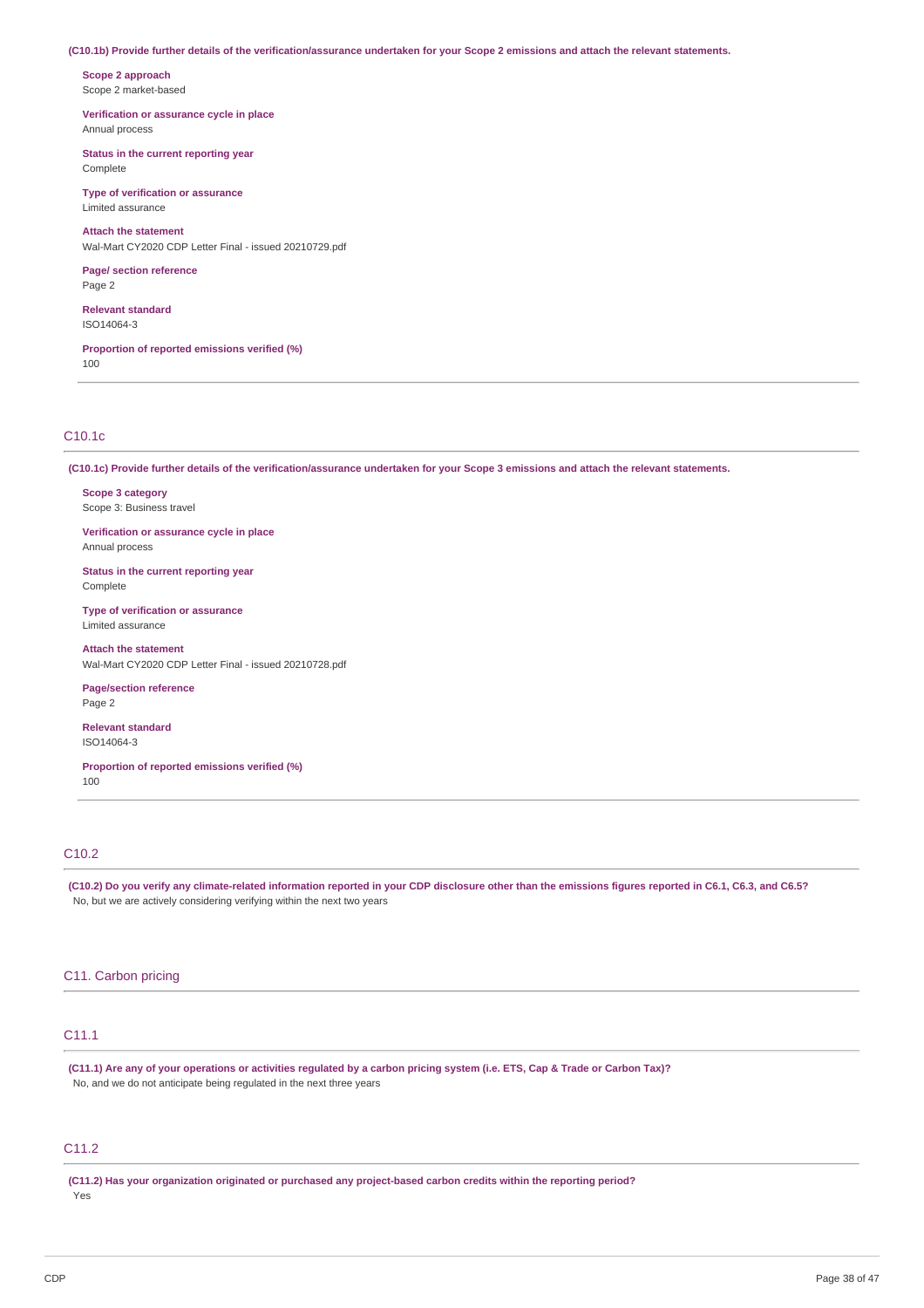**(C10.1b) Provide further details of the verification/assurance undertaken for your Scope 2 emissions and attach the relevant statements.**

**Scope 2 approach**
Scope 2 market-based

**Verification or assurance cycle in place**
Annual process

**Status in the current reporting year**
Complete

**Type of verification or assurance**
Limited assurance

**Attach the statement**
Wal-Mart CY2020 CDP Letter Final - issued 20210729.pdf

**Page/ section reference**
Page 2

**Relevant standard**
ISO14064-3

**Proportion of reported emissions verified (%)**
100

## C10.1c

**(C10.1c) Provide further details of the verification/assurance undertaken for your Scope 3 emissions and attach the relevant statements.**

**Scope 3 category**
Scope 3: Business travel

**Verification or assurance cycle in place**
Annual process

**Status in the current reporting year**
Complete

**Type of verification or assurance**
Limited assurance

**Attach the statement**
Wal-Mart CY2020 CDP Letter Final - issued 20210728.pdf

**Page/section reference**
Page 2

**Relevant standard**
ISO14064-3

**Proportion of reported emissions verified (%)**
100

## C10.2

**(C10.2) Do you verify any climate-related information reported in your CDP disclosure other than the emissions figures reported in C6.1, C6.3, and C6.5?**
No, but we are actively considering verifying within the next two years

# C11. Carbon pricing

## C11.1

**(C11.1) Are any of your operations or activities regulated by a carbon pricing system (i.e. ETS, Cap & Trade or Carbon Tax)?**
No, and we do not anticipate being regulated in the next three years

## C11.2

**(C11.2) Has your organization originated or purchased any project-based carbon credits within the reporting period?**
Yes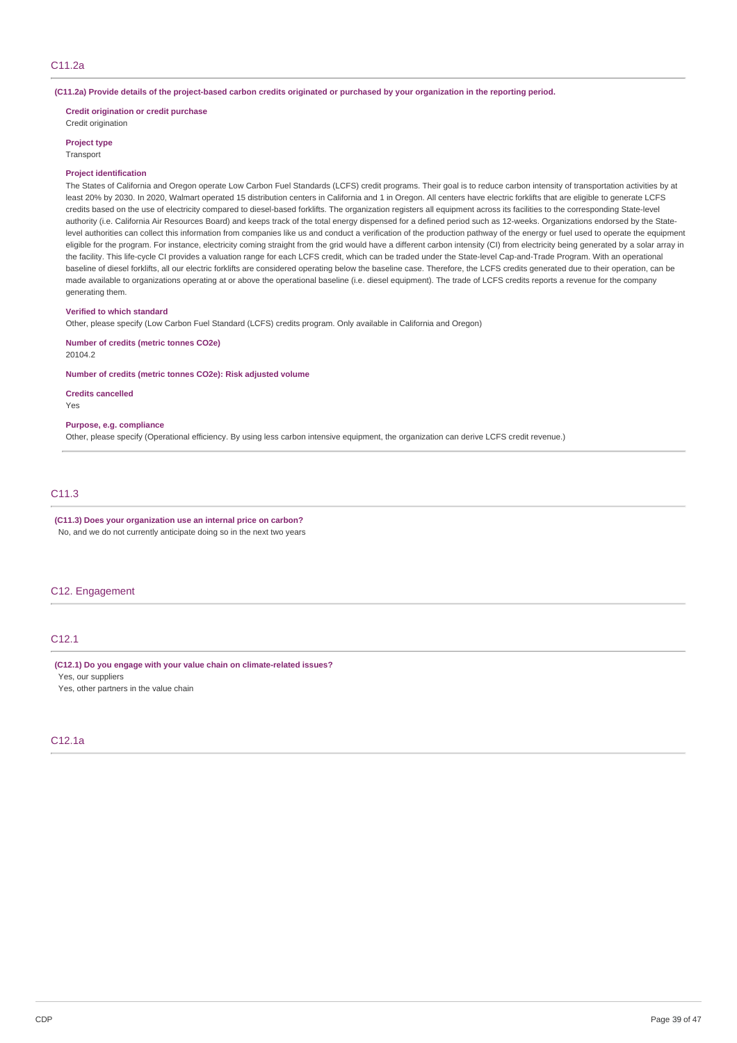## C11.2a

**(C11.2a) Provide details of the project-based carbon credits originated or purchased by your organization in the reporting period.**

**Credit origination or credit purchase**
Credit origination

**Project type**
Transport

**Project identification**
The States of California and Oregon operate Low Carbon Fuel Standards (LCFS) credit programs. Their goal is to reduce carbon intensity of transportation activities by at least 20% by 2030. In 2020, Walmart operated 15 distribution centers in California and 1 in Oregon. All centers have electric forklifts that are eligible to generate LCFS credits based on the use of electricity compared to diesel-based forklifts. The organization registers all equipment across its facilities to the corresponding State-level authority (i.e. California Air Resources Board) and keeps track of the total energy dispensed for a defined period such as 12-weeks. Organizations endorsed by the State-level authorities can collect this information from companies like us and conduct a verification of the production pathway of the energy or fuel used to operate the equipment eligible for the program. For instance, electricity coming straight from the grid would have a different carbon intensity (CI) from electricity being generated by a solar array in the facility. This life-cycle CI provides a valuation range for each LCFS credit, which can be traded under the State-level Cap-and-Trade Program. With an operational baseline of diesel forklifts, all our electric forklifts are considered operating below the baseline case. Therefore, the LCFS credits generated due to their operation, can be made available to organizations operating at or above the operational baseline (i.e. diesel equipment). The trade of LCFS credits reports a revenue for the company generating them.

**Verified to which standard**
Other, please specify (Low Carbon Fuel Standard (LCFS) credits program. Only available in California and Oregon)

**Number of credits (metric tonnes CO2e)**
20104.2

**Number of credits (metric tonnes CO2e): Risk adjusted volume**

**Credits cancelled**
Yes

**Purpose, e.g. compliance**
Other, please specify (Operational efficiency. By using less carbon intensive equipment, the organization can derive LCFS credit revenue.)

## C11.3

**(C11.3) Does your organization use an internal price on carbon?**
No, and we do not currently anticipate doing so in the next two years

# C12. Engagement

## C12.1

**(C12.1) Do you engage with your value chain on climate-related issues?**
Yes, our suppliers
Yes, other partners in the value chain

## C12.1a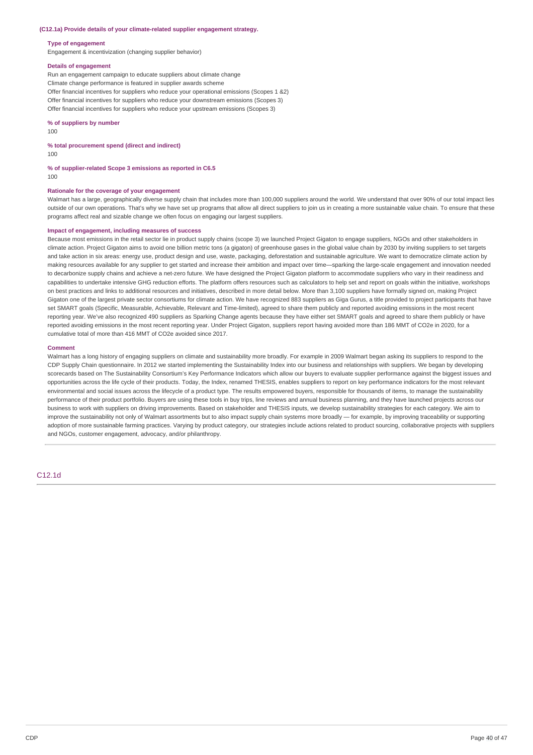**(C12.1a) Provide details of your climate-related supplier engagement strategy.**

**Type of engagement**

Engagement & incentivization (changing supplier behavior)

**Details of engagement**

Run an engagement campaign to educate suppliers about climate change
Climate change performance is featured in supplier awards scheme
Offer financial incentives for suppliers who reduce your operational emissions (Scopes 1 &2)
Offer financial incentives for suppliers who reduce your downstream emissions (Scopes 3)
Offer financial incentives for suppliers who reduce your upstream emissions (Scopes 3)

**% of suppliers by number**

100

**% total procurement spend (direct and indirect)**

100

**% of supplier-related Scope 3 emissions as reported in C6.5**

100

**Rationale for the coverage of your engagement**

Walmart has a large, geographically diverse supply chain that includes more than 100,000 suppliers around the world. We understand that over 90% of our total impact lies outside of our own operations. That's why we have set up programs that allow all direct suppliers to join us in creating a more sustainable value chain. To ensure that these programs affect real and sizable change we often focus on engaging our largest suppliers.

**Impact of engagement, including measures of success**

Because most emissions in the retail sector lie in product supply chains (scope 3) we launched Project Gigaton to engage suppliers, NGOs and other stakeholders in climate action. Project Gigaton aims to avoid one billion metric tons (a gigaton) of greenhouse gases in the global value chain by 2030 by inviting suppliers to set targets and take action in six areas: energy use, product design and use, waste, packaging, deforestation and sustainable agriculture. We want to democratize climate action by making resources available for any supplier to get started and increase their ambition and impact over time—sparking the large-scale engagement and innovation needed to decarbonize supply chains and achieve a net-zero future. We have designed the Project Gigaton platform to accommodate suppliers who vary in their readiness and capabilities to undertake intensive GHG reduction efforts. The platform offers resources such as calculators to help set and report on goals within the initiative, workshops on best practices and links to additional resources and initiatives, described in more detail below. More than 3,100 suppliers have formally signed on, making Project Gigaton one of the largest private sector consortiums for climate action. We have recognized 883 suppliers as Giga Gurus, a title provided to project participants that have set SMART goals (Specific, Measurable, Achievable, Relevant and Time-limited), agreed to share them publicly and reported avoiding emissions in the most recent reporting year. We've also recognized 490 suppliers as Sparking Change agents because they have either set SMART goals and agreed to share them publicly or have reported avoiding emissions in the most recent reporting year. Under Project Gigaton, suppliers report having avoided more than 186 MMT of CO2e in 2020, for a cumulative total of more than 416 MMT of CO2e avoided since 2017.

**Comment**

Walmart has a long history of engaging suppliers on climate and sustainability more broadly. For example in 2009 Walmart began asking its suppliers to respond to the CDP Supply Chain questionnaire. In 2012 we started implementing the Sustainability Index into our business and relationships with suppliers. We began by developing scorecards based on The Sustainability Consortium's Key Performance Indicators which allow our buyers to evaluate supplier performance against the biggest issues and opportunities across the life cycle of their products. Today, the Index, renamed THESIS, enables suppliers to report on key performance indicators for the most relevant environmental and social issues across the lifecycle of a product type. The results empowered buyers, responsible for thousands of items, to manage the sustainability performance of their product portfolio. Buyers are using these tools in buy trips, line reviews and annual business planning, and they have launched projects across our business to work with suppliers on driving improvements. Based on stakeholder and THESIS inputs, we develop sustainability strategies for each category. We aim to improve the sustainability not only of Walmart assortments but to also impact supply chain systems more broadly — for example, by improving traceability or supporting adoption of more sustainable farming practices. Varying by product category, our strategies include actions related to product sourcing, collaborative projects with suppliers and NGOs, customer engagement, advocacy, and/or philanthropy.

## C12.1d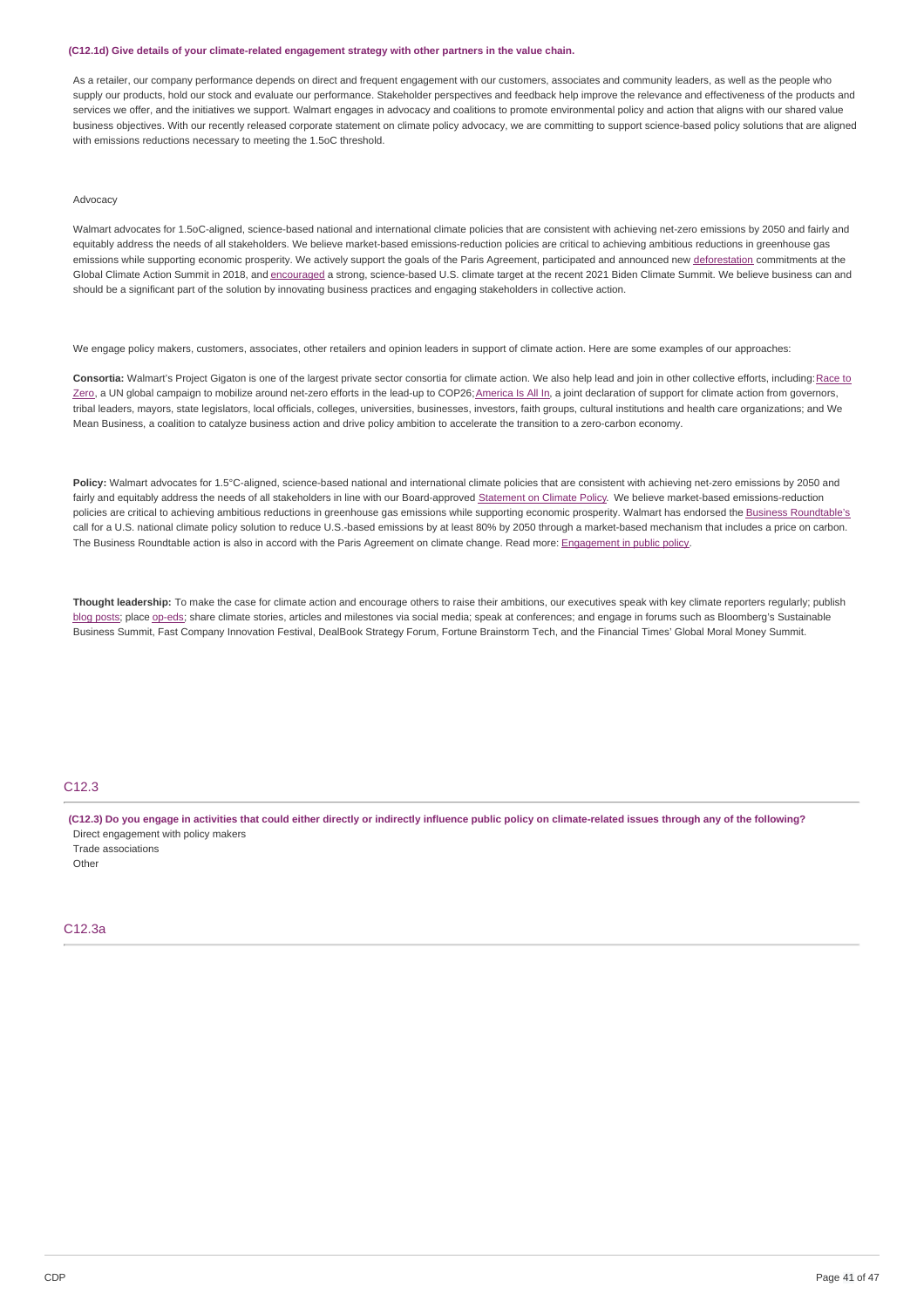**(C12.1d) Give details of your climate-related engagement strategy with other partners in the value chain.**

As a retailer, our company performance depends on direct and frequent engagement with our customers, associates and community leaders, as well as the people who supply our products, hold our stock and evaluate our performance. Stakeholder perspectives and feedback help improve the relevance and effectiveness of the products and services we offer, and the initiatives we support. Walmart engages in advocacy and coalitions to promote environmental policy and action that aligns with our shared value business objectives. With our recently released corporate statement on climate policy advocacy, we are committing to support science-based policy solutions that are aligned with emissions reductions necessary to meeting the 1.5oC threshold.

Advocacy

Walmart advocates for 1.5oC-aligned, science-based national and international climate policies that are consistent with achieving net-zero emissions by 2050 and fairly and equitably address the needs of all stakeholders. We believe market-based emissions-reduction policies are critical to achieving ambitious reductions in greenhouse gas emissions while supporting economic prosperity. We actively support the goals of the Paris Agreement, participated and announced new deforestation commitments at the Global Climate Action Summit in 2018, and encouraged a strong, science-based U.S. climate target at the recent 2021 Biden Climate Summit. We believe business can and should be a significant part of the solution by innovating business practices and engaging stakeholders in collective action.

We engage policy makers, customers, associates, other retailers and opinion leaders in support of climate action. Here are some examples of our approaches:

**Consortia:** Walmart's Project Gigaton is one of the largest private sector consortia for climate action. We also help lead and join in other collective efforts, including: Race to Zero, a UN global campaign to mobilize around net-zero efforts in the lead-up to COP26; America Is All In, a joint declaration of support for climate action from governors, tribal leaders, mayors, state legislators, local officials, colleges, universities, businesses, investors, faith groups, cultural institutions and health care organizations; and We Mean Business, a coalition to catalyze business action and drive policy ambition to accelerate the transition to a zero-carbon economy.

**Policy:** Walmart advocates for 1.5°C-aligned, science-based national and international climate policies that are consistent with achieving net-zero emissions by 2050 and fairly and equitably address the needs of all stakeholders in line with our Board-approved Statement on Climate Policy. We believe market-based emissions-reduction policies are critical to achieving ambitious reductions in greenhouse gas emissions while supporting economic prosperity. Walmart has endorsed the Business Roundtable's call for a U.S. national climate policy solution to reduce U.S.-based emissions by at least 80% by 2050 through a market-based mechanism that includes a price on carbon. The Business Roundtable action is also in accord with the Paris Agreement on climate change. Read more: Engagement in public policy.

**Thought leadership:** To make the case for climate action and encourage others to raise their ambitions, our executives speak with key climate reporters regularly; publish blog posts; place op-eds; share climate stories, articles and milestones via social media; speak at conferences; and engage in forums such as Bloomberg's Sustainable Business Summit, Fast Company Innovation Festival, DealBook Strategy Forum, Fortune Brainstorm Tech, and the Financial Times' Global Moral Money Summit.

## C12.3

**(C12.3) Do you engage in activities that could either directly or indirectly influence public policy on climate-related issues through any of the following?**

Direct engagement with policy makers
Trade associations
Other

## C12.3a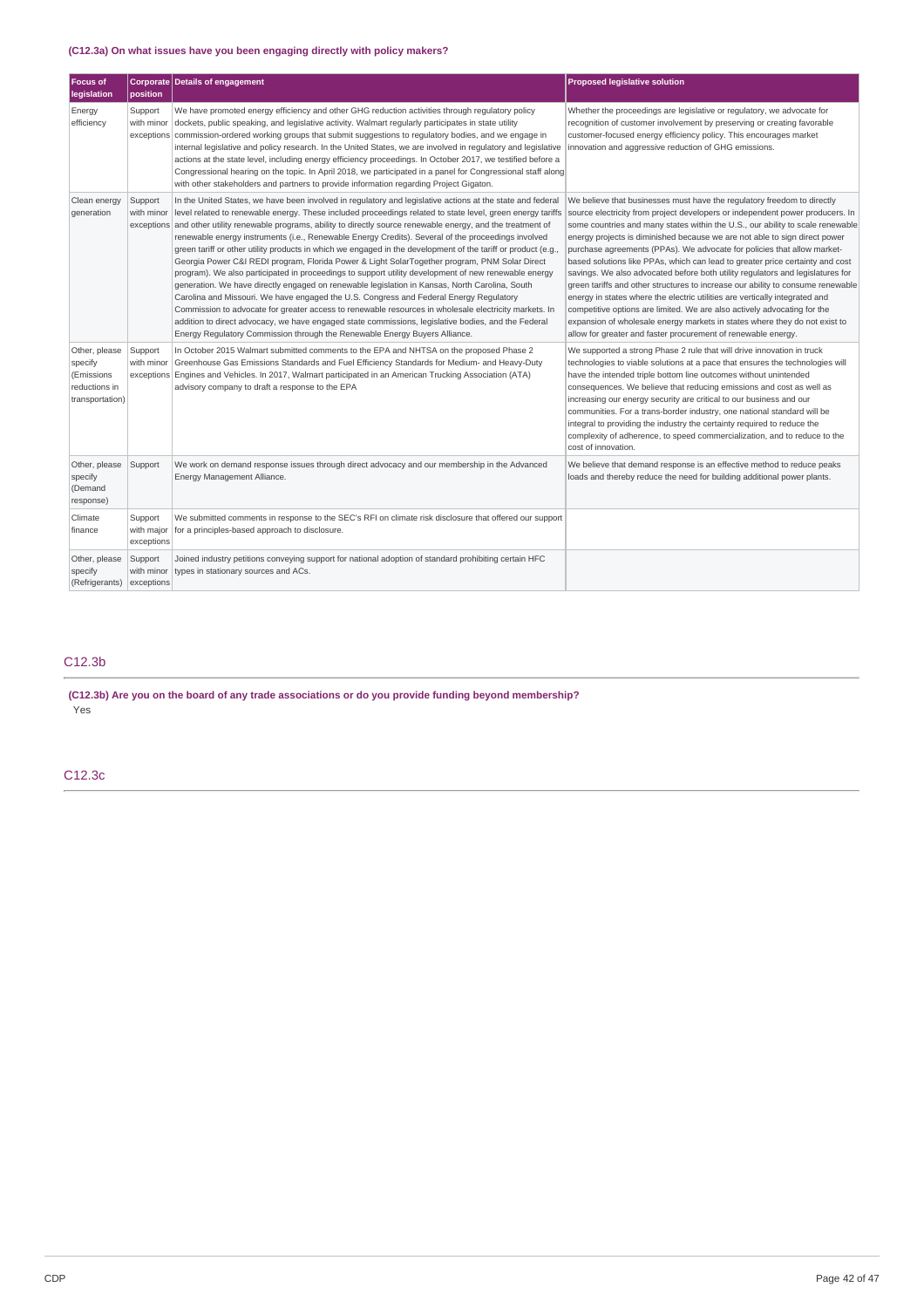#### (C12.3a) On what issues have you been engaging directly with policy makers?

| Focus of legislation | Corporate position | Details of engagement | Proposed legislative solution |
|---|---|---|---|
| Energy efficiency | Support with minor exceptions | We have promoted energy efficiency and other GHG reduction activities through regulatory policy dockets, public speaking, and legislative activity. Walmart regularly participates in state utility commission-ordered working groups that submit suggestions to regulatory bodies, and we engage in internal legislative and policy research. In the United States, we are involved in regulatory and legislative actions at the state level, including energy efficiency proceedings. In October 2017, we testified before a Congressional hearing on the topic. In April 2018, we participated in a panel for Congressional staff along with other stakeholders and partners to provide information regarding Project Gigaton. | Whether the proceedings are legislative or regulatory, we advocate for recognition of customer involvement by preserving or creating favorable customer-focused energy efficiency policy. This encourages market innovation and aggressive reduction of GHG emissions. |
| Clean energy generation | Support with minor exceptions | In the United States, we have been involved in regulatory and legislative actions at the state and federal level related to renewable energy. These included proceedings related to state level, green energy tariffs and other utility renewable programs, ability to directly source renewable energy, and the treatment of renewable energy instruments (i.e., Renewable Energy Credits). Several of the proceedings involved green tariff or other utility products in which we engaged in the development of the tariff or product (e.g., Georgia Power C&I REDI program, Florida Power & Light SolarTogether program, PNM Solar Direct program). We also participated in proceedings to support utility development of new renewable energy generation. We have directly engaged on renewable legislation in Kansas, North Carolina, South Carolina and Missouri. We have engaged the U.S. Congress and Federal Energy Regulatory Commission to advocate for greater access to renewable resources in wholesale electricity markets. In addition to direct advocacy, we have engaged state commissions, legislative bodies, and the Federal Energy Regulatory Commission through the Renewable Energy Buyers Alliance. | We believe that businesses must have the regulatory freedom to directly source electricity from project developers or independent power producers. In some countries and many states within the U.S., our ability to scale renewable energy projects is diminished because we are not able to sign direct power purchase agreements (PPAs). We advocate for policies that allow market-based solutions like PPAs, which can lead to greater price certainty and cost savings. We also advocated before both utility regulators and legislatures for green tariffs and other structures to increase our ability to consume renewable energy in states where the electric utilities are vertically integrated and competitive options are limited. We are also actively advocating for the expansion of wholesale energy markets in states where they do not exist to allow for greater and faster procurement of renewable energy. |
| Other, please specify (Emissions reductions in transportation) | Support with minor exceptions | In October 2015 Walmart submitted comments to the EPA and NHTSA on the proposed Phase 2 Greenhouse Gas Emissions Standards and Fuel Efficiency Standards for Medium- and Heavy-Duty Engines and Vehicles. In 2017, Walmart participated in an American Trucking Association (ATA) advisory company to draft a response to the EPA | We supported a strong Phase 2 rule that will drive innovation in truck technologies to viable solutions at a pace that ensures the technologies will have the intended triple bottom line outcomes without unintended consequences. We believe that reducing emissions and cost as well as increasing our energy security are critical to our business and our communities. For a trans-border industry, one national standard will be integral to providing the industry the certainty required to reduce the complexity of adherence, to speed commercialization, and to reduce to the cost of innovation. |
| Other, please specify (Demand response) | Support | We work on demand response issues through direct advocacy and our membership in the Advanced Energy Management Alliance. | We believe that demand response is an effective method to reduce peaks loads and thereby reduce the need for building additional power plants. |
| Climate finance | Support with major exceptions | We submitted comments in response to the SEC's RFI on climate risk disclosure that offered our support for a principles-based approach to disclosure. | |
| Other, please specify (Refrigerants) | Support with minor exceptions | Joined industry petitions conveying support for national adoption of standard prohibiting certain HFC types in stationary sources and ACs. | |

## C12.3b

**(C12.3b) Are you on the board of any trade associations or do you provide funding beyond membership?**

Yes

## C12.3c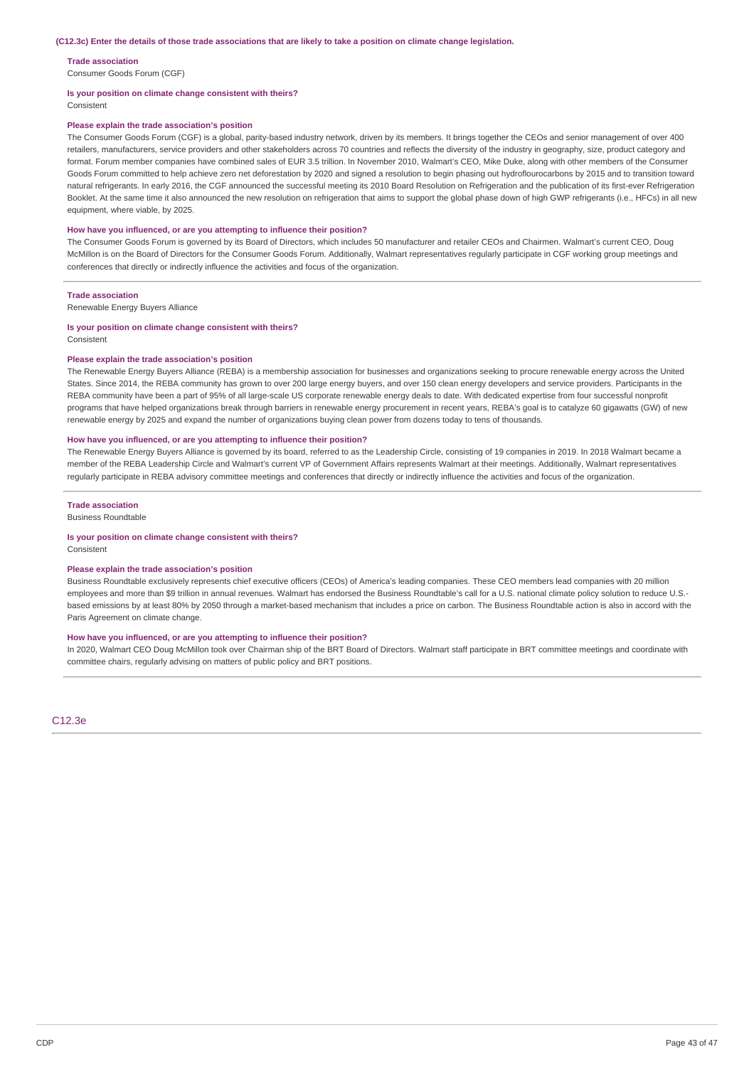**(C12.3c) Enter the details of those trade associations that are likely to take a position on climate change legislation.**

**Trade association**
Consumer Goods Forum (CGF)

**Is your position on climate change consistent with theirs?**
Consistent

**Please explain the trade association's position**
The Consumer Goods Forum (CGF) is a global, parity-based industry network, driven by its members. It brings together the CEOs and senior management of over 400 retailers, manufacturers, service providers and other stakeholders across 70 countries and reflects the diversity of the industry in geography, size, product category and format. Forum member companies have combined sales of EUR 3.5 trillion. In November 2010, Walmart's CEO, Mike Duke, along with other members of the Consumer Goods Forum committed to help achieve zero net deforestation by 2020 and signed a resolution to begin phasing out hydroflourocarbons by 2015 and to transition toward natural refrigerants. In early 2016, the CGF announced the successful meeting its 2010 Board Resolution on Refrigeration and the publication of its first-ever Refrigeration Booklet. At the same time it also announced the new resolution on refrigeration that aims to support the global phase down of high GWP refrigerants (i.e., HFCs) in all new equipment, where viable, by 2025.

**How have you influenced, or are you attempting to influence their position?**
The Consumer Goods Forum is governed by its Board of Directors, which includes 50 manufacturer and retailer CEOs and Chairmen. Walmart's current CEO, Doug McMillon is on the Board of Directors for the Consumer Goods Forum. Additionally, Walmart representatives regularly participate in CGF working group meetings and conferences that directly or indirectly influence the activities and focus of the organization.

---

**Trade association**
Renewable Energy Buyers Alliance

**Is your position on climate change consistent with theirs?**
Consistent

**Please explain the trade association's position**
The Renewable Energy Buyers Alliance (REBA) is a membership association for businesses and organizations seeking to procure renewable energy across the United States. Since 2014, the REBA community has grown to over 200 large energy buyers, and over 150 clean energy developers and service providers. Participants in the REBA community have been a part of 95% of all large-scale US corporate renewable energy deals to date. With dedicated expertise from four successful nonprofit programs that have helped organizations break through barriers in renewable energy procurement in recent years, REBA's goal is to catalyze 60 gigawatts (GW) of new renewable energy by 2025 and expand the number of organizations buying clean power from dozens today to tens of thousands.

**How have you influenced, or are you attempting to influence their position?**
The Renewable Energy Buyers Alliance is governed by its board, referred to as the Leadership Circle, consisting of 19 companies in 2019. In 2018 Walmart became a member of the REBA Leadership Circle and Walmart's current VP of Government Affairs represents Walmart at their meetings. Additionally, Walmart representatives regularly participate in REBA advisory committee meetings and conferences that directly or indirectly influence the activities and focus of the organization.

---

**Trade association**
Business Roundtable

**Is your position on climate change consistent with theirs?**
Consistent

**Please explain the trade association's position**
Business Roundtable exclusively represents chief executive officers (CEOs) of America's leading companies. These CEO members lead companies with 20 million employees and more than $9 trillion in annual revenues. Walmart has endorsed the Business Roundtable's call for a U.S. national climate policy solution to reduce U.S.-based emissions by at least 80% by 2050 through a market-based mechanism that includes a price on carbon. The Business Roundtable action is also in accord with the Paris Agreement on climate change.

**How have you influenced, or are you attempting to influence their position?**
In 2020, Walmart CEO Doug McMillon took over Chairman ship of the BRT Board of Directors. Walmart staff participate in BRT committee meetings and coordinate with committee chairs, regularly advising on matters of public policy and BRT positions.

---

## C12.3e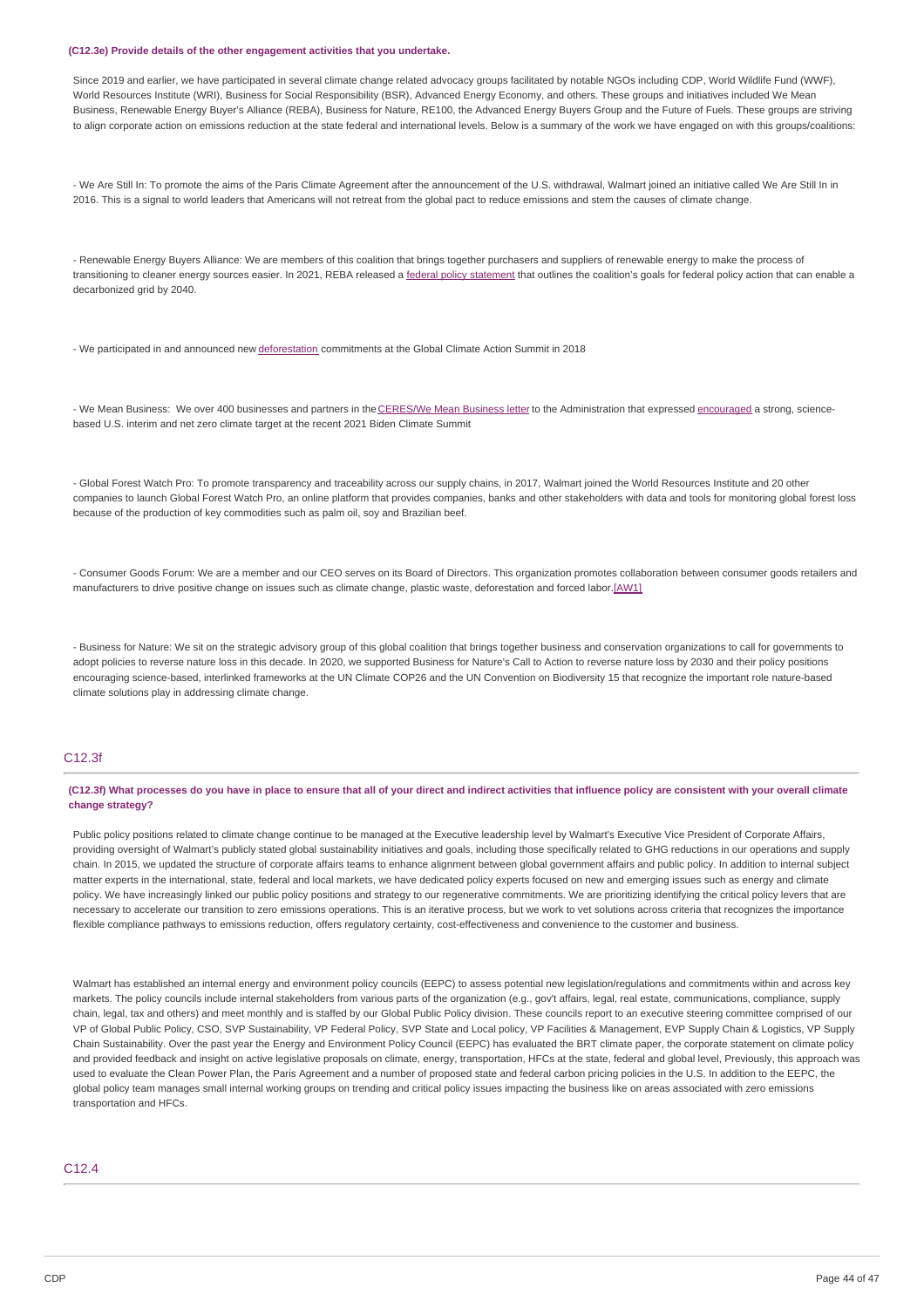**(C12.3e) Provide details of the other engagement activities that you undertake.**

Since 2019 and earlier, we have participated in several climate change related advocacy groups facilitated by notable NGOs including CDP, World Wildlife Fund (WWF), World Resources Institute (WRI), Business for Social Responsibility (BSR), Advanced Energy Economy, and others. These groups and initiatives included We Mean Business, Renewable Energy Buyer's Alliance (REBA), Business for Nature, RE100, the Advanced Energy Buyers Group and the Future of Fuels. These groups are striving to align corporate action on emissions reduction at the state federal and international levels. Below is a summary of the work we have engaged on with this groups/coalitions:

- We Are Still In: To promote the aims of the Paris Climate Agreement after the announcement of the U.S. withdrawal, Walmart joined an initiative called We Are Still In in 2016. This is a signal to world leaders that Americans will not retreat from the global pact to reduce emissions and stem the causes of climate change.

- Renewable Energy Buyers Alliance: We are members of this coalition that brings together purchasers and suppliers of renewable energy to make the process of transitioning to cleaner energy sources easier. In 2021, REBA released a federal policy statement that outlines the coalition's goals for federal policy action that can enable a decarbonized grid by 2040.

- We participated in and announced new deforestation commitments at the Global Climate Action Summit in 2018

- We Mean Business: We over 400 businesses and partners in the CERES/We Mean Business letter to the Administration that expressed encouraged a strong, science-based U.S. interim and net zero climate target at the recent 2021 Biden Climate Summit

- Global Forest Watch Pro: To promote transparency and traceability across our supply chains, in 2017, Walmart joined the World Resources Institute and 20 other companies to launch Global Forest Watch Pro, an online platform that provides companies, banks and other stakeholders with data and tools for monitoring global forest loss because of the production of key commodities such as palm oil, soy and Brazilian beef.

- Consumer Goods Forum: We are a member and our CEO serves on its Board of Directors. This organization promotes collaboration between consumer goods retailers and manufacturers to drive positive change on issues such as climate change, plastic waste, deforestation and forced labor.[AW1]

- Business for Nature: We sit on the strategic advisory group of this global coalition that brings together business and conservation organizations to call for governments to adopt policies to reverse nature loss in this decade. In 2020, we supported Business for Nature's Call to Action to reverse nature loss by 2030 and their policy positions encouraging science-based, interlinked frameworks at the UN Climate COP26 and the UN Convention on Biodiversity 15 that recognize the important role nature-based climate solutions play in addressing climate change.

## C12.3f

**(C12.3f) What processes do you have in place to ensure that all of your direct and indirect activities that influence policy are consistent with your overall climate change strategy?**

Public policy positions related to climate change continue to be managed at the Executive leadership level by Walmart's Executive Vice President of Corporate Affairs, providing oversight of Walmart's publicly stated global sustainability initiatives and goals, including those specifically related to GHG reductions in our operations and supply chain. In 2015, we updated the structure of corporate affairs teams to enhance alignment between global government affairs and public policy. In addition to internal subject matter experts in the international, state, federal and local markets, we have dedicated policy experts focused on new and emerging issues such as energy and climate policy. We have increasingly linked our public policy positions and strategy to our regenerative commitments. We are prioritizing identifying the critical policy levers that are necessary to accelerate our transition to zero emissions operations. This is an iterative process, but we work to vet solutions across criteria that recognizes the importance flexible compliance pathways to emissions reduction, offers regulatory certainty, cost-effectiveness and convenience to the customer and business.

Walmart has established an internal energy and environment policy councils (EEPC) to assess potential new legislation/regulations and commitments within and across key markets. The policy councils include internal stakeholders from various parts of the organization (e.g., gov't affairs, legal, real estate, communications, compliance, supply chain, legal, tax and others) and meet monthly and is staffed by our Global Public Policy division. These councils report to an executive steering committee comprised of our VP of Global Public Policy, CSO, SVP Sustainability, VP Federal Policy, SVP State and Local policy, VP Facilities & Management, EVP Supply Chain & Logistics, VP Supply Chain Sustainability. Over the past year the Energy and Environment Policy Council (EEPC) has evaluated the BRT climate paper, the corporate statement on climate policy and provided feedback and insight on active legislative proposals on climate, energy, transportation, HFCs at the state, federal and global level, Previously, this approach was used to evaluate the Clean Power Plan, the Paris Agreement and a number of proposed state and federal carbon pricing policies in the U.S. In addition to the EEPC, the global policy team manages small internal working groups on trending and critical policy issues impacting the business like on areas associated with zero emissions transportation and HFCs.

## C12.4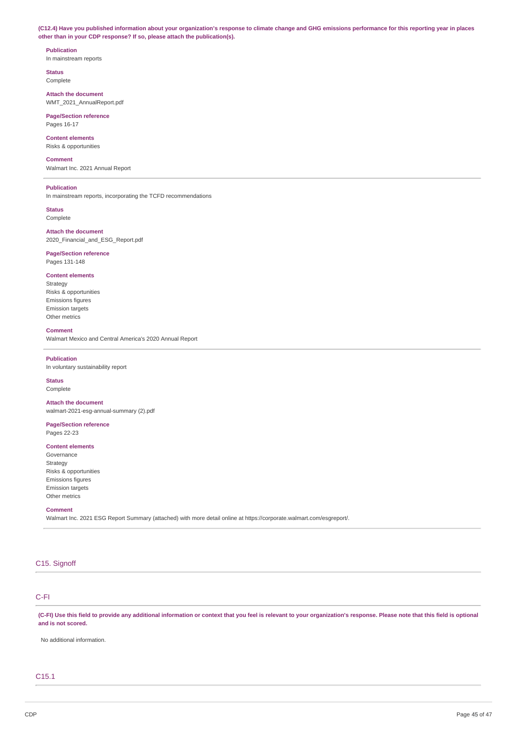**(C12.4) Have you published information about your organization's response to climate change and GHG emissions performance for this reporting year in places other than in your CDP response? If so, please attach the publication(s).**

**Publication**
In mainstream reports

**Status**
Complete

**Attach the document**
WMT_2021_AnnualReport.pdf

**Page/Section reference**
Pages 16-17

**Content elements**
Risks & opportunities

**Comment**
Walmart Inc. 2021 Annual Report

---

**Publication**
In mainstream reports, incorporating the TCFD recommendations

**Status**
Complete

**Attach the document**
2020_Financial_and_ESG_Report.pdf

**Page/Section reference**
Pages 131-148

**Content elements**
Strategy
Risks & opportunities
Emissions figures
Emission targets
Other metrics

**Comment**
Walmart Mexico and Central America's 2020 Annual Report

---

**Publication**
In voluntary sustainability report

**Status**
Complete

**Attach the document**
walmart-2021-esg-annual-summary (2).pdf

**Page/Section reference**
Pages 22-23

**Content elements**
Governance
Strategy
Risks & opportunities
Emissions figures
Emission targets
Other metrics

**Comment**
Walmart Inc. 2021 ESG Report Summary (attached) with more detail online at https://corporate.walmart.com/esgreport/.

---

## C15. Signoff

## C-FI

**(C-FI) Use this field to provide any additional information or context that you feel is relevant to your organization's response. Please note that this field is optional and is not scored.**

No additional information.

## C15.1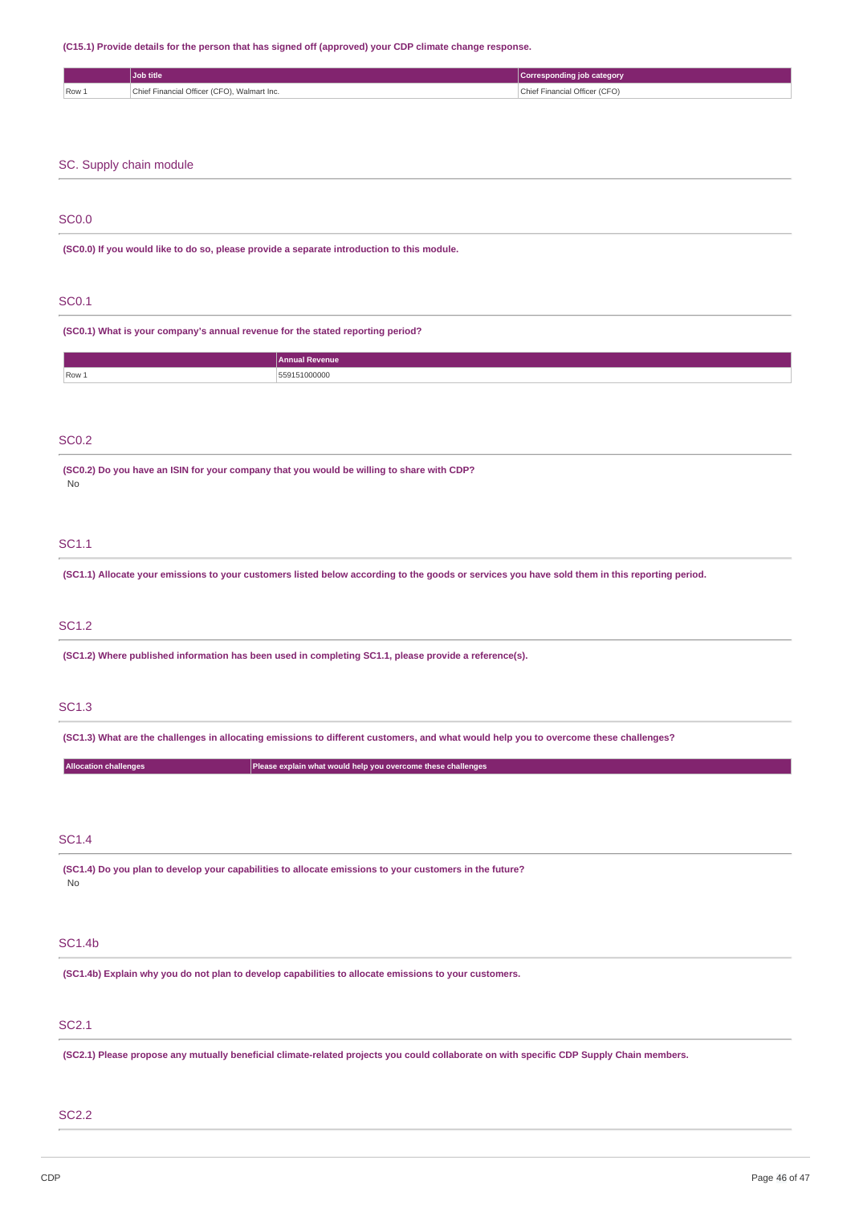**(C15.1) Provide details for the person that has signed off (approved) your CDP climate change response.**

| | Job title | Corresponding job category |
|---|---|---|
| Row 1 | Chief Financial Officer (CFO), Walmart Inc. | Chief Financial Officer (CFO) |

## SC. Supply chain module

### SC0.0

**(SC0.0) If you would like to do so, please provide a separate introduction to this module.**

### SC0.1

**(SC0.1) What is your company's annual revenue for the stated reporting period?**

| | Annual Revenue |
|---|---|
| Row 1 | 559151000000 |

### SC0.2

**(SC0.2) Do you have an ISIN for your company that you would be willing to share with CDP?**

No

### SC1.1

**(SC1.1) Allocate your emissions to your customers listed below according to the goods or services you have sold them in this reporting period.**

### SC1.2

**(SC1.2) Where published information has been used in completing SC1.1, please provide a reference(s).**

### SC1.3

**(SC1.3) What are the challenges in allocating emissions to different customers, and what would help you to overcome these challenges?**

| Allocation challenges | Please explain what would help you overcome these challenges |
|---|---|

### SC1.4

**(SC1.4) Do you plan to develop your capabilities to allocate emissions to your customers in the future?**

No

### SC1.4b

**(SC1.4b) Explain why you do not plan to develop capabilities to allocate emissions to your customers.**

### SC2.1

**(SC2.1) Please propose any mutually beneficial climate-related projects you could collaborate on with specific CDP Supply Chain members.**

### SC2.2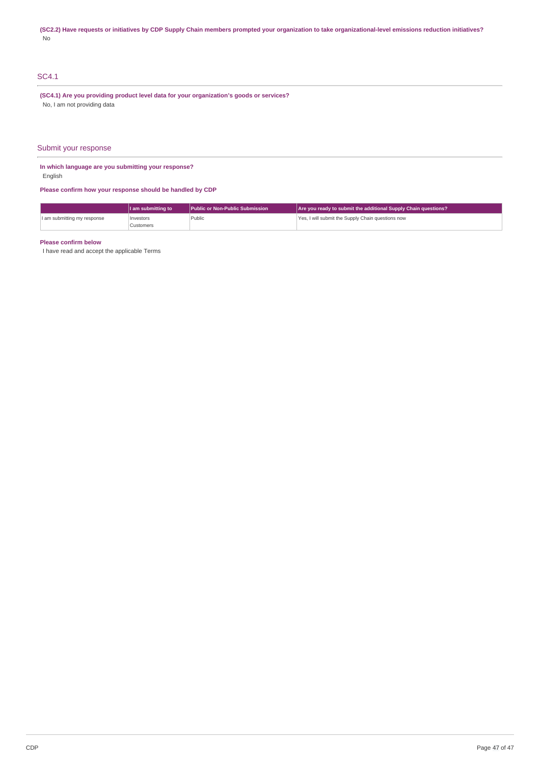**(SC2.2) Have requests or initiatives by CDP Supply Chain members prompted your organization to take organizational-level emissions reduction initiatives?**

No

## SC4.1

**(SC4.1) Are you providing product level data for your organization's goods or services?**

No, I am not providing data

## Submit your response

**In which language are you submitting your response?**

English

**Please confirm how your response should be handled by CDP**

| | I am submitting to | Public or Non-Public Submission | Are you ready to submit the additional Supply Chain questions? |
|---|---|---|---|
| I am submitting my response | Investors<br>Customers | Public | Yes, I will submit the Supply Chain questions now |

**Please confirm below**

I have read and accept the applicable Terms